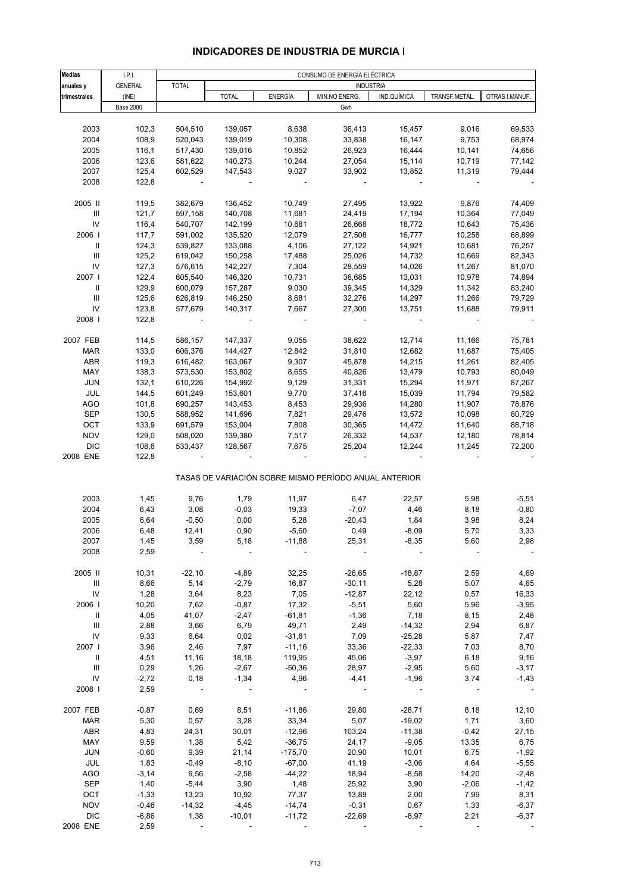# INDICADORES DE INDUSTRIA DE MURCIA I

| Medias anuales y trimestrales | I.P.I. GENERAL (INE) | CONSUMO DE ENERGÍA ELÉCTRICA | | | | | | |
|---|---|---|---|---|---|---|---|---|
| | | TOTAL | INDUSTRIA | | | | | |
| | | | TOTAL | ENERGÍA | MIN.NO ENERG. | IND.QUÍMICA | TRANSF.METAL. | OTRAS I.MANUF. |
| | Base 2000 | Gwh | | | | | | |
| 2003 | 102,3 | 504,510 | 139,057 | 8,638 | 36,413 | 15,457 | 9,016 | 69,533 |
| 2004 | 108,9 | 520,043 | 139,019 | 10,308 | 33,838 | 16,147 | 9,753 | 68,974 |
| 2005 | 116,1 | 517,430 | 139,016 | 10,852 | 26,923 | 16,444 | 10,141 | 74,656 |
| 2006 | 123,6 | 581,622 | 140,273 | 10,244 | 27,054 | 15,114 | 10,719 | 77,142 |
| 2007 | 125,4 | 602,529 | 147,543 | 9,027 | 33,902 | 13,852 | 11,319 | 79,444 |
| 2008 | 122,8 | - | - | - | - | - | - | - |
| 2005 II | 119,5 | 382,679 | 136,452 | 10,749 | 27,495 | 13,922 | 9,876 | 74,409 |
| III | 121,7 | 597,158 | 140,708 | 11,681 | 24,419 | 17,194 | 10,364 | 77,049 |
| IV | 116,4 | 540,707 | 142,199 | 10,681 | 26,668 | 18,772 | 10,643 | 75,436 |
| 2006 I | 117,7 | 591,002 | 135,520 | 12,079 | 27,508 | 16,777 | 10,258 | 68,899 |
| II | 124,3 | 539,827 | 133,088 | 4,106 | 27,122 | 14,921 | 10,681 | 76,257 |
| III | 125,2 | 619,042 | 150,258 | 17,488 | 25,026 | 14,732 | 10,669 | 82,343 |
| IV | 127,3 | 576,615 | 142,227 | 7,304 | 28,559 | 14,026 | 11,267 | 81,070 |
| 2007 I | 122,4 | 605,540 | 146,320 | 10,731 | 36,685 | 13,031 | 10,978 | 74,894 |
| II | 129,9 | 600,079 | 157,287 | 9,030 | 39,345 | 14,329 | 11,342 | 83,240 |
| III | 125,6 | 626,819 | 146,250 | 8,681 | 32,276 | 14,297 | 11,266 | 79,729 |
| IV | 123,8 | 577,679 | 140,317 | 7,667 | 27,300 | 13,751 | 11,688 | 79,911 |
| 2008 I | 122,8 | - | - | - | - | - | - | - |
| 2007 FEB | 114,5 | 586,157 | 147,337 | 9,055 | 38,622 | 12,714 | 11,166 | 75,781 |
| MAR | 133,0 | 606,376 | 144,427 | 12,842 | 31,810 | 12,682 | 11,687 | 75,405 |
| ABR | 119,3 | 616,482 | 163,067 | 9,307 | 45,878 | 14,215 | 11,261 | 82,405 |
| MAY | 138,3 | 573,530 | 153,802 | 8,655 | 40,826 | 13,479 | 10,793 | 80,049 |
| JUN | 132,1 | 610,226 | 154,992 | 9,129 | 31,331 | 15,294 | 11,971 | 87,267 |
| JUL | 144,5 | 601,249 | 153,601 | 9,770 | 37,416 | 15,039 | 11,794 | 79,582 |
| AGO | 101,8 | 690,257 | 143,453 | 8,453 | 29,936 | 14,280 | 11,907 | 78,876 |
| SEP | 130,5 | 588,952 | 141,696 | 7,821 | 29,476 | 13,572 | 10,098 | 80,729 |
| OCT | 133,9 | 691,579 | 153,004 | 7,808 | 30,365 | 14,472 | 11,640 | 88,718 |
| NOV | 129,0 | 508,020 | 139,380 | 7,517 | 26,332 | 14,537 | 12,180 | 78,814 |
| DIC | 108,6 | 533,437 | 128,567 | 7,675 | 25,204 | 12,244 | 11,245 | 72,200 |
| 2008 ENE | 122,8 | - | - | - | - | - | - | - |
| | TASAS DE VARIACIÓN SOBRE MISMO PERÍODO ANUAL ANTERIOR | | | | | | | |
| 2003 | 1,45 | 9,76 | 1,79 | 11,97 | 6,47 | 22,57 | 5,98 | -5,51 |
| 2004 | 6,43 | 3,08 | -0,03 | 19,33 | -7,07 | 4,46 | 8,18 | -0,80 |
| 2005 | 6,64 | -0,50 | 0,00 | 5,28 | -20,43 | 1,84 | 3,98 | 8,24 |
| 2006 | 6,48 | 12,41 | 0,90 | -5,60 | 0,49 | -8,09 | 5,70 | 3,33 |
| 2007 | 1,45 | 3,59 | 5,18 | -11,88 | 25,31 | -8,35 | 5,60 | 2,98 |
| 2008 | 2,59 | - | - | - | - | - | - | - |
| 2005 II | 10,31 | -22,10 | -4,89 | 32,25 | -26,65 | -18,87 | 2,59 | 4,69 |
| III | 8,66 | 5,14 | -2,79 | 16,87 | -30,11 | 5,28 | 5,07 | 4,65 |
| IV | 1,28 | 3,64 | 8,23 | 7,05 | -12,87 | 22,12 | 0,57 | 16,33 |
| 2006 I | 10,20 | 7,62 | -0,87 | 17,32 | -5,51 | 5,60 | 5,96 | -3,95 |
| II | 4,05 | 41,07 | -2,47 | -61,81 | -1,36 | 7,18 | 8,15 | 2,48 |
| III | 2,88 | 3,66 | 6,79 | 49,71 | 2,49 | -14,32 | 2,94 | 6,87 |
| IV | 9,33 | 6,64 | 0,02 | -31,61 | 7,09 | -25,28 | 5,87 | 7,47 |
| 2007 I | 3,96 | 2,46 | 7,97 | -11,16 | 33,36 | -22,33 | 7,03 | 8,70 |
| II | 4,51 | 11,16 | 18,18 | 119,95 | 45,06 | -3,97 | 6,18 | 9,16 |
| III | 0,29 | 1,26 | -2,67 | -50,36 | 28,97 | -2,95 | 5,60 | -3,17 |
| IV | -2,72 | 0,18 | -1,34 | 4,96 | -4,41 | -1,96 | 3,74 | -1,43 |
| 2008 I | 2,59 | - | - | - | - | - | - | - |
| 2007 FEB | -0,87 | 0,69 | 8,51 | -11,86 | 29,80 | -28,71 | 8,18 | 12,10 |
| MAR | 5,30 | 0,57 | 3,28 | 33,34 | 5,07 | -19,02 | 1,71 | 3,60 |
| ABR | 4,83 | 24,31 | 30,01 | -12,96 | 103,24 | -11,38 | -0,42 | 27,15 |
| MAY | 9,59 | 1,38 | 5,42 | -36,75 | 24,17 | -9,05 | 13,35 | 6,75 |
| JUN | -0,60 | 9,39 | 21,14 | -175,70 | 20,90 | 10,01 | 6,75 | -1,92 |
| JUL | 1,83 | -0,49 | -8,10 | -67,00 | 41,19 | -3,06 | 4,64 | -5,55 |
| AGO | -3,14 | 9,56 | -2,58 | -44,22 | 18,94 | -8,58 | 14,20 | -2,48 |
| SEP | 1,40 | -5,44 | 3,90 | 1,48 | 25,92 | 3,90 | -2,06 | -1,42 |
| OCT | -1,33 | 13,23 | 10,92 | 77,37 | 13,89 | 2,00 | 7,99 | 8,31 |
| NOV | -0,46 | -14,32 | -4,45 | -14,74 | -0,31 | 0,67 | 1,33 | -6,37 |
| DIC | -6,86 | 1,38 | -10,01 | -11,72 | -22,69 | -8,97 | 2,21 | -6,37 |
| 2008 ENE | 2,59 | - | - | - | - | - | - | - |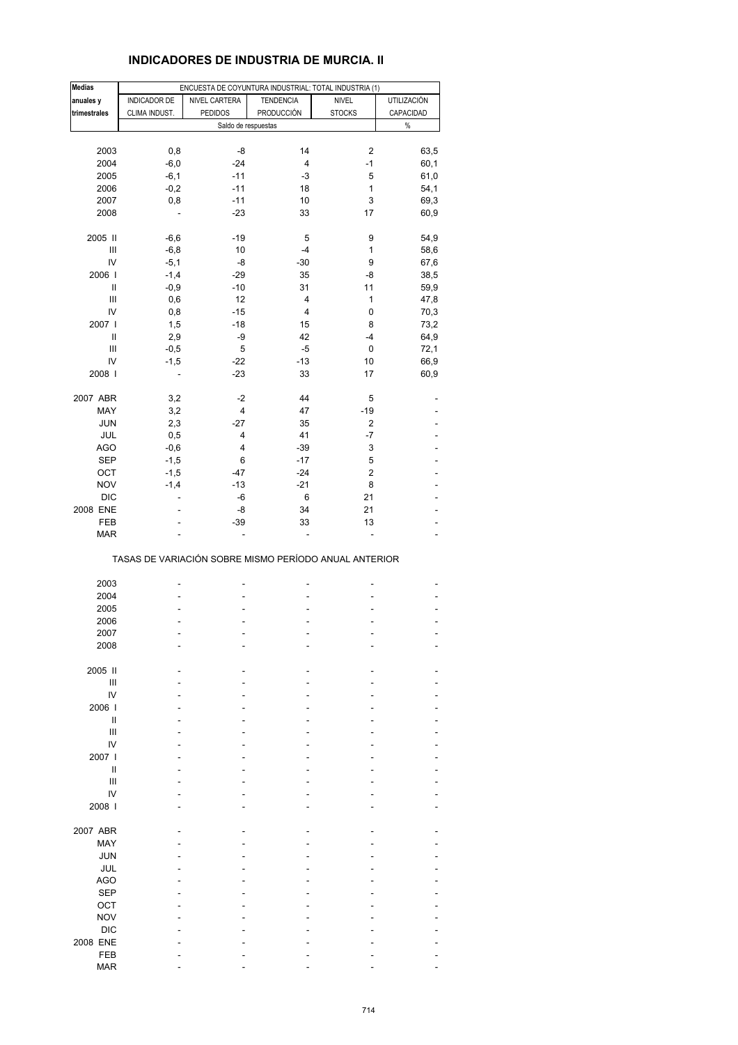# INDICADORES DE INDUSTRIA DE MURCIA. II

| Medias anuales y trimestrales | ENCUESTA DE COYUNTURA INDUSTRIAL: TOTAL INDUSTRIA (1) | | | | |
|---|---|---|---|---|---|
| | INDICADOR DE CLIMA INDUST. | NIVEL CARTERA PEDIDOS | TENDENCIA PRODUCCIÓN | NIVEL STOCKS | UTILIZACIÓN CAPACIDAD |
| | Saldo de respuestas | | | | % |
| 2003 | 0,8 | -8 | 14 | 2 | 63,5 |
| 2004 | -6,0 | -24 | 4 | -1 | 60,1 |
| 2005 | -6,1 | -11 | -3 | 5 | 61,0 |
| 2006 | -0,2 | -11 | 18 | 1 | 54,1 |
| 2007 | 0,8 | -11 | 10 | 3 | 69,3 |
| 2008 | - | -23 | 33 | 17 | 60,9 |
| 2005 II | -6,6 | -19 | 5 | 9 | 54,9 |
| III | -6,8 | 10 | -4 | 1 | 58,6 |
| IV | -5,1 | -8 | -30 | 9 | 67,6 |
| 2006 I | -1,4 | -29 | 35 | -8 | 38,5 |
| II | -0,9 | -10 | 31 | 11 | 59,9 |
| III | 0,6 | 12 | 4 | 1 | 47,8 |
| IV | 0,8 | -15 | 4 | 0 | 70,3 |
| 2007 I | 1,5 | -18 | 15 | 8 | 73,2 |
| II | 2,9 | -9 | 42 | -4 | 64,9 |
| III | -0,5 | 5 | -5 | 0 | 72,1 |
| IV | -1,5 | -22 | -13 | 10 | 66,9 |
| 2008 I | - | -23 | 33 | 17 | 60,9 |
| 2007 ABR | 3,2 | -2 | 44 | 5 | - |
| MAY | 3,2 | 4 | 47 | -19 | - |
| JUN | 2,3 | -27 | 35 | 2 | - |
| JUL | 0,5 | 4 | 41 | -7 | - |
| AGO | -0,6 | 4 | -39 | 3 | - |
| SEP | -1,5 | 6 | -17 | 5 | - |
| OCT | -1,5 | -47 | -24 | 2 | - |
| NOV | -1,4 | -13 | -21 | 8 | - |
| DIC | - | -6 | 6 | 21 | - |
| 2008 ENE | - | -8 | 34 | 21 | - |
| FEB | - | -39 | 33 | 13 | - |
| MAR | - | - | - | - | - |
| **TASAS DE VARIACIÓN SOBRE MISMO PERÍODO ANUAL ANTERIOR** | | | | | |
| 2003 | - | - | - | - | - |
| 2004 | - | - | - | - | - |
| 2005 | - | - | - | - | - |
| 2006 | - | - | - | - | - |
| 2007 | - | - | - | - | - |
| 2008 | - | - | - | - | - |
| 2005 II | - | - | - | - | - |
| III | - | - | - | - | - |
| IV | - | - | - | - | - |
| 2006 I | - | - | - | - | - |
| II | - | - | - | - | - |
| III | - | - | - | - | - |
| IV | - | - | - | - | - |
| 2007 I | - | - | - | - | - |
| II | - | - | - | - | - |
| III | - | - | - | - | - |
| IV | - | - | - | - | - |
| 2008 I | - | - | - | - | - |
| 2007 ABR | - | - | - | - | - |
| MAY | - | - | - | - | - |
| JUN | - | - | - | - | - |
| JUL | - | - | - | - | - |
| AGO | - | - | - | - | - |
| SEP | - | - | - | - | - |
| OCT | - | - | - | - | - |
| NOV | - | - | - | - | - |
| DIC | - | - | - | - | - |
| 2008 ENE | - | - | - | - | - |
| FEB | - | - | - | - | - |
| MAR | - | - | - | - | - |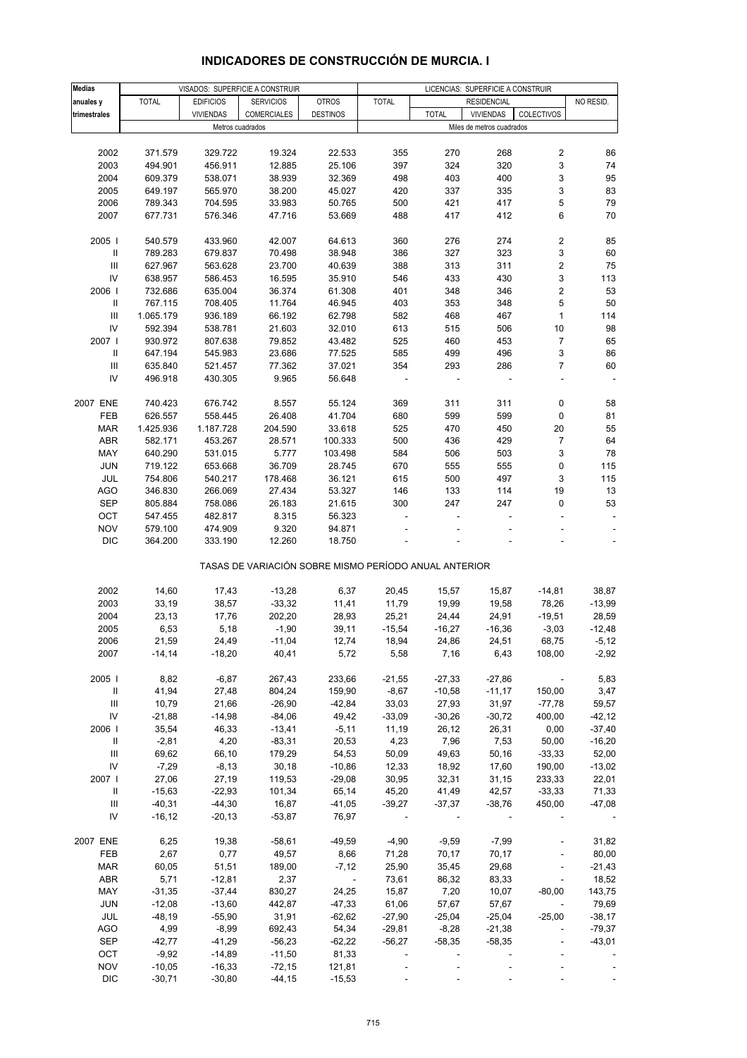# INDICADORES DE CONSTRUCCIÓN DE MURCIA. I

| Medias anuales y trimestrales | VISADOS: SUPERFICIE A CONSTRUIR | | | | LICENCIAS: SUPERFICIE A CONSTRUIR | | | | |
|---|---|---|---|---|---|---|---|---|---|
| | TOTAL | EDIFICIOS VIVIENDAS | SERVICIOS COMERCIALES | OTROS DESTINOS | TOTAL | RESIDENCIAL | | | NO RESID. |
| | | | | | | TOTAL | VIVIENDAS | COLECTIVOS | |
| | Metros cuadrados | | | | Miles de metros cuadrados | | | | |
| 2002 | 371.579 | 329.722 | 19.324 | 22.533 | 355 | 270 | 268 | 2 | 86 |
| 2003 | 494.901 | 456.911 | 12.885 | 25.106 | 397 | 324 | 320 | 3 | 74 |
| 2004 | 609.379 | 538.071 | 38.939 | 32.369 | 498 | 403 | 400 | 3 | 95 |
| 2005 | 649.197 | 565.970 | 38.200 | 45.027 | 420 | 337 | 335 | 3 | 83 |
| 2006 | 789.343 | 704.595 | 33.983 | 50.765 | 500 | 421 | 417 | 5 | 79 |
| 2007 | 677.731 | 576.346 | 47.716 | 53.669 | 488 | 417 | 412 | 6 | 70 |
| 2005 I | 540.579 | 433.960 | 42.007 | 64.613 | 360 | 276 | 274 | 2 | 85 |
| II | 789.283 | 679.837 | 70.498 | 38.948 | 386 | 327 | 323 | 3 | 60 |
| III | 627.967 | 563.628 | 23.700 | 40.639 | 388 | 313 | 311 | 2 | 75 |
| IV | 638.957 | 586.453 | 16.595 | 35.910 | 546 | 433 | 430 | 3 | 113 |
| 2006 I | 732.686 | 635.004 | 36.374 | 61.308 | 401 | 348 | 346 | 2 | 53 |
| II | 767.115 | 708.405 | 11.764 | 46.945 | 403 | 353 | 348 | 5 | 50 |
| III | 1.065.179 | 936.189 | 66.192 | 62.798 | 582 | 468 | 467 | 1 | 114 |
| IV | 592.394 | 538.781 | 21.603 | 32.010 | 613 | 515 | 506 | 10 | 98 |
| 2007 I | 930.972 | 807.638 | 79.852 | 43.482 | 525 | 460 | 453 | 7 | 65 |
| II | 647.194 | 545.983 | 23.686 | 77.525 | 585 | 499 | 496 | 3 | 86 |
| III | 635.840 | 521.457 | 77.362 | 37.021 | 354 | 293 | 286 | 7 | 60 |
| IV | 496.918 | 430.305 | 9.965 | 56.648 | - | - | - | - | - |
| 2007 ENE | 740.423 | 676.742 | 8.557 | 55.124 | 369 | 311 | 311 | 0 | 58 |
| FEB | 626.557 | 558.445 | 26.408 | 41.704 | 680 | 599 | 599 | 0 | 81 |
| MAR | 1.425.936 | 1.187.728 | 204.590 | 33.618 | 525 | 470 | 450 | 20 | 55 |
| ABR | 582.171 | 453.267 | 28.571 | 100.333 | 500 | 436 | 429 | 7 | 64 |
| MAY | 640.290 | 531.015 | 5.777 | 103.498 | 584 | 506 | 503 | 3 | 78 |
| JUN | 719.122 | 653.668 | 36.709 | 28.745 | 670 | 555 | 555 | 0 | 115 |
| JUL | 754.806 | 540.217 | 178.468 | 36.121 | 615 | 500 | 497 | 3 | 115 |
| AGO | 346.830 | 266.069 | 27.434 | 53.327 | 146 | 133 | 114 | 19 | 13 |
| SEP | 805.884 | 758.086 | 26.183 | 21.615 | 300 | 247 | 247 | 0 | 53 |
| OCT | 547.455 | 482.817 | 8.315 | 56.323 | - | - | - | - | - |
| NOV | 579.100 | 474.909 | 9.320 | 94.871 | - | - | - | - | - |
| DIC | 364.200 | 333.190 | 12.260 | 18.750 | - | - | - | - | - |
| TASAS DE VARIACIÓN SOBRE MISMO PERÍODO ANUAL ANTERIOR | | | | | | | | | |
| 2002 | 14,60 | 17,43 | -13,28 | 6,37 | 20,45 | 15,57 | 15,87 | -14,81 | 38,87 |
| 2003 | 33,19 | 38,57 | -33,32 | 11,41 | 11,79 | 19,99 | 19,58 | 78,26 | -13,99 |
| 2004 | 23,13 | 17,76 | 202,20 | 28,93 | 25,21 | 24,44 | 24,91 | -19,51 | 28,59 |
| 2005 | 6,53 | 5,18 | -1,90 | 39,11 | -15,54 | -16,27 | -16,36 | -3,03 | -12,48 |
| 2006 | 21,59 | 24,49 | -11,04 | 12,74 | 18,94 | 24,86 | 24,51 | 68,75 | -5,12 |
| 2007 | -14,14 | -18,20 | 40,41 | 5,72 | 5,58 | 7,16 | 6,43 | 108,00 | -2,92 |
| 2005 I | 8,82 | -6,87 | 267,43 | 233,66 | -21,55 | -27,33 | -27,86 | - | 5,83 |
| II | 41,94 | 27,48 | 804,24 | 159,90 | -8,67 | -10,58 | -11,17 | 150,00 | 3,47 |
| III | 10,79 | 21,66 | -26,90 | -42,84 | 33,03 | 27,93 | 31,97 | -77,78 | 59,57 |
| IV | -21,88 | -14,98 | -84,06 | 49,42 | -33,09 | -30,26 | -30,72 | 400,00 | -42,12 |
| 2006 I | 35,54 | 46,33 | -13,41 | -5,11 | 11,19 | 26,12 | 26,31 | 0,00 | -37,40 |
| II | -2,81 | 4,20 | -83,31 | 20,53 | 4,23 | 7,96 | 7,53 | 50,00 | -16,20 |
| III | 69,62 | 66,10 | 179,29 | 54,53 | 50,09 | 49,63 | 50,16 | -33,33 | 52,00 |
| IV | -7,29 | -8,13 | 30,18 | -10,86 | 12,33 | 18,92 | 17,60 | 190,00 | -13,02 |
| 2007 I | 27,06 | 27,19 | 119,53 | -29,08 | 30,95 | 32,31 | 31,15 | 233,33 | 22,01 |
| II | -15,63 | -22,93 | 101,34 | 65,14 | 45,20 | 41,49 | 42,57 | -33,33 | 71,33 |
| III | -40,31 | -44,30 | 16,87 | -41,05 | -39,27 | -37,37 | -38,76 | 450,00 | -47,08 |
| IV | -16,12 | -20,13 | -53,87 | 76,97 | - | - | - | - | - |
| 2007 ENE | 6,25 | 19,38 | -58,61 | -49,59 | -4,90 | -9,59 | -7,99 | - | 31,82 |
| FEB | 2,67 | 0,77 | 49,57 | 8,66 | 71,28 | 70,17 | 70,17 | - | 80,00 |
| MAR | 60,05 | 51,51 | 189,00 | -7,12 | 25,90 | 35,45 | 29,68 | - | -21,43 |
| ABR | 5,71 | -12,81 | 2,37 | - | 73,61 | 86,32 | 83,33 | - | 18,52 |
| MAY | -31,35 | -37,44 | 830,27 | 24,25 | 15,87 | 7,20 | 10,07 | -80,00 | 143,75 |
| JUN | -12,08 | -13,60 | 442,87 | -47,33 | 61,06 | 57,67 | 57,67 | - | 79,69 |
| JUL | -48,19 | -55,90 | 31,91 | -62,62 | -27,90 | -25,04 | -25,04 | -25,00 | -38,17 |
| AGO | 4,99 | -8,99 | 692,43 | 54,34 | -29,81 | -8,28 | -21,38 | - | -79,37 |
| SEP | -42,77 | -41,29 | -56,23 | -62,22 | -56,27 | -58,35 | -58,35 | - | -43,01 |
| OCT | -9,92 | -14,89 | -11,50 | 81,33 | - | - | - | - | - |
| NOV | -10,05 | -16,33 | -72,15 | 121,81 | - | - | - | - | - |
| DIC | -30,71 | -30,80 | -44,15 | -15,53 | - | - | - | - | - |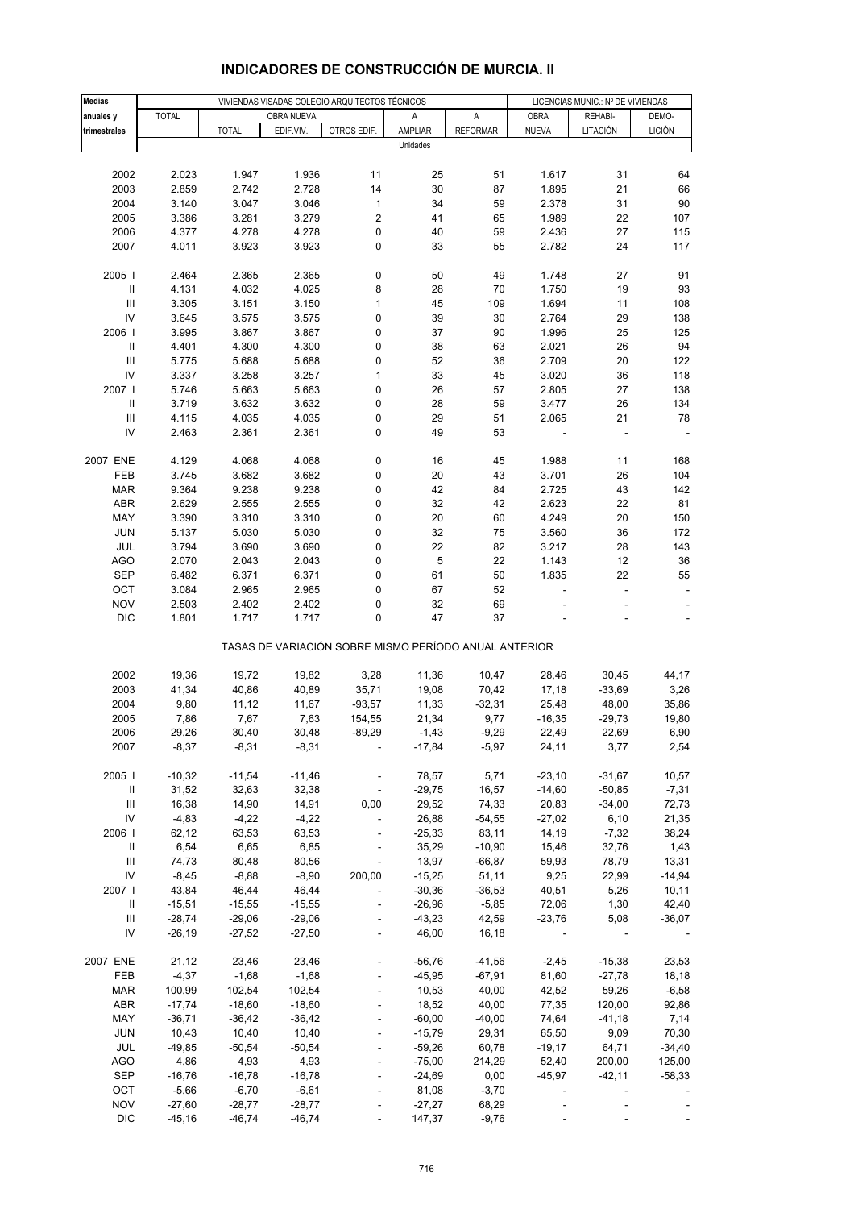# INDICADORES DE CONSTRUCCIÓN DE MURCIA. II

| Medias anuales y trimestrales | VIVIENDAS VISADAS COLEGIO ARQUITECTOS TÉCNICOS | | | | | | LICENCIAS MUNIC.: Nº DE VIVIENDAS | | |
|---|---|---|---|---|---|---|---|---|---|
| | TOTAL | OBRA NUEVA | | | A AMPLIAR | A REFORMAR | OBRA NUEVA | REHABI-LITACIÓN | DEMO-LICIÓN |
| | | TOTAL | EDIF.VIV. | OTROS EDIF. | | | | | |
| | Unidades | | | | | | | | |
| 2002 | 2.023 | 1.947 | 1.936 | 11 | 25 | 51 | 1.617 | 31 | 64 |
| 2003 | 2.859 | 2.742 | 2.728 | 14 | 30 | 87 | 1.895 | 21 | 66 |
| 2004 | 3.140 | 3.047 | 3.046 | 1 | 34 | 59 | 2.378 | 31 | 90 |
| 2005 | 3.386 | 3.281 | 3.279 | 2 | 41 | 65 | 1.989 | 22 | 107 |
| 2006 | 4.377 | 4.278 | 4.278 | 0 | 40 | 59 | 2.436 | 27 | 115 |
| 2007 | 4.011 | 3.923 | 3.923 | 0 | 33 | 55 | 2.782 | 24 | 117 |
| 2005 I | 2.464 | 2.365 | 2.365 | 0 | 50 | 49 | 1.748 | 27 | 91 |
| II | 4.131 | 4.032 | 4.025 | 8 | 28 | 70 | 1.750 | 19 | 93 |
| III | 3.305 | 3.151 | 3.150 | 1 | 45 | 109 | 1.694 | 11 | 108 |
| IV | 3.645 | 3.575 | 3.575 | 0 | 39 | 30 | 2.764 | 29 | 138 |
| 2006 I | 3.995 | 3.867 | 3.867 | 0 | 37 | 90 | 1.996 | 25 | 125 |
| II | 4.401 | 4.300 | 4.300 | 0 | 38 | 63 | 2.021 | 26 | 94 |
| III | 5.775 | 5.688 | 5.688 | 0 | 52 | 36 | 2.709 | 20 | 122 |
| IV | 3.337 | 3.258 | 3.257 | 1 | 33 | 45 | 3.020 | 36 | 118 |
| 2007 I | 5.746 | 5.663 | 5.663 | 0 | 26 | 57 | 2.805 | 27 | 138 |
| II | 3.719 | 3.632 | 3.632 | 0 | 28 | 59 | 3.477 | 26 | 134 |
| III | 4.115 | 4.035 | 4.035 | 0 | 29 | 51 | 2.065 | 21 | 78 |
| IV | 2.463 | 2.361 | 2.361 | 0 | 49 | 53 | - | - | - |
| 2007 ENE | 4.129 | 4.068 | 4.068 | 0 | 16 | 45 | 1.988 | 11 | 168 |
| FEB | 3.745 | 3.682 | 3.682 | 0 | 20 | 43 | 3.701 | 26 | 104 |
| MAR | 9.364 | 9.238 | 9.238 | 0 | 42 | 84 | 2.725 | 43 | 142 |
| ABR | 2.629 | 2.555 | 2.555 | 0 | 32 | 42 | 2.623 | 22 | 81 |
| MAY | 3.390 | 3.310 | 3.310 | 0 | 20 | 60 | 4.249 | 20 | 150 |
| JUN | 5.137 | 5.030 | 5.030 | 0 | 32 | 75 | 3.560 | 36 | 172 |
| JUL | 3.794 | 3.690 | 3.690 | 0 | 22 | 82 | 3.217 | 28 | 143 |
| AGO | 2.070 | 2.043 | 2.043 | 0 | 5 | 22 | 1.143 | 12 | 36 |
| SEP | 6.482 | 6.371 | 6.371 | 0 | 61 | 50 | 1.835 | 22 | 55 |
| OCT | 3.084 | 2.965 | 2.965 | 0 | 67 | 52 | - | - | - |
| NOV | 2.503 | 2.402 | 2.402 | 0 | 32 | 69 | - | - | - |
| DIC | 1.801 | 1.717 | 1.717 | 0 | 47 | 37 | - | - | - |
| | TASAS DE VARIACIÓN SOBRE MISMO PERÍODO ANUAL ANTERIOR | | | | | | | | |
| 2002 | 19,36 | 19,72 | 19,82 | 3,28 | 11,36 | 10,47 | 28,46 | 30,45 | 44,17 |
| 2003 | 41,34 | 40,86 | 40,89 | 35,71 | 19,08 | 70,42 | 17,18 | -33,69 | 3,26 |
| 2004 | 9,80 | 11,12 | 11,67 | -93,57 | 11,33 | -32,31 | 25,48 | 48,00 | 35,86 |
| 2005 | 7,86 | 7,67 | 7,63 | 154,55 | 21,34 | 9,77 | -16,35 | -29,73 | 19,80 |
| 2006 | 29,26 | 30,40 | 30,48 | -89,29 | -1,43 | -9,29 | 22,49 | 22,69 | 6,90 |
| 2007 | -8,37 | -8,31 | -8,31 | - | -17,84 | -5,97 | 24,11 | 3,77 | 2,54 |
| 2005 I | -10,32 | -11,54 | -11,46 | - | 78,57 | 5,71 | -23,10 | -31,67 | 10,57 |
| II | 31,52 | 32,63 | 32,38 | - | -29,75 | 16,57 | -14,60 | -50,85 | -7,31 |
| III | 16,38 | 14,90 | 14,91 | 0,00 | 29,52 | 74,33 | 20,83 | -34,00 | 72,73 |
| IV | -4,83 | -4,22 | -4,22 | - | 26,88 | -54,55 | -27,02 | 6,10 | 21,35 |
| 2006 I | 62,12 | 63,53 | 63,53 | - | -25,33 | 83,11 | 14,19 | -7,32 | 38,24 |
| II | 6,54 | 6,65 | 6,85 | - | 35,29 | -10,90 | 15,46 | 32,76 | 1,43 |
| III | 74,73 | 80,48 | 80,56 | - | 13,97 | -66,87 | 59,93 | 78,79 | 13,31 |
| IV | -8,45 | -8,88 | -8,90 | 200,00 | -15,25 | 51,11 | 9,25 | 22,99 | -14,94 |
| 2007 I | 43,84 | 46,44 | 46,44 | - | -30,36 | -36,53 | 40,51 | 5,26 | 10,11 |
| II | -15,51 | -15,55 | -15,55 | - | -26,96 | -5,85 | 72,06 | 1,30 | 42,40 |
| III | -28,74 | -29,06 | -29,06 | - | -43,23 | 42,59 | -23,76 | 5,08 | -36,07 |
| IV | -26,19 | -27,52 | -27,50 | - | 46,00 | 16,18 | - | - | - |
| 2007 ENE | 21,12 | 23,46 | 23,46 | - | -56,76 | -41,56 | -2,45 | -15,38 | 23,53 |
| FEB | -4,37 | -1,68 | -1,68 | - | -45,95 | -67,91 | 81,60 | -27,78 | 18,18 |
| MAR | 100,99 | 102,54 | 102,54 | - | 10,53 | 40,00 | 42,52 | 59,26 | -6,58 |
| ABR | -17,74 | -18,60 | -18,60 | - | 18,52 | 40,00 | 77,35 | 120,00 | 92,86 |
| MAY | -36,71 | -36,42 | -36,42 | - | -60,00 | -40,00 | 74,64 | -41,18 | 7,14 |
| JUN | 10,43 | 10,40 | 10,40 | - | -15,79 | 29,31 | 65,50 | 9,09 | 70,30 |
| JUL | -49,85 | -50,54 | -50,54 | - | -59,26 | 60,78 | -19,17 | 64,71 | -34,40 |
| AGO | 4,86 | 4,93 | 4,93 | - | -75,00 | 214,29 | 52,40 | 200,00 | 125,00 |
| SEP | -16,76 | -16,78 | -16,78 | - | -24,69 | 0,00 | -45,97 | -42,11 | -58,33 |
| OCT | -5,66 | -6,70 | -6,61 | - | 81,08 | -3,70 | - | - | - |
| NOV | -27,60 | -28,77 | -28,77 | - | -27,27 | 68,29 | - | - | - |
| DIC | -45,16 | -46,74 | -46,74 | - | 147,37 | -9,76 | - | - | - |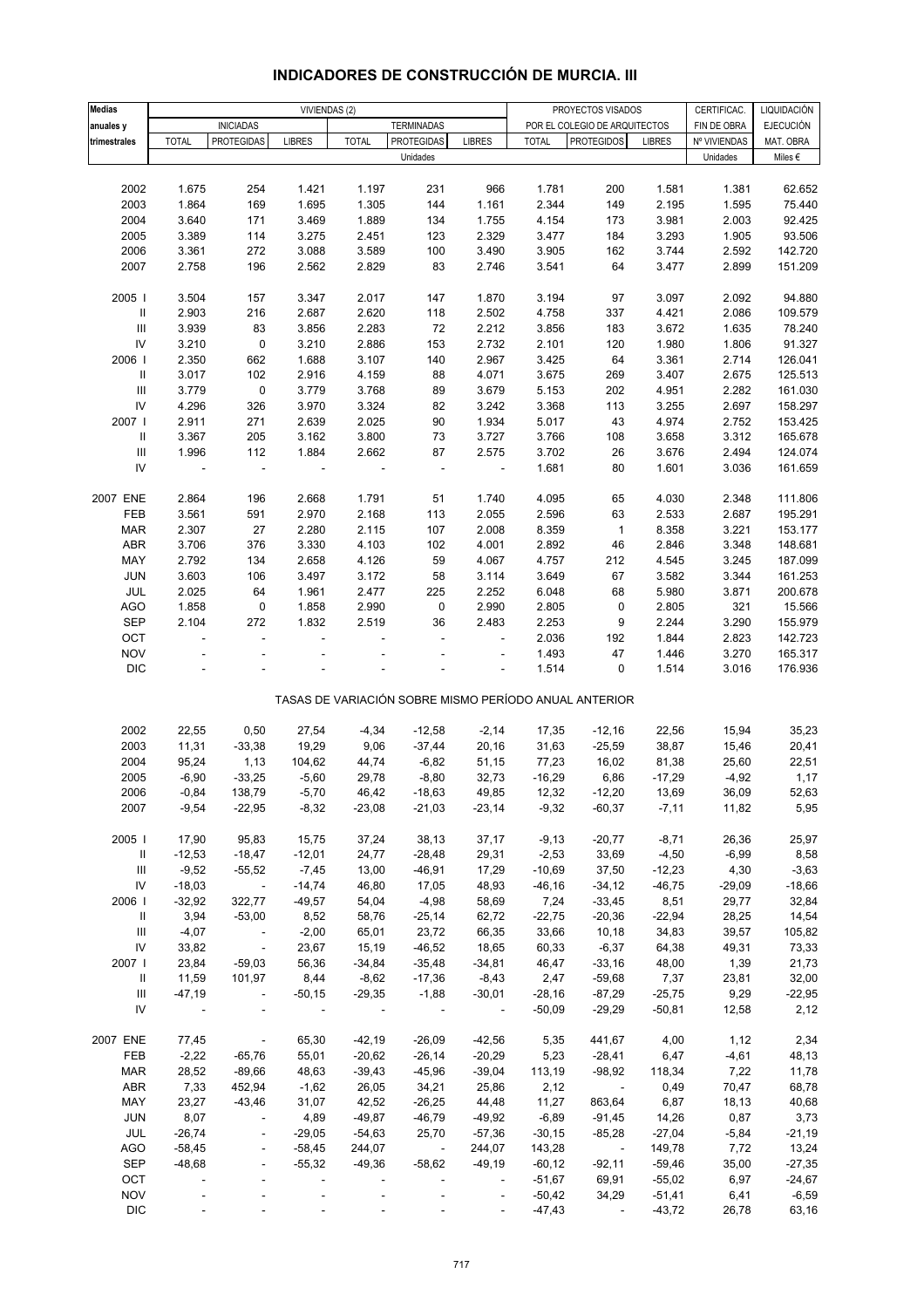# INDICADORES DE CONSTRUCCIÓN DE MURCIA. III

| Medias anuales y trimestrales | VIVIENDAS (2) | | | | | | PROYECTOS VISADOS | | | CERTIFICAC. | LIQUIDACIÓN |
|---|---|---|---|---|---|---|---|---|---|---|---|
| | INICIADAS | | | TERMINADAS | | | POR EL COLEGIO DE ARQUITECTOS | | | FIN DE OBRA | EJECUCIÓN |
| | TOTAL | PROTEGIDAS | LIBRES | TOTAL | PROTEGIDAS | LIBRES | TOTAL | PROTEGIDOS | LIBRES | Nº VIVIENDAS | MAT. OBRA |
| | Unidades | | | | | | | | | Unidades | Miles € |
| 2002 | 1.675 | 254 | 1.421 | 1.197 | 231 | 966 | 1.781 | 200 | 1.581 | 1.381 | 62.652 |
| 2003 | 1.864 | 169 | 1.695 | 1.305 | 144 | 1.161 | 2.344 | 149 | 2.195 | 1.595 | 75.440 |
| 2004 | 3.640 | 171 | 3.469 | 1.889 | 134 | 1.755 | 4.154 | 173 | 3.981 | 2.003 | 92.425 |
| 2005 | 3.389 | 114 | 3.275 | 2.451 | 123 | 2.329 | 3.477 | 184 | 3.293 | 1.905 | 93.506 |
| 2006 | 3.361 | 272 | 3.088 | 3.589 | 100 | 3.490 | 3.905 | 162 | 3.744 | 2.592 | 142.720 |
| 2007 | 2.758 | 196 | 2.562 | 2.829 | 83 | 2.746 | 3.541 | 64 | 3.477 | 2.899 | 151.209 |
| 2005 I | 3.504 | 157 | 3.347 | 2.017 | 147 | 1.870 | 3.194 | 97 | 3.097 | 2.092 | 94.880 |
| II | 2.903 | 216 | 2.687 | 2.620 | 118 | 2.502 | 4.758 | 337 | 4.421 | 2.086 | 109.579 |
| III | 3.939 | 83 | 3.856 | 2.283 | 72 | 2.212 | 3.856 | 183 | 3.672 | 1.635 | 78.240 |
| IV | 3.210 | 0 | 3.210 | 2.886 | 153 | 2.732 | 2.101 | 120 | 1.980 | 1.806 | 91.327 |
| 2006 I | 2.350 | 662 | 1.688 | 3.107 | 140 | 2.967 | 3.425 | 64 | 3.361 | 2.714 | 126.041 |
| II | 3.017 | 102 | 2.916 | 4.159 | 88 | 4.071 | 3.675 | 269 | 3.407 | 2.675 | 125.513 |
| III | 3.779 | 0 | 3.779 | 3.768 | 89 | 3.679 | 5.153 | 202 | 4.951 | 2.282 | 161.030 |
| IV | 4.296 | 326 | 3.970 | 3.324 | 82 | 3.242 | 3.368 | 113 | 3.255 | 2.697 | 158.297 |
| 2007 I | 2.911 | 271 | 2.639 | 2.025 | 90 | 1.934 | 5.017 | 43 | 4.974 | 2.752 | 153.425 |
| II | 3.367 | 205 | 3.162 | 3.800 | 73 | 3.727 | 3.766 | 108 | 3.658 | 3.312 | 165.678 |
| III | 1.996 | 112 | 1.884 | 2.662 | 87 | 2.575 | 3.702 | 26 | 3.676 | 2.494 | 124.074 |
| IV | - | - | - | - | - | - | 1.681 | 80 | 1.601 | 3.036 | 161.659 |
| 2007 ENE | 2.864 | 196 | 2.668 | 1.791 | 51 | 1.740 | 4.095 | 65 | 4.030 | 2.348 | 111.806 |
| FEB | 3.561 | 591 | 2.970 | 2.168 | 113 | 2.055 | 2.596 | 63 | 2.533 | 2.687 | 195.291 |
| MAR | 2.307 | 27 | 2.280 | 2.115 | 107 | 2.008 | 8.359 | 1 | 8.358 | 3.221 | 153.177 |
| ABR | 3.706 | 376 | 3.330 | 4.103 | 102 | 4.001 | 2.892 | 46 | 2.846 | 3.348 | 148.681 |
| MAY | 2.792 | 134 | 2.658 | 4.126 | 59 | 4.067 | 4.757 | 212 | 4.545 | 3.245 | 187.099 |
| JUN | 3.603 | 106 | 3.497 | 3.172 | 58 | 3.114 | 3.649 | 67 | 3.582 | 3.344 | 161.253 |
| JUL | 2.025 | 64 | 1.961 | 2.477 | 225 | 2.252 | 6.048 | 68 | 5.980 | 3.871 | 200.678 |
| AGO | 1.858 | 0 | 1.858 | 2.990 | 0 | 2.990 | 2.805 | 0 | 2.805 | 321 | 15.566 |
| SEP | 2.104 | 272 | 1.832 | 2.519 | 36 | 2.483 | 2.253 | 9 | 2.244 | 3.290 | 155.979 |
| OCT | - | - | - | - | - | - | 2.036 | 192 | 1.844 | 2.823 | 142.723 |
| NOV | - | - | - | - | - | - | 1.493 | 47 | 1.446 | 3.270 | 165.317 |
| DIC | - | - | - | - | - | - | 1.514 | 0 | 1.514 | 3.016 | 176.936 |
| TASAS DE VARIACIÓN SOBRE MISMO PERÍODO ANUAL ANTERIOR | | | | | | | | | | | |
| 2002 | 22,55 | 0,50 | 27,54 | -4,34 | -12,58 | -2,14 | 17,35 | -12,16 | 22,56 | 15,94 | 35,23 |
| 2003 | 11,31 | -33,38 | 19,29 | 9,06 | -37,44 | 20,16 | 31,63 | -25,59 | 38,87 | 15,46 | 20,41 |
| 2004 | 95,24 | 1,13 | 104,62 | 44,74 | -6,82 | 51,15 | 77,23 | 16,02 | 81,38 | 25,60 | 22,51 |
| 2005 | -6,90 | -33,25 | -5,60 | 29,78 | -8,80 | 32,73 | -16,29 | 6,86 | -17,29 | -4,92 | 1,17 |
| 2006 | -0,84 | 138,79 | -5,70 | 46,42 | -18,63 | 49,85 | 12,32 | -12,20 | 13,69 | 36,09 | 52,63 |
| 2007 | -9,54 | -22,95 | -8,32 | -23,08 | -21,03 | -23,14 | -9,32 | -60,37 | -7,11 | 11,82 | 5,95 |
| 2005 I | 17,90 | 95,83 | 15,75 | 37,24 | 38,13 | 37,17 | -9,13 | -20,77 | -8,71 | 26,36 | 25,97 |
| II | -12,53 | -18,47 | -12,01 | 24,77 | -28,48 | 29,31 | -2,53 | 33,69 | -4,50 | -6,99 | 8,58 |
| III | -9,52 | -55,52 | -7,45 | 13,00 | -46,91 | 17,29 | -10,69 | 37,50 | -12,23 | 4,30 | -3,63 |
| IV | -18,03 | - | -14,74 | 46,80 | 17,05 | 48,93 | -46,16 | -34,12 | -46,75 | -29,09 | -18,66 |
| 2006 I | -32,92 | 322,77 | -49,57 | 54,04 | -4,98 | 58,69 | 7,24 | -33,45 | 8,51 | 29,77 | 32,84 |
| II | 3,94 | -53,00 | 8,52 | 58,76 | -25,14 | 62,72 | -22,75 | -20,36 | -22,94 | 28,25 | 14,54 |
| III | -4,07 | - | -2,00 | 65,01 | 23,72 | 66,35 | 33,66 | 10,18 | 34,83 | 39,57 | 105,82 |
| IV | 33,82 | - | 23,67 | 15,19 | -46,52 | 18,65 | 60,33 | -6,37 | 64,38 | 49,31 | 73,33 |
| 2007 I | 23,84 | -59,03 | 56,36 | -34,84 | -35,48 | -34,81 | 46,47 | -33,16 | 48,00 | 1,39 | 21,73 |
| II | 11,59 | 101,97 | 8,44 | -8,62 | -17,36 | -8,43 | 2,47 | -59,68 | 7,37 | 23,81 | 32,00 |
| III | -47,19 | - | -50,15 | -29,35 | -1,88 | -30,01 | -28,16 | -87,29 | -25,75 | 9,29 | -22,95 |
| IV | - | - | - | - | - | - | -50,09 | -29,29 | -50,81 | 12,58 | 2,12 |
| 2007 ENE | 77,45 | - | 65,30 | -42,19 | -26,09 | -42,56 | 5,35 | 441,67 | 4,00 | 1,12 | 2,34 |
| FEB | -2,22 | -65,76 | 55,01 | -20,62 | -26,14 | -20,29 | 5,23 | -28,41 | 6,47 | -4,61 | 48,13 |
| MAR | 28,52 | -89,66 | 48,63 | -39,43 | -45,96 | -39,04 | 113,19 | -98,92 | 118,34 | 7,22 | 11,78 |
| ABR | 7,33 | 452,94 | -1,62 | 26,05 | 34,21 | 25,86 | 2,12 | - | 0,49 | 70,47 | 68,78 |
| MAY | 23,27 | -43,46 | 31,07 | 42,52 | -26,25 | 44,48 | 11,27 | 863,64 | 6,87 | 18,13 | 40,68 |
| JUN | 8,07 | - | 4,89 | -49,87 | -46,79 | -49,92 | -6,89 | -91,45 | 14,26 | 0,87 | 3,73 |
| JUL | -26,74 | - | -29,05 | -54,63 | 25,70 | -57,36 | -30,15 | -85,28 | -27,04 | -5,84 | -21,19 |
| AGO | -58,45 | - | -58,45 | 244,07 | - | 244,07 | 143,28 | - | 149,78 | 7,72 | 13,24 |
| SEP | -48,68 | - | -55,32 | -49,36 | -58,62 | -49,19 | -60,12 | -92,11 | -59,46 | 35,00 | -27,35 |
| OCT | - | - | - | - | - | - | -51,67 | 69,91 | -55,02 | 6,97 | -24,67 |
| NOV | - | - | - | - | - | - | -50,42 | 34,29 | -51,41 | 6,41 | -6,59 |
| DIC | - | - | - | - | - | - | -47,43 | - | -43,72 | 26,78 | 63,16 |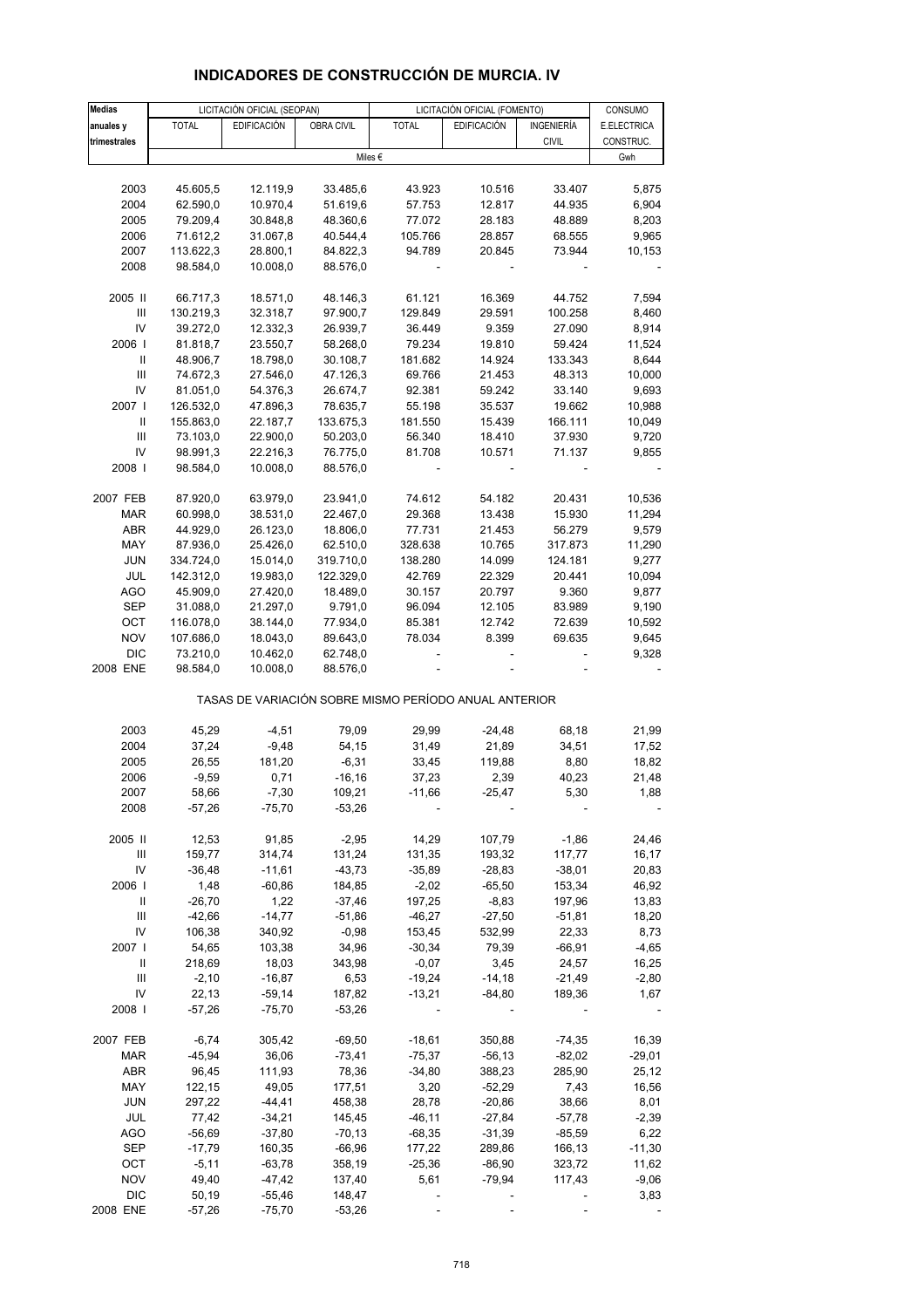# INDICADORES DE CONSTRUCCIÓN DE MURCIA. IV

| Medias anuales y trimestrales | LICITACIÓN OFICIAL (SEOPAN) | | | LICITACIÓN OFICIAL (FOMENTO) | | | CONSUMO |
|---|---|---|---|---|---|---|---|
| | TOTAL | EDIFICACIÓN | OBRA CIVIL | TOTAL | EDIFICACIÓN | INGENIERÍA CIVIL | E.ELECTRICA CONSTRUC. |
| | Miles € | | | | | | Gwh |
| 2003 | 45.605,5 | 12.119,9 | 33.485,6 | 43.923 | 10.516 | 33.407 | 5,875 |
| 2004 | 62.590,0 | 10.970,4 | 51.619,6 | 57.753 | 12.817 | 44.935 | 6,904 |
| 2005 | 79.209,4 | 30.848,8 | 48.360,6 | 77.072 | 28.183 | 48.889 | 8,203 |
| 2006 | 71.612,2 | 31.067,8 | 40.544,4 | 105.766 | 28.857 | 68.555 | 9,965 |
| 2007 | 113.622,3 | 28.800,1 | 84.822,3 | 94.789 | 20.845 | 73.944 | 10,153 |
| 2008 | 98.584,0 | 10.008,0 | 88.576,0 | - | - | - | - |
| 2005 II | 66.717,3 | 18.571,0 | 48.146,3 | 61.121 | 16.369 | 44.752 | 7,594 |
| III | 130.219,3 | 32.318,7 | 97.900,7 | 129.849 | 29.591 | 100.258 | 8,460 |
| IV | 39.272,0 | 12.332,3 | 26.939,7 | 36.449 | 9.359 | 27.090 | 8,914 |
| 2006 I | 81.818,7 | 23.550,7 | 58.268,0 | 79.234 | 19.810 | 59.424 | 11,524 |
| II | 48.906,7 | 18.798,0 | 30.108,7 | 181.682 | 14.924 | 133.343 | 8,644 |
| III | 74.672,3 | 27.546,0 | 47.126,3 | 69.766 | 21.453 | 48.313 | 10,000 |
| IV | 81.051,0 | 54.376,3 | 26.674,7 | 92.381 | 59.242 | 33.140 | 9,693 |
| 2007 I | 126.532,0 | 47.896,3 | 78.635,7 | 55.198 | 35.537 | 19.662 | 10,988 |
| II | 155.863,0 | 22.187,7 | 133.675,3 | 181.550 | 15.439 | 166.111 | 10,049 |
| III | 73.103,0 | 22.900,0 | 50.203,0 | 56.340 | 18.410 | 37.930 | 9,720 |
| IV | 98.991,3 | 22.216,3 | 76.775,0 | 81.708 | 10.571 | 71.137 | 9,855 |
| 2008 I | 98.584,0 | 10.008,0 | 88.576,0 | - | - | - | - |
| 2007 FEB | 87.920,0 | 63.979,0 | 23.941,0 | 74.612 | 54.182 | 20.431 | 10,536 |
| MAR | 60.998,0 | 38.531,0 | 22.467,0 | 29.368 | 13.438 | 15.930 | 11,294 |
| ABR | 44.929,0 | 26.123,0 | 18.806,0 | 77.731 | 21.453 | 56.279 | 9,579 |
| MAY | 87.936,0 | 25.426,0 | 62.510,0 | 328.638 | 10.765 | 317.873 | 11,290 |
| JUN | 334.724,0 | 15.014,0 | 319.710,0 | 138.280 | 14.099 | 124.181 | 9,277 |
| JUL | 142.312,0 | 19.983,0 | 122.329,0 | 42.769 | 22.329 | 20.441 | 10,094 |
| AGO | 45.909,0 | 27.420,0 | 18.489,0 | 30.157 | 20.797 | 9.360 | 9,877 |
| SEP | 31.088,0 | 21.297,0 | 9.791,0 | 96.094 | 12.105 | 83.989 | 9,190 |
| OCT | 116.078,0 | 38.144,0 | 77.934,0 | 85.381 | 12.742 | 72.639 | 10,592 |
| NOV | 107.686,0 | 18.043,0 | 89.643,0 | 78.034 | 8.399 | 69.635 | 9,645 |
| DIC | 73.210,0 | 10.462,0 | 62.748,0 | - | - | - | 9,328 |
| 2008 ENE | 98.584,0 | 10.008,0 | 88.576,0 | - | - | - | - |
| TASAS DE VARIACIÓN SOBRE MISMO PERÍODO ANUAL ANTERIOR | | | | | | | |
| 2003 | 45,29 | -4,51 | 79,09 | 29,99 | -24,48 | 68,18 | 21,99 |
| 2004 | 37,24 | -9,48 | 54,15 | 31,49 | 21,89 | 34,51 | 17,52 |
| 2005 | 26,55 | 181,20 | -6,31 | 33,45 | 119,88 | 8,80 | 18,82 |
| 2006 | -9,59 | 0,71 | -16,16 | 37,23 | 2,39 | 40,23 | 21,48 |
| 2007 | 58,66 | -7,30 | 109,21 | -11,66 | -25,47 | 5,30 | 1,88 |
| 2008 | -57,26 | -75,70 | -53,26 | - | - | - | - |
| 2005 II | 12,53 | 91,85 | -2,95 | 14,29 | 107,79 | -1,86 | 24,46 |
| III | 159,77 | 314,74 | 131,24 | 131,35 | 193,32 | 117,77 | 16,17 |
| IV | -36,48 | -11,61 | -43,73 | -35,89 | -28,83 | -38,01 | 20,83 |
| 2006 I | 1,48 | -60,86 | 184,85 | -2,02 | -65,50 | 153,34 | 46,92 |
| II | -26,70 | 1,22 | -37,46 | 197,25 | -8,83 | 197,96 | 13,83 |
| III | -42,66 | -14,77 | -51,86 | -46,27 | -27,50 | -51,81 | 18,20 |
| IV | 106,38 | 340,92 | -0,98 | 153,45 | 532,99 | 22,33 | 8,73 |
| 2007 I | 54,65 | 103,38 | 34,96 | -30,34 | 79,39 | -66,91 | -4,65 |
| II | 218,69 | 18,03 | 343,98 | -0,07 | 3,45 | 24,57 | 16,25 |
| III | -2,10 | -16,87 | 6,53 | -19,24 | -14,18 | -21,49 | -2,80 |
| IV | 22,13 | -59,14 | 187,82 | -13,21 | -84,80 | 189,36 | 1,67 |
| 2008 I | -57,26 | -75,70 | -53,26 | - | - | - | - |
| 2007 FEB | -6,74 | 305,42 | -69,50 | -18,61 | 350,88 | -74,35 | 16,39 |
| MAR | -45,94 | 36,06 | -73,41 | -75,37 | -56,13 | -82,02 | -29,01 |
| ABR | 96,45 | 111,93 | 78,36 | -34,80 | 388,23 | 285,90 | 25,12 |
| MAY | 122,15 | 49,05 | 177,51 | 3,20 | -52,29 | 7,43 | 16,56 |
| JUN | 297,22 | -44,41 | 458,38 | 28,78 | -20,86 | 38,66 | 8,01 |
| JUL | 77,42 | -34,21 | 145,45 | -46,11 | -27,84 | -57,78 | -2,39 |
| AGO | -56,69 | -37,80 | -70,13 | -68,35 | -31,39 | -85,59 | 6,22 |
| SEP | -17,79 | 160,35 | -66,96 | 177,22 | 289,86 | 166,13 | -11,30 |
| OCT | -5,11 | -63,78 | 358,19 | -25,36 | -86,90 | 323,72 | 11,62 |
| NOV | 49,40 | -47,42 | 137,40 | 5,61 | -79,94 | 117,43 | -9,06 |
| DIC | 50,19 | -55,46 | 148,47 | - | - | - | 3,83 |
| 2008 ENE | -57,26 | -75,70 | -53,26 | - | - | - | - |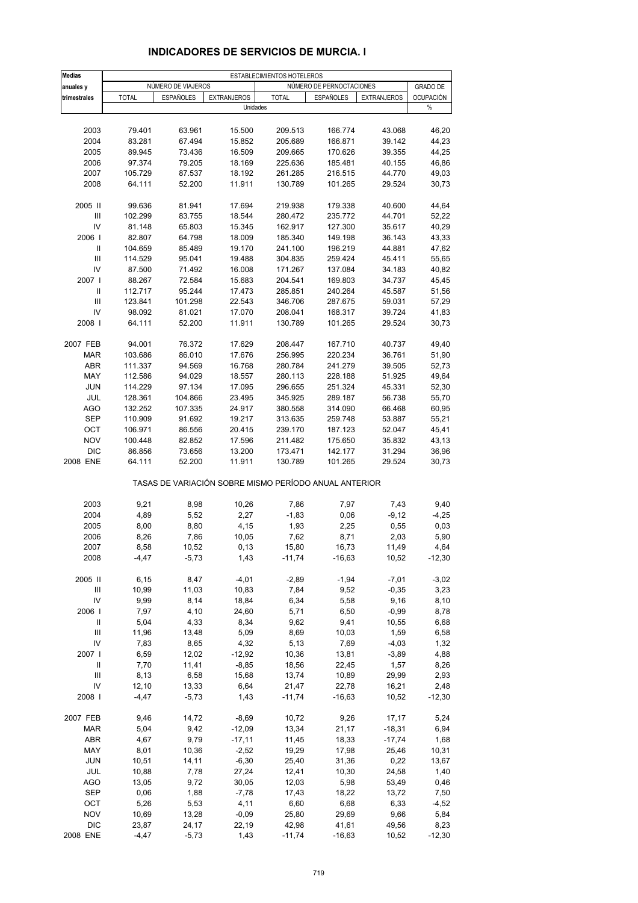## INDICADORES DE SERVICIOS DE MURCIA. I

| Medias anuales y trimestrales | ESTABLECIMIENTOS HOTELEROS | | | | | | |
|---|---|---|---|---|---|---|---|
| | NÚMERO DE VIAJEROS | | | NÚMERO DE PERNOCTACIONES | | | GRADO DE OCUPACIÓN |
| | TOTAL | ESPAÑOLES | EXTRANJEROS | TOTAL | ESPAÑOLES | EXTRANJEROS | |
| | Unidades | | | | | | % |
| 2003 | 79.401 | 63.961 | 15.500 | 209.513 | 166.774 | 43.068 | 46,20 |
| 2004 | 83.281 | 67.494 | 15.852 | 205.689 | 166.871 | 39.142 | 44,23 |
| 2005 | 89.945 | 73.436 | 16.509 | 209.665 | 170.626 | 39.355 | 44,25 |
| 2006 | 97.374 | 79.205 | 18.169 | 225.636 | 185.481 | 40.155 | 46,86 |
| 2007 | 105.729 | 87.537 | 18.192 | 261.285 | 216.515 | 44.770 | 49,03 |
| 2008 | 64.111 | 52.200 | 11.911 | 130.789 | 101.265 | 29.524 | 30,73 |
| 2005 II | 99.636 | 81.941 | 17.694 | 219.938 | 179.338 | 40.600 | 44,64 |
| III | 102.299 | 83.755 | 18.544 | 280.472 | 235.772 | 44.701 | 52,22 |
| IV | 81.148 | 65.803 | 15.345 | 162.917 | 127.300 | 35.617 | 40,29 |
| 2006 I | 82.807 | 64.798 | 18.009 | 185.340 | 149.198 | 36.143 | 43,33 |
| II | 104.659 | 85.489 | 19.170 | 241.100 | 196.219 | 44.881 | 47,62 |
| III | 114.529 | 95.041 | 19.488 | 304.835 | 259.424 | 45.411 | 55,65 |
| IV | 87.500 | 71.492 | 16.008 | 171.267 | 137.084 | 34.183 | 40,82 |
| 2007 I | 88.267 | 72.584 | 15.683 | 204.541 | 169.803 | 34.737 | 45,45 |
| II | 112.717 | 95.244 | 17.473 | 285.851 | 240.264 | 45.587 | 51,56 |
| III | 123.841 | 101.298 | 22.543 | 346.706 | 287.675 | 59.031 | 57,29 |
| IV | 98.092 | 81.021 | 17.070 | 208.041 | 168.317 | 39.724 | 41,83 |
| 2008 I | 64.111 | 52.200 | 11.911 | 130.789 | 101.265 | 29.524 | 30,73 |
| 2007 FEB | 94.001 | 76.372 | 17.629 | 208.447 | 167.710 | 40.737 | 49,40 |
| MAR | 103.686 | 86.010 | 17.676 | 256.995 | 220.234 | 36.761 | 51,90 |
| ABR | 111.337 | 94.569 | 16.768 | 280.784 | 241.279 | 39.505 | 52,73 |
| MAY | 112.586 | 94.029 | 18.557 | 280.113 | 228.188 | 51.925 | 49,64 |
| JUN | 114.229 | 97.134 | 17.095 | 296.655 | 251.324 | 45.331 | 52,30 |
| JUL | 128.361 | 104.866 | 23.495 | 345.925 | 289.187 | 56.738 | 55,70 |
| AGO | 132.252 | 107.335 | 24.917 | 380.558 | 314.090 | 66.468 | 60,95 |
| SEP | 110.909 | 91.692 | 19.217 | 313.635 | 259.748 | 53.887 | 55,21 |
| OCT | 106.971 | 86.556 | 20.415 | 239.170 | 187.123 | 52.047 | 45,41 |
| NOV | 100.448 | 82.852 | 17.596 | 211.482 | 175.650 | 35.832 | 43,13 |
| DIC | 86.856 | 73.656 | 13.200 | 173.471 | 142.177 | 31.294 | 36,96 |
| 2008 ENE | 64.111 | 52.200 | 11.911 | 130.789 | 101.265 | 29.524 | 30,73 |
| | TASAS DE VARIACIÓN SOBRE MISMO PERÍODO ANUAL ANTERIOR | | | | | | |
| 2003 | 9,21 | 8,98 | 10,26 | 7,86 | 7,97 | 7,43 | 9,40 |
| 2004 | 4,89 | 5,52 | 2,27 | -1,83 | 0,06 | -9,12 | -4,25 |
| 2005 | 8,00 | 8,80 | 4,15 | 1,93 | 2,25 | 0,55 | 0,03 |
| 2006 | 8,26 | 7,86 | 10,05 | 7,62 | 8,71 | 2,03 | 5,90 |
| 2007 | 8,58 | 10,52 | 0,13 | 15,80 | 16,73 | 11,49 | 4,64 |
| 2008 | -4,47 | -5,73 | 1,43 | -11,74 | -16,63 | 10,52 | -12,30 |
| 2005 II | 6,15 | 8,47 | -4,01 | -2,89 | -1,94 | -7,01 | -3,02 |
| III | 10,99 | 11,03 | 10,83 | 7,84 | 9,52 | -0,35 | 3,23 |
| IV | 9,99 | 8,14 | 18,84 | 6,34 | 5,58 | 9,16 | 8,10 |
| 2006 I | 7,97 | 4,10 | 24,60 | 5,71 | 6,50 | -0,99 | 8,78 |
| II | 5,04 | 4,33 | 8,34 | 9,62 | 9,41 | 10,55 | 6,68 |
| III | 11,96 | 13,48 | 5,09 | 8,69 | 10,03 | 1,59 | 6,58 |
| IV | 7,83 | 8,65 | 4,32 | 5,13 | 7,69 | -4,03 | 1,32 |
| 2007 I | 6,59 | 12,02 | -12,92 | 10,36 | 13,81 | -3,89 | 4,88 |
| II | 7,70 | 11,41 | -8,85 | 18,56 | 22,45 | 1,57 | 8,26 |
| III | 8,13 | 6,58 | 15,68 | 13,74 | 10,89 | 29,99 | 2,93 |
| IV | 12,10 | 13,33 | 6,64 | 21,47 | 22,78 | 16,21 | 2,48 |
| 2008 I | -4,47 | -5,73 | 1,43 | -11,74 | -16,63 | 10,52 | -12,30 |
| 2007 FEB | 9,46 | 14,72 | -8,69 | 10,72 | 9,26 | 17,17 | 5,24 |
| MAR | 5,04 | 9,42 | -12,09 | 13,34 | 21,17 | -18,31 | 6,94 |
| ABR | 4,67 | 9,79 | -17,11 | 11,45 | 18,33 | -17,74 | 1,68 |
| MAY | 8,01 | 10,36 | -2,52 | 19,29 | 17,98 | 25,46 | 10,31 |
| JUN | 10,51 | 14,11 | -6,30 | 25,40 | 31,36 | 0,22 | 13,67 |
| JUL | 10,88 | 7,78 | 27,24 | 12,41 | 10,30 | 24,58 | 1,40 |
| AGO | 13,05 | 9,72 | 30,05 | 12,03 | 5,98 | 53,49 | 0,46 |
| SEP | 0,06 | 1,88 | -7,78 | 17,43 | 18,22 | 13,72 | 7,50 |
| OCT | 5,26 | 5,53 | 4,11 | 6,60 | 6,68 | 6,33 | -4,52 |
| NOV | 10,69 | 13,28 | -0,09 | 25,80 | 29,69 | 9,66 | 5,84 |
| DIC | 23,87 | 24,17 | 22,19 | 42,98 | 41,61 | 49,56 | 8,23 |
| 2008 ENE | -4,47 | -5,73 | 1,43 | -11,74 | -16,63 | 10,52 | -12,30 |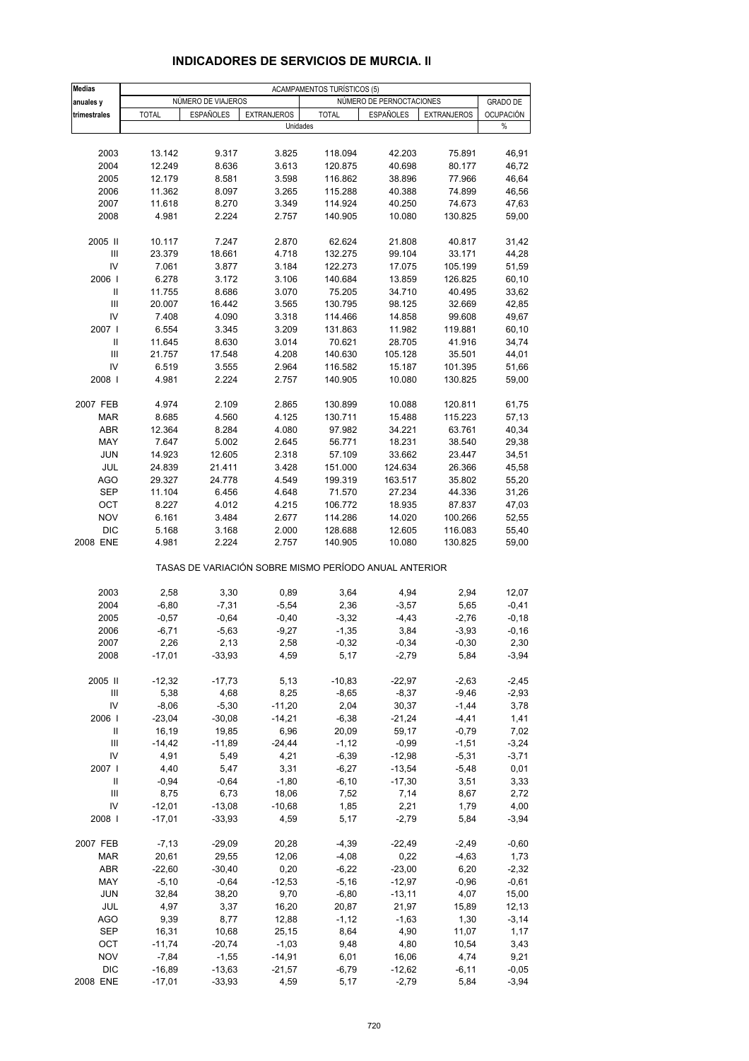## INDICADORES DE SERVICIOS DE MURCIA. II

| Medias anuales y trimestrales | ACAMPAMENTOS TURÍSTICOS (5) | | | | | | |
|---|---|---|---|---|---|---|---|
| | NÚMERO DE VIAJEROS | | | NÚMERO DE PERNOCTACIONES | | | GRADO DE OCUPACIÓN |
| | TOTAL | ESPAÑOLES | EXTRANJEROS | TOTAL | ESPAÑOLES | EXTRANJEROS | |
| | Unidades | | | | | | % |
| 2003 | 13.142 | 9.317 | 3.825 | 118.094 | 42.203 | 75.891 | 46,91 |
| 2004 | 12.249 | 8.636 | 3.613 | 120.875 | 40.698 | 80.177 | 46,72 |
| 2005 | 12.179 | 8.581 | 3.598 | 116.862 | 38.896 | 77.966 | 46,64 |
| 2006 | 11.362 | 8.097 | 3.265 | 115.288 | 40.388 | 74.899 | 46,56 |
| 2007 | 11.618 | 8.270 | 3.349 | 114.924 | 40.250 | 74.673 | 47,63 |
| 2008 | 4.981 | 2.224 | 2.757 | 140.905 | 10.080 | 130.825 | 59,00 |
| 2005 II | 10.117 | 7.247 | 2.870 | 62.624 | 21.808 | 40.817 | 31,42 |
| III | 23.379 | 18.661 | 4.718 | 132.275 | 99.104 | 33.171 | 44,28 |
| IV | 7.061 | 3.877 | 3.184 | 122.273 | 17.075 | 105.199 | 51,59 |
| 2006 I | 6.278 | 3.172 | 3.106 | 140.684 | 13.859 | 126.825 | 60,10 |
| II | 11.755 | 8.686 | 3.070 | 75.205 | 34.710 | 40.495 | 33,62 |
| III | 20.007 | 16.442 | 3.565 | 130.795 | 98.125 | 32.669 | 42,85 |
| IV | 7.408 | 4.090 | 3.318 | 114.466 | 14.858 | 99.608 | 49,67 |
| 2007 I | 6.554 | 3.345 | 3.209 | 131.863 | 11.982 | 119.881 | 60,10 |
| II | 11.645 | 8.630 | 3.014 | 70.621 | 28.705 | 41.916 | 34,74 |
| III | 21.757 | 17.548 | 4.208 | 140.630 | 105.128 | 35.501 | 44,01 |
| IV | 6.519 | 3.555 | 2.964 | 116.582 | 15.187 | 101.395 | 51,66 |
| 2008 I | 4.981 | 2.224 | 2.757 | 140.905 | 10.080 | 130.825 | 59,00 |
| 2007 FEB | 4.974 | 2.109 | 2.865 | 130.899 | 10.088 | 120.811 | 61,75 |
| MAR | 8.685 | 4.560 | 4.125 | 130.711 | 15.488 | 115.223 | 57,13 |
| ABR | 12.364 | 8.284 | 4.080 | 97.982 | 34.221 | 63.761 | 40,34 |
| MAY | 7.647 | 5.002 | 2.645 | 56.771 | 18.231 | 38.540 | 29,38 |
| JUN | 14.923 | 12.605 | 2.318 | 57.109 | 33.662 | 23.447 | 34,51 |
| JUL | 24.839 | 21.411 | 3.428 | 151.000 | 124.634 | 26.366 | 45,58 |
| AGO | 29.327 | 24.778 | 4.549 | 199.319 | 163.517 | 35.802 | 55,20 |
| SEP | 11.104 | 6.456 | 4.648 | 71.570 | 27.234 | 44.336 | 31,26 |
| OCT | 8.227 | 4.012 | 4.215 | 106.772 | 18.935 | 87.837 | 47,03 |
| NOV | 6.161 | 3.484 | 2.677 | 114.286 | 14.020 | 100.266 | 52,55 |
| DIC | 5.168 | 3.168 | 2.000 | 128.688 | 12.605 | 116.083 | 55,40 |
| 2008 ENE | 4.981 | 2.224 | 2.757 | 140.905 | 10.080 | 130.825 | 59,00 |
| | TASAS DE VARIACIÓN SOBRE MISMO PERÍODO ANUAL ANTERIOR | | | | | | |
| 2003 | 2,58 | 3,30 | 0,89 | 3,64 | 4,94 | 2,94 | 12,07 |
| 2004 | -6,80 | -7,31 | -5,54 | 2,36 | -3,57 | 5,65 | -0,41 |
| 2005 | -0,57 | -0,64 | -0,40 | -3,32 | -4,43 | -2,76 | -0,18 |
| 2006 | -6,71 | -5,63 | -9,27 | -1,35 | 3,84 | -3,93 | -0,16 |
| 2007 | 2,26 | 2,13 | 2,58 | -0,32 | -0,34 | -0,30 | 2,30 |
| 2008 | -17,01 | -33,93 | 4,59 | 5,17 | -2,79 | 5,84 | -3,94 |
| 2005 II | -12,32 | -17,73 | 5,13 | -10,83 | -22,97 | -2,63 | -2,45 |
| III | 5,38 | 4,68 | 8,25 | -8,65 | -8,37 | -9,46 | -2,93 |
| IV | -8,06 | -5,30 | -11,20 | 2,04 | 30,37 | -1,44 | 3,78 |
| 2006 I | -23,04 | -30,08 | -14,21 | -6,38 | -21,24 | -4,41 | 1,41 |
| II | 16,19 | 19,85 | 6,96 | 20,09 | 59,17 | -0,79 | 7,02 |
| III | -14,42 | -11,89 | -24,44 | -1,12 | -0,99 | -1,51 | -3,24 |
| IV | 4,91 | 5,49 | 4,21 | -6,39 | -12,98 | -5,31 | -3,71 |
| 2007 I | 4,40 | 5,47 | 3,31 | -6,27 | -13,54 | -5,48 | 0,01 |
| II | -0,94 | -0,64 | -1,80 | -6,10 | -17,30 | 3,51 | 3,33 |
| III | 8,75 | 6,73 | 18,06 | 7,52 | 7,14 | 8,67 | 2,72 |
| IV | -12,01 | -13,08 | -10,68 | 1,85 | 2,21 | 1,79 | 4,00 |
| 2008 I | -17,01 | -33,93 | 4,59 | 5,17 | -2,79 | 5,84 | -3,94 |
| 2007 FEB | -7,13 | -29,09 | 20,28 | -4,39 | -22,49 | -2,49 | -0,60 |
| MAR | 20,61 | 29,55 | 12,06 | -4,08 | 0,22 | -4,63 | 1,73 |
| ABR | -22,60 | -30,40 | 0,20 | -6,22 | -23,00 | 6,20 | -2,32 |
| MAY | -5,10 | -0,64 | -12,53 | -5,16 | -12,97 | -0,96 | -0,61 |
| JUN | 32,84 | 38,20 | 9,70 | -6,80 | -13,11 | 4,07 | 15,00 |
| JUL | 4,97 | 3,37 | 16,20 | 20,87 | 21,97 | 15,89 | 12,13 |
| AGO | 9,39 | 8,77 | 12,88 | -1,12 | -1,63 | 1,30 | -3,14 |
| SEP | 16,31 | 10,68 | 25,15 | 8,64 | 4,90 | 11,07 | 1,17 |
| OCT | -11,74 | -20,74 | -1,03 | 9,48 | 4,80 | 10,54 | 3,43 |
| NOV | -7,84 | -1,55 | -14,91 | 6,01 | 16,06 | 4,74 | 9,21 |
| DIC | -16,89 | -13,63 | -21,57 | -6,79 | -12,62 | -6,11 | -0,05 |
| 2008 ENE | -17,01 | -33,93 | 4,59 | 5,17 | -2,79 | 5,84 | -3,94 |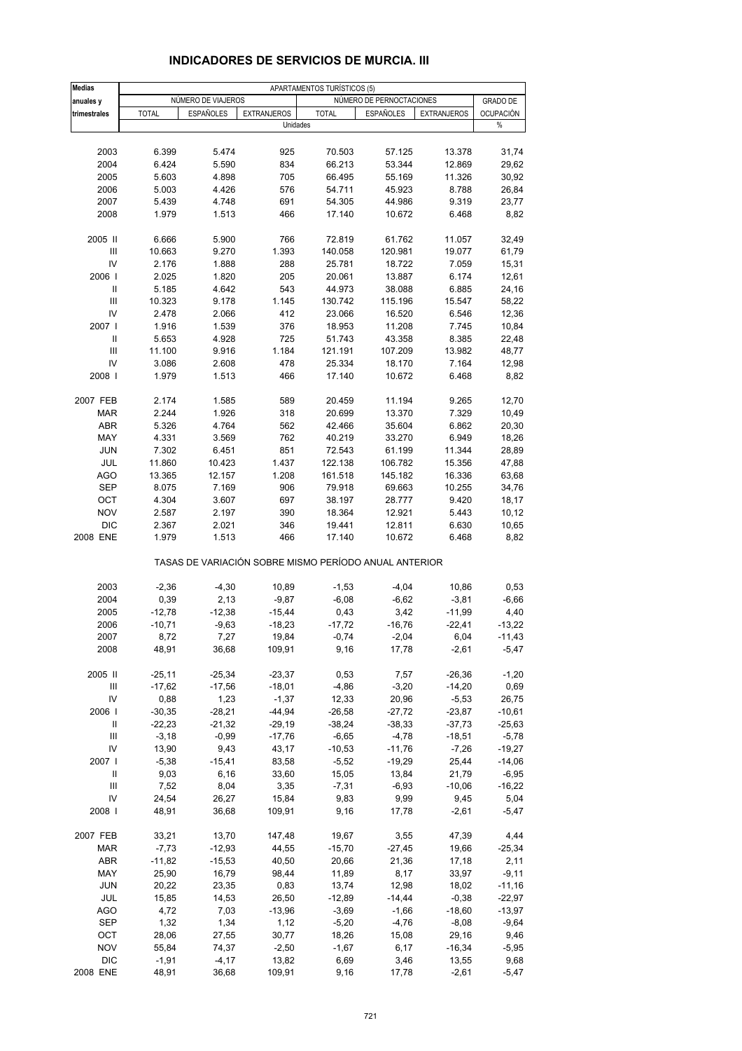# INDICADORES DE SERVICIOS DE MURCIA. III

| Medias anuales y trimestrales | APARTAMENTOS TURÍSTICOS (5) | | | | | | |
|---|---|---|---|---|---|---|---|
| | NÚMERO DE VIAJEROS | | | NÚMERO DE PERNOCTACIONES | | | GRADO DE OCUPACIÓN |
| | TOTAL | ESPAÑOLES | EXTRANJEROS | TOTAL | ESPAÑOLES | EXTRANJEROS | |
| | Unidades | | | | | | % |
| 2003 | 6.399 | 5.474 | 925 | 70.503 | 57.125 | 13.378 | 31,74 |
| 2004 | 6.424 | 5.590 | 834 | 66.213 | 53.344 | 12.869 | 29,62 |
| 2005 | 5.603 | 4.898 | 705 | 66.495 | 55.169 | 11.326 | 30,92 |
| 2006 | 5.003 | 4.426 | 576 | 54.711 | 45.923 | 8.788 | 26,84 |
| 2007 | 5.439 | 4.748 | 691 | 54.305 | 44.986 | 9.319 | 23,77 |
| 2008 | 1.979 | 1.513 | 466 | 17.140 | 10.672 | 6.468 | 8,82 |
| 2005 II | 6.666 | 5.900 | 766 | 72.819 | 61.762 | 11.057 | 32,49 |
| III | 10.663 | 9.270 | 1.393 | 140.058 | 120.981 | 19.077 | 61,79 |
| IV | 2.176 | 1.888 | 288 | 25.781 | 18.722 | 7.059 | 15,31 |
| 2006 I | 2.025 | 1.820 | 205 | 20.061 | 13.887 | 6.174 | 12,61 |
| II | 5.185 | 4.642 | 543 | 44.973 | 38.088 | 6.885 | 24,16 |
| III | 10.323 | 9.178 | 1.145 | 130.742 | 115.196 | 15.547 | 58,22 |
| IV | 2.478 | 2.066 | 412 | 23.066 | 16.520 | 6.546 | 12,36 |
| 2007 I | 1.916 | 1.539 | 376 | 18.953 | 11.208 | 7.745 | 10,84 |
| II | 5.653 | 4.928 | 725 | 51.743 | 43.358 | 8.385 | 22,48 |
| III | 11.100 | 9.916 | 1.184 | 121.191 | 107.209 | 13.982 | 48,77 |
| IV | 3.086 | 2.608 | 478 | 25.334 | 18.170 | 7.164 | 12,98 |
| 2008 I | 1.979 | 1.513 | 466 | 17.140 | 10.672 | 6.468 | 8,82 |
| 2007 FEB | 2.174 | 1.585 | 589 | 20.459 | 11.194 | 9.265 | 12,70 |
| MAR | 2.244 | 1.926 | 318 | 20.699 | 13.370 | 7.329 | 10,49 |
| ABR | 5.326 | 4.764 | 562 | 42.466 | 35.604 | 6.862 | 20,30 |
| MAY | 4.331 | 3.569 | 762 | 40.219 | 33.270 | 6.949 | 18,26 |
| JUN | 7.302 | 6.451 | 851 | 72.543 | 61.199 | 11.344 | 28,89 |
| JUL | 11.860 | 10.423 | 1.437 | 122.138 | 106.782 | 15.356 | 47,88 |
| AGO | 13.365 | 12.157 | 1.208 | 161.518 | 145.182 | 16.336 | 63,68 |
| SEP | 8.075 | 7.169 | 906 | 79.918 | 69.663 | 10.255 | 34,76 |
| OCT | 4.304 | 3.607 | 697 | 38.197 | 28.777 | 9.420 | 18,17 |
| NOV | 2.587 | 2.197 | 390 | 18.364 | 12.921 | 5.443 | 10,12 |
| DIC | 2.367 | 2.021 | 346 | 19.441 | 12.811 | 6.630 | 10,65 |
| 2008 ENE | 1.979 | 1.513 | 466 | 17.140 | 10.672 | 6.468 | 8,82 |
| | TASAS DE VARIACIÓN SOBRE MISMO PERÍODO ANUAL ANTERIOR | | | | | | |
| 2003 | -2,36 | -4,30 | 10,89 | -1,53 | -4,04 | 10,86 | 0,53 |
| 2004 | 0,39 | 2,13 | -9,87 | -6,08 | -6,62 | -3,81 | -6,66 |
| 2005 | -12,78 | -12,38 | -15,44 | 0,43 | 3,42 | -11,99 | 4,40 |
| 2006 | -10,71 | -9,63 | -18,23 | -17,72 | -16,76 | -22,41 | -13,22 |
| 2007 | 8,72 | 7,27 | 19,84 | -0,74 | -2,04 | 6,04 | -11,43 |
| 2008 | 48,91 | 36,68 | 109,91 | 9,16 | 17,78 | -2,61 | -5,47 |
| 2005 II | -25,11 | -25,34 | -23,37 | 0,53 | 7,57 | -26,36 | -1,20 |
| III | -17,62 | -17,56 | -18,01 | -4,86 | -3,20 | -14,20 | 0,69 |
| IV | 0,88 | 1,23 | -1,37 | 12,33 | 20,96 | -5,53 | 26,75 |
| 2006 I | -30,35 | -28,21 | -44,94 | -26,58 | -27,72 | -23,87 | -10,61 |
| II | -22,23 | -21,32 | -29,19 | -38,24 | -38,33 | -37,73 | -25,63 |
| III | -3,18 | -0,99 | -17,76 | -6,65 | -4,78 | -18,51 | -5,78 |
| IV | 13,90 | 9,43 | 43,17 | -10,53 | -11,76 | -7,26 | -19,27 |
| 2007 I | -5,38 | -15,41 | 83,58 | -5,52 | -19,29 | 25,44 | -14,06 |
| II | 9,03 | 6,16 | 33,60 | 15,05 | 13,84 | 21,79 | -6,95 |
| III | 7,52 | 8,04 | 3,35 | -7,31 | -6,93 | -10,06 | -16,22 |
| IV | 24,54 | 26,27 | 15,84 | 9,83 | 9,99 | 9,45 | 5,04 |
| 2008 I | 48,91 | 36,68 | 109,91 | 9,16 | 17,78 | -2,61 | -5,47 |
| 2007 FEB | 33,21 | 13,70 | 147,48 | 19,67 | 3,55 | 47,39 | 4,44 |
| MAR | -7,73 | -12,93 | 44,55 | -15,70 | -27,45 | 19,66 | -25,34 |
| ABR | -11,82 | -15,53 | 40,50 | 20,66 | 21,36 | 17,18 | 2,11 |
| MAY | 25,90 | 16,79 | 98,44 | 11,89 | 8,17 | 33,97 | -9,11 |
| JUN | 20,22 | 23,35 | 0,83 | 13,74 | 12,98 | 18,02 | -11,16 |
| JUL | 15,85 | 14,53 | 26,50 | -12,89 | -14,44 | -0,38 | -22,97 |
| AGO | 4,72 | 7,03 | -13,96 | -3,69 | -1,66 | -18,60 | -13,97 |
| SEP | 1,32 | 1,34 | 1,12 | -5,20 | -4,76 | -8,08 | -9,64 |
| OCT | 28,06 | 27,55 | 30,77 | 18,26 | 15,08 | 29,16 | 9,46 |
| NOV | 55,84 | 74,37 | -2,50 | -1,67 | 6,17 | -16,34 | -5,95 |
| DIC | -1,91 | -4,17 | 13,82 | 6,69 | 3,46 | 13,55 | 9,68 |
| 2008 ENE | 48,91 | 36,68 | 109,91 | 9,16 | 17,78 | -2,61 | -5,47 |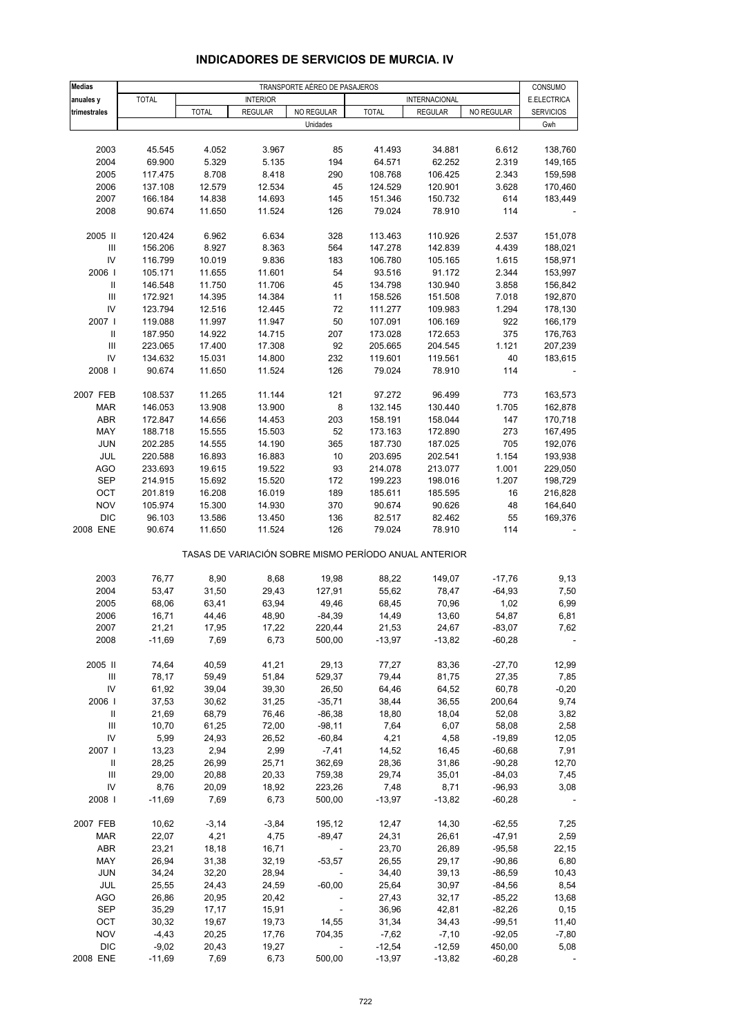# INDICADORES DE SERVICIOS DE MURCIA. IV

| Medias anuales y trimestrales | TRANSPORTE AÉREO DE PASAJEROS | | | | | | | CONSUMO E.ELECTRICA SERVICIOS |
|---|---|---|---|---|---|---|---|---|
| | TOTAL | INTERIOR | | | INTERNACIONAL | | | |
| | | TOTAL | REGULAR | NO REGULAR | TOTAL | REGULAR | NO REGULAR | |
| | Unidades | | | | | | | Gwh |
| 2003 | 45.545 | 4.052 | 3.967 | 85 | 41.493 | 34.881 | 6.612 | 138,760 |
| 2004 | 69.900 | 5.329 | 5.135 | 194 | 64.571 | 62.252 | 2.319 | 149,165 |
| 2005 | 117.475 | 8.708 | 8.418 | 290 | 108.768 | 106.425 | 2.343 | 159,598 |
| 2006 | 137.108 | 12.579 | 12.534 | 45 | 124.529 | 120.901 | 3.628 | 170,460 |
| 2007 | 166.184 | 14.838 | 14.693 | 145 | 151.346 | 150.732 | 614 | 183,449 |
| 2008 | 90.674 | 11.650 | 11.524 | 126 | 79.024 | 78.910 | 114 | - |
| 2005 II | 120.424 | 6.962 | 6.634 | 328 | 113.463 | 110.926 | 2.537 | 151,078 |
| III | 156.206 | 8.927 | 8.363 | 564 | 147.278 | 142.839 | 4.439 | 188,021 |
| IV | 116.799 | 10.019 | 9.836 | 183 | 106.780 | 105.165 | 1.615 | 158,971 |
| 2006 I | 105.171 | 11.655 | 11.601 | 54 | 93.516 | 91.172 | 2.344 | 153,997 |
| II | 146.548 | 11.750 | 11.706 | 45 | 134.798 | 130.940 | 3.858 | 156,842 |
| III | 172.921 | 14.395 | 14.384 | 11 | 158.526 | 151.508 | 7.018 | 192,870 |
| IV | 123.794 | 12.516 | 12.445 | 72 | 111.277 | 109.983 | 1.294 | 178,130 |
| 2007 I | 119.088 | 11.997 | 11.947 | 50 | 107.091 | 106.169 | 922 | 166,179 |
| II | 187.950 | 14.922 | 14.715 | 207 | 173.028 | 172.653 | 375 | 176,763 |
| III | 223.065 | 17.400 | 17.308 | 92 | 205.665 | 204.545 | 1.121 | 207,239 |
| IV | 134.632 | 15.031 | 14.800 | 232 | 119.601 | 119.561 | 40 | 183,615 |
| 2008 I | 90.674 | 11.650 | 11.524 | 126 | 79.024 | 78.910 | 114 | - |
| 2007 FEB | 108.537 | 11.265 | 11.144 | 121 | 97.272 | 96.499 | 773 | 163,573 |
| MAR | 146.053 | 13.908 | 13.900 | 8 | 132.145 | 130.440 | 1.705 | 162,878 |
| ABR | 172.847 | 14.656 | 14.453 | 203 | 158.191 | 158.044 | 147 | 170,718 |
| MAY | 188.718 | 15.555 | 15.503 | 52 | 173.163 | 172.890 | 273 | 167,495 |
| JUN | 202.285 | 14.555 | 14.190 | 365 | 187.730 | 187.025 | 705 | 192,076 |
| JUL | 220.588 | 16.893 | 16.883 | 10 | 203.695 | 202.541 | 1.154 | 193,938 |
| AGO | 233.693 | 19.615 | 19.522 | 93 | 214.078 | 213.077 | 1.001 | 229,050 |
| SEP | 214.915 | 15.692 | 15.520 | 172 | 199.223 | 198.016 | 1.207 | 198,729 |
| OCT | 201.819 | 16.208 | 16.019 | 189 | 185.611 | 185.595 | 16 | 216,828 |
| NOV | 105.974 | 15.300 | 14.930 | 370 | 90.674 | 90.626 | 48 | 164,640 |
| DIC | 96.103 | 13.586 | 13.450 | 136 | 82.517 | 82.462 | 55 | 169,376 |
| 2008 ENE | 90.674 | 11.650 | 11.524 | 126 | 79.024 | 78.910 | 114 | - |
| | TASAS DE VARIACIÓN SOBRE MISMO PERÍODO ANUAL ANTERIOR | | | | | | | |
| 2003 | 76,77 | 8,90 | 8,68 | 19,98 | 88,22 | 149,07 | -17,76 | 9,13 |
| 2004 | 53,47 | 31,50 | 29,43 | 127,91 | 55,62 | 78,47 | -64,93 | 7,50 |
| 2005 | 68,06 | 63,41 | 63,94 | 49,46 | 68,45 | 70,96 | 1,02 | 6,99 |
| 2006 | 16,71 | 44,46 | 48,90 | -84,39 | 14,49 | 13,60 | 54,87 | 6,81 |
| 2007 | 21,21 | 17,95 | 17,22 | 220,44 | 21,53 | 24,67 | -83,07 | 7,62 |
| 2008 | -11,69 | 7,69 | 6,73 | 500,00 | -13,97 | -13,82 | -60,28 | - |
| 2005 II | 74,64 | 40,59 | 41,21 | 29,13 | 77,27 | 83,36 | -27,70 | 12,99 |
| III | 78,17 | 59,49 | 51,84 | 529,37 | 79,44 | 81,75 | 27,35 | 7,85 |
| IV | 61,92 | 39,04 | 39,30 | 26,50 | 64,46 | 64,52 | 60,78 | -0,20 |
| 2006 I | 37,53 | 30,62 | 31,25 | -35,71 | 38,44 | 36,55 | 200,64 | 9,74 |
| II | 21,69 | 68,79 | 76,46 | -86,38 | 18,80 | 18,04 | 52,08 | 3,82 |
| III | 10,70 | 61,25 | 72,00 | -98,11 | 7,64 | 6,07 | 58,08 | 2,58 |
| IV | 5,99 | 24,93 | 26,52 | -60,84 | 4,21 | 4,58 | -19,89 | 12,05 |
| 2007 I | 13,23 | 2,94 | 2,99 | -7,41 | 14,52 | 16,45 | -60,68 | 7,91 |
| II | 28,25 | 26,99 | 25,71 | 362,69 | 28,36 | 31,86 | -90,28 | 12,70 |
| III | 29,00 | 20,88 | 20,33 | 759,38 | 29,74 | 35,01 | -84,03 | 7,45 |
| IV | 8,76 | 20,09 | 18,92 | 223,26 | 7,48 | 8,71 | -96,93 | 3,08 |
| 2008 I | -11,69 | 7,69 | 6,73 | 500,00 | -13,97 | -13,82 | -60,28 | - |
| 2007 FEB | 10,62 | -3,14 | -3,84 | 195,12 | 12,47 | 14,30 | -62,55 | 7,25 |
| MAR | 22,07 | 4,21 | 4,75 | -89,47 | 24,31 | 26,61 | -47,91 | 2,59 |
| ABR | 23,21 | 18,18 | 16,71 | - | 23,70 | 26,89 | -95,58 | 22,15 |
| MAY | 26,94 | 31,38 | 32,19 | -53,57 | 26,55 | 29,17 | -90,86 | 6,80 |
| JUN | 34,24 | 32,20 | 28,94 | - | 34,40 | 39,13 | -86,59 | 10,43 |
| JUL | 25,55 | 24,43 | 24,59 | -60,00 | 25,64 | 30,97 | -84,56 | 8,54 |
| AGO | 26,86 | 20,95 | 20,42 | - | 27,43 | 32,17 | -85,22 | 13,68 |
| SEP | 35,29 | 17,17 | 15,91 | - | 36,96 | 42,81 | -82,26 | 0,15 |
| OCT | 30,32 | 19,67 | 19,73 | 14,55 | 31,34 | 34,43 | -99,51 | 11,40 |
| NOV | -4,43 | 20,25 | 17,76 | 704,35 | -7,62 | -7,10 | -92,05 | -7,80 |
| DIC | -9,02 | 20,43 | 19,27 | - | -12,54 | -12,59 | 450,00 | 5,08 |
| 2008 ENE | -11,69 | 7,69 | 6,73 | 500,00 | -13,97 | -13,82 | -60,28 | - |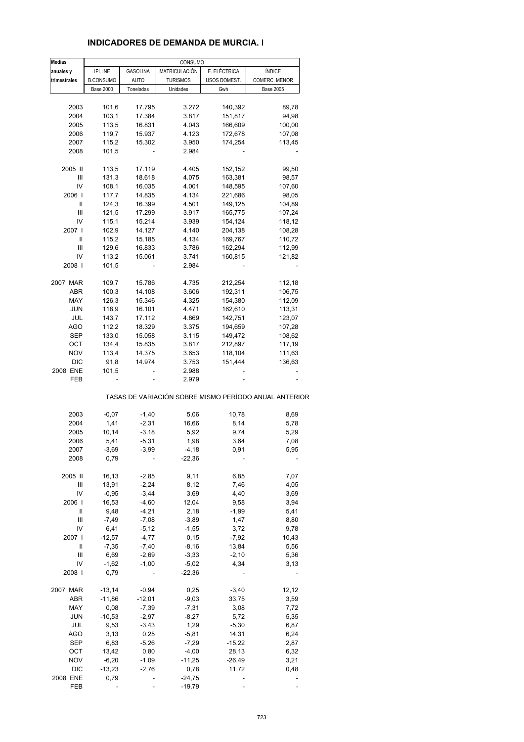## INDICADORES DE DEMANDA DE MURCIA. I

| Medias anuales y trimestrales | CONSUMO | | | | |
|---|---|---|---|---|---|
| | IPI. INE B.CONSUMO | GASOLINA AUTO | MATRICULACIÓN TURISMOS | E. ELÉCTRICA USOS DOMEST. | ÍNDICE COMERC. MENOR |
| | Base 2000 | Toneladas | Unidades | Gwh | Base 2005 |
| 2003 | 101,6 | 17.795 | 3.272 | 140,392 | 89,78 |
| 2004 | 103,1 | 17.384 | 3.817 | 151,817 | 94,98 |
| 2005 | 113,5 | 16.831 | 4.043 | 166,609 | 100,00 |
| 2006 | 119,7 | 15.937 | 4.123 | 172,678 | 107,08 |
| 2007 | 115,2 | 15.302 | 3.950 | 174,254 | 113,45 |
| 2008 | 101,5 | - | 2.984 | - | - |
| 2005 II | 113,5 | 17.119 | 4.405 | 152,152 | 99,50 |
| III | 131,3 | 18.618 | 4.075 | 163,381 | 98,57 |
| IV | 108,1 | 16.035 | 4.001 | 148,595 | 107,60 |
| 2006 I | 117,7 | 14.835 | 4.134 | 221,686 | 98,05 |
| II | 124,3 | 16.399 | 4.501 | 149,125 | 104,89 |
| III | 121,5 | 17.299 | 3.917 | 165,775 | 107,24 |
| IV | 115,1 | 15.214 | 3.939 | 154,124 | 118,12 |
| 2007 I | 102,9 | 14.127 | 4.140 | 204,138 | 108,28 |
| II | 115,2 | 15.185 | 4.134 | 169,767 | 110,72 |
| III | 129,6 | 16.833 | 3.786 | 162,294 | 112,99 |
| IV | 113,2 | 15.061 | 3.741 | 160,815 | 121,82 |
| 2008 I | 101,5 | - | 2.984 | - | - |
| 2007 MAR | 109,7 | 15.786 | 4.735 | 212,254 | 112,18 |
| ABR | 100,3 | 14.108 | 3.606 | 192,311 | 106,75 |
| MAY | 126,3 | 15.346 | 4.325 | 154,380 | 112,09 |
| JUN | 118,9 | 16.101 | 4.471 | 162,610 | 113,31 |
| JUL | 143,7 | 17.112 | 4.869 | 142,751 | 123,07 |
| AGO | 112,2 | 18.329 | 3.375 | 194,659 | 107,28 |
| SEP | 133,0 | 15.058 | 3.115 | 149,472 | 108,62 |
| OCT | 134,4 | 15.835 | 3.817 | 212,897 | 117,19 |
| NOV | 113,4 | 14.375 | 3.653 | 118,104 | 111,63 |
| DIC | 91,8 | 14.974 | 3.753 | 151,444 | 136,63 |
| 2008 ENE | 101,5 | - | 2.988 | - | - |
| FEB | - | - | 2.979 | - | - |
| | TASAS DE VARIACIÓN SOBRE MISMO PERÍODO ANUAL ANTERIOR | | | | |
| 2003 | -0,07 | -1,40 | 5,06 | 10,78 | 8,69 |
| 2004 | 1,41 | -2,31 | 16,66 | 8,14 | 5,78 |
| 2005 | 10,14 | -3,18 | 5,92 | 9,74 | 5,29 |
| 2006 | 5,41 | -5,31 | 1,98 | 3,64 | 7,08 |
| 2007 | -3,69 | -3,99 | -4,18 | 0,91 | 5,95 |
| 2008 | 0,79 | - | -22,36 | - | - |
| 2005 II | 16,13 | -2,85 | 9,11 | 6,85 | 7,07 |
| III | 13,91 | -2,24 | 8,12 | 7,46 | 4,05 |
| IV | -0,95 | -3,44 | 3,69 | 4,40 | 3,69 |
| 2006 I | 16,53 | -4,60 | 12,04 | 9,58 | 3,94 |
| II | 9,48 | -4,21 | 2,18 | -1,99 | 5,41 |
| III | -7,49 | -7,08 | -3,89 | 1,47 | 8,80 |
| IV | 6,41 | -5,12 | -1,55 | 3,72 | 9,78 |
| 2007 I | -12,57 | -4,77 | 0,15 | -7,92 | 10,43 |
| II | -7,35 | -7,40 | -8,16 | 13,84 | 5,56 |
| III | 6,69 | -2,69 | -3,33 | -2,10 | 5,36 |
| IV | -1,62 | -1,00 | -5,02 | 4,34 | 3,13 |
| 2008 I | 0,79 | - | -22,36 | - | - |
| 2007 MAR | -13,14 | -0,94 | 0,25 | -3,40 | 12,12 |
| ABR | -11,86 | -12,01 | -9,03 | 33,75 | 3,59 |
| MAY | 0,08 | -7,39 | -7,31 | 3,08 | 7,72 |
| JUN | -10,53 | -2,97 | -8,27 | 5,72 | 5,35 |
| JUL | 9,53 | -3,43 | 1,29 | -5,30 | 6,87 |
| AGO | 3,13 | 0,25 | -5,81 | 14,31 | 6,24 |
| SEP | 6,83 | -5,26 | -7,29 | -15,22 | 2,87 |
| OCT | 13,42 | 0,80 | -4,00 | 28,13 | 6,32 |
| NOV | -6,20 | -1,09 | -11,25 | -26,49 | 3,21 |
| DIC | -13,23 | -2,76 | 0,78 | 11,72 | 0,48 |
| 2008 ENE | 0,79 | - | -24,75 | - | - |
| FEB | - | - | -19,79 | - | - |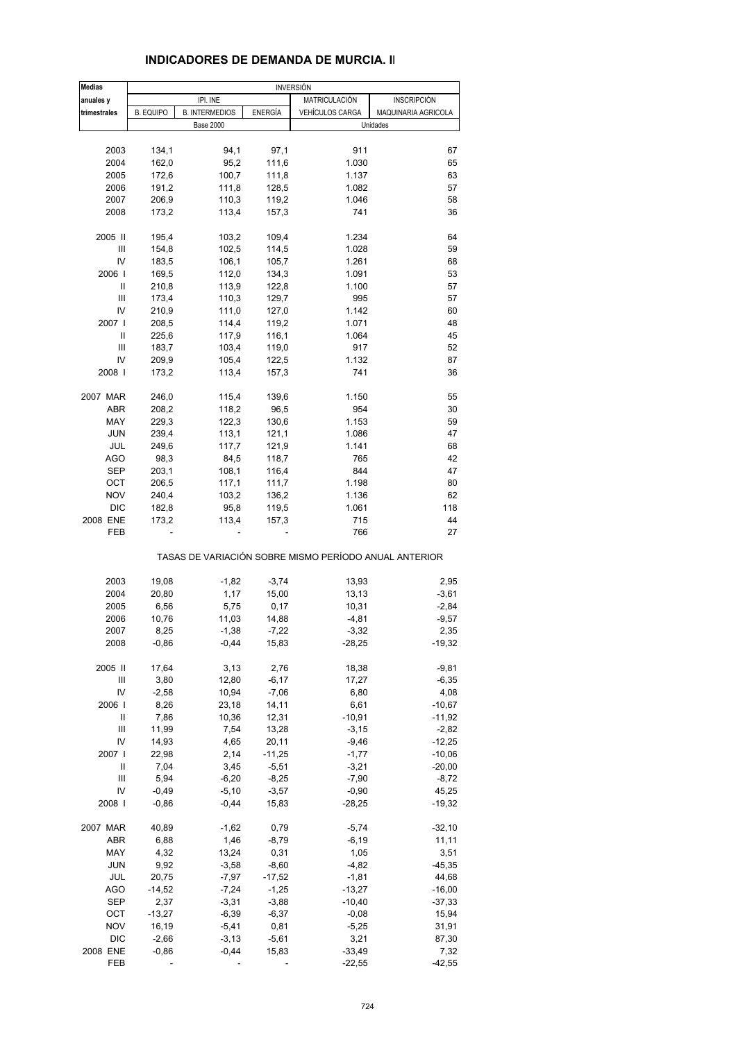# INDICADORES DE DEMANDA DE MURCIA. II

| Medias anuales y trimestrales | INVERSIÓN | | | | |
|---|---|---|---|---|---|
| | IPI. INE | | | MATRICULACIÓN | INSCRIPCIÓN |
| | B. EQUIPO | B. INTERMEDIOS | ENERGÍA | VEHÍCULOS CARGA | MAQUINARIA AGRICOLA |
| | Base 2000 | | | Unidades | |
| 2003 | 134,1 | 94,1 | 97,1 | 911 | 67 |
| 2004 | 162,0 | 95,2 | 111,6 | 1.030 | 65 |
| 2005 | 172,6 | 100,7 | 111,8 | 1.137 | 63 |
| 2006 | 191,2 | 111,8 | 128,5 | 1.082 | 57 |
| 2007 | 206,9 | 110,3 | 119,2 | 1.046 | 58 |
| 2008 | 173,2 | 113,4 | 157,3 | 741 | 36 |
| 2005 II | 195,4 | 103,2 | 109,4 | 1.234 | 64 |
| III | 154,8 | 102,5 | 114,5 | 1.028 | 59 |
| IV | 183,5 | 106,1 | 105,7 | 1.261 | 68 |
| 2006 I | 169,5 | 112,0 | 134,3 | 1.091 | 53 |
| II | 210,8 | 113,9 | 122,8 | 1.100 | 57 |
| III | 173,4 | 110,3 | 129,7 | 995 | 57 |
| IV | 210,9 | 111,0 | 127,0 | 1.142 | 60 |
| 2007 I | 208,5 | 114,4 | 119,2 | 1.071 | 48 |
| II | 225,6 | 117,9 | 116,1 | 1.064 | 45 |
| III | 183,7 | 103,4 | 119,0 | 917 | 52 |
| IV | 209,9 | 105,4 | 122,5 | 1.132 | 87 |
| 2008 I | 173,2 | 113,4 | 157,3 | 741 | 36 |
| 2007 MAR | 246,0 | 115,4 | 139,6 | 1.150 | 55 |
| ABR | 208,2 | 118,2 | 96,5 | 954 | 30 |
| MAY | 229,3 | 122,3 | 130,6 | 1.153 | 59 |
| JUN | 239,4 | 113,1 | 121,1 | 1.086 | 47 |
| JUL | 249,6 | 117,7 | 121,9 | 1.141 | 68 |
| AGO | 98,3 | 84,5 | 118,7 | 765 | 42 |
| SEP | 203,1 | 108,1 | 116,4 | 844 | 47 |
| OCT | 206,5 | 117,1 | 111,7 | 1.198 | 80 |
| NOV | 240,4 | 103,2 | 136,2 | 1.136 | 62 |
| DIC | 182,8 | 95,8 | 119,5 | 1.061 | 118 |
| 2008 ENE | 173,2 | 113,4 | 157,3 | 715 | 44 |
| FEB | - | - | - | 766 | 27 |
| | TASAS DE VARIACIÓN SOBRE MISMO PERÍODO ANUAL ANTERIOR | | | | |
| 2003 | 19,08 | -1,82 | -3,74 | 13,93 | 2,95 |
| 2004 | 20,80 | 1,17 | 15,00 | 13,13 | -3,61 |
| 2005 | 6,56 | 5,75 | 0,17 | 10,31 | -2,84 |
| 2006 | 10,76 | 11,03 | 14,88 | -4,81 | -9,57 |
| 2007 | 8,25 | -1,38 | -7,22 | -3,32 | 2,35 |
| 2008 | -0,86 | -0,44 | 15,83 | -28,25 | -19,32 |
| 2005 II | 17,64 | 3,13 | 2,76 | 18,38 | -9,81 |
| III | 3,80 | 12,80 | -6,17 | 17,27 | -6,35 |
| IV | -2,58 | 10,94 | -7,06 | 6,80 | 4,08 |
| 2006 I | 8,26 | 23,18 | 14,11 | 6,61 | -10,67 |
| II | 7,86 | 10,36 | 12,31 | -10,91 | -11,92 |
| III | 11,99 | 7,54 | 13,28 | -3,15 | -2,82 |
| IV | 14,93 | 4,65 | 20,11 | -9,46 | -12,25 |
| 2007 I | 22,98 | 2,14 | -11,25 | -1,77 | -10,06 |
| II | 7,04 | 3,45 | -5,51 | -3,21 | -20,00 |
| III | 5,94 | -6,20 | -8,25 | -7,90 | -8,72 |
| IV | -0,49 | -5,10 | -3,57 | -0,90 | 45,25 |
| 2008 I | -0,86 | -0,44 | 15,83 | -28,25 | -19,32 |
| 2007 MAR | 40,89 | -1,62 | 0,79 | -5,74 | -32,10 |
| ABR | 6,88 | 1,46 | -8,79 | -6,19 | 11,11 |
| MAY | 4,32 | 13,24 | 0,31 | 1,05 | 3,51 |
| JUN | 9,92 | -3,58 | -8,60 | -4,82 | -45,35 |
| JUL | 20,75 | -7,97 | -17,52 | -1,81 | 44,68 |
| AGO | -14,52 | -7,24 | -1,25 | -13,27 | -16,00 |
| SEP | 2,37 | -3,31 | -3,88 | -10,40 | -37,33 |
| OCT | -13,27 | -6,39 | -6,37 | -0,08 | 15,94 |
| NOV | 16,19 | -5,41 | 0,81 | -5,25 | 31,91 |
| DIC | -2,66 | -3,13 | -5,61 | 3,21 | 87,30 |
| 2008 ENE | -0,86 | -0,44 | 15,83 | -33,49 | 7,32 |
| FEB | - | - | - | -22,55 | -42,55 |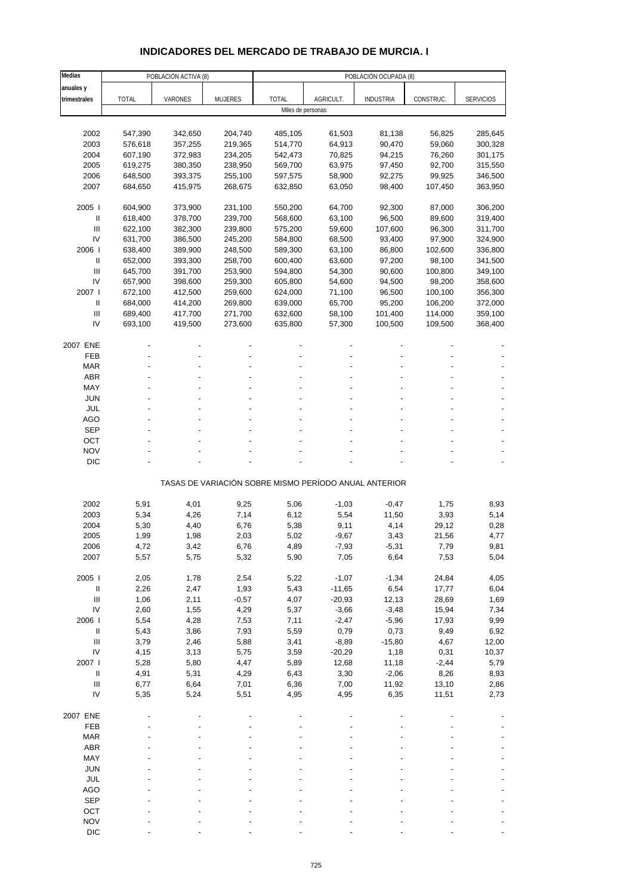# INDICADORES DEL MERCADO DE TRABAJO DE MURCIA. I

| Medias anuales y trimestrales | POBLACIÓN ACTIVA (8) | | | POBLACIÓN OCUPADA (8) | | | | |
|---|---|---|---|---|---|---|---|---|
| | TOTAL | VARONES | MUJERES | TOTAL | AGRICULT. | INDUSTRIA | CONSTRUC. | SERVICIOS |
| | Miles de personas | | | | | | | |
| 2002 | 547,390 | 342,650 | 204,740 | 485,105 | 61,503 | 81,138 | 56,825 | 285,645 |
| 2003 | 576,618 | 357,255 | 219,365 | 514,770 | 64,913 | 90,470 | 59,060 | 300,328 |
| 2004 | 607,190 | 372,983 | 234,205 | 542,473 | 70,825 | 94,215 | 76,260 | 301,175 |
| 2005 | 619,275 | 380,350 | 238,950 | 569,700 | 63,975 | 97,450 | 92,700 | 315,550 |
| 2006 | 648,500 | 393,375 | 255,100 | 597,575 | 58,900 | 92,275 | 99,925 | 346,500 |
| 2007 | 684,650 | 415,975 | 268,675 | 632,850 | 63,050 | 98,400 | 107,450 | 363,950 |
| 2005 I | 604,900 | 373,900 | 231,100 | 550,200 | 64,700 | 92,300 | 87,000 | 306,200 |
| II | 618,400 | 378,700 | 239,700 | 568,600 | 63,100 | 96,500 | 89,600 | 319,400 |
| III | 622,100 | 382,300 | 239,800 | 575,200 | 59,600 | 107,600 | 96,300 | 311,700 |
| IV | 631,700 | 386,500 | 245,200 | 584,800 | 68,500 | 93,400 | 97,900 | 324,900 |
| 2006 I | 638,400 | 389,900 | 248,500 | 589,300 | 63,100 | 86,800 | 102,600 | 336,800 |
| II | 652,000 | 393,300 | 258,700 | 600,400 | 63,600 | 97,200 | 98,100 | 341,500 |
| III | 645,700 | 391,700 | 253,900 | 594,800 | 54,300 | 90,600 | 100,800 | 349,100 |
| IV | 657,900 | 398,600 | 259,300 | 605,800 | 54,600 | 94,500 | 98,200 | 358,600 |
| 2007 I | 672,100 | 412,500 | 259,600 | 624,000 | 71,100 | 96,500 | 100,100 | 356,300 |
| II | 684,000 | 414,200 | 269,800 | 639,000 | 65,700 | 95,200 | 106,200 | 372,000 |
| III | 689,400 | 417,700 | 271,700 | 632,600 | 58,100 | 101,400 | 114,000 | 359,100 |
| IV | 693,100 | 419,500 | 273,600 | 635,800 | 57,300 | 100,500 | 109,500 | 368,400 |
| 2007 ENE | - | - | - | - | - | - | - | - |
| FEB | - | - | - | - | - | - | - | - |
| MAR | - | - | - | - | - | - | - | - |
| ABR | - | - | - | - | - | - | - | - |
| MAY | - | - | - | - | - | - | - | - |
| JUN | - | - | - | - | - | - | - | - |
| JUL | - | - | - | - | - | - | - | - |
| AGO | - | - | - | - | - | - | - | - |
| SEP | - | - | - | - | - | - | - | - |
| OCT | - | - | - | - | - | - | - | - |
| NOV | - | - | - | - | - | - | - | - |
| DIC | - | - | - | - | - | - | - | - |
| | TASAS DE VARIACIÓN SOBRE MISMO PERÍODO ANUAL ANTERIOR | | | | | | | |
| 2002 | 5,91 | 4,01 | 9,25 | 5,06 | -1,03 | -0,47 | 1,75 | 8,93 |
| 2003 | 5,34 | 4,26 | 7,14 | 6,12 | 5,54 | 11,50 | 3,93 | 5,14 |
| 2004 | 5,30 | 4,40 | 6,76 | 5,38 | 9,11 | 4,14 | 29,12 | 0,28 |
| 2005 | 1,99 | 1,98 | 2,03 | 5,02 | -9,67 | 3,43 | 21,56 | 4,77 |
| 2006 | 4,72 | 3,42 | 6,76 | 4,89 | -7,93 | -5,31 | 7,79 | 9,81 |
| 2007 | 5,57 | 5,75 | 5,32 | 5,90 | 7,05 | 6,64 | 7,53 | 5,04 |
| 2005 I | 2,05 | 1,78 | 2,54 | 5,22 | -1,07 | -1,34 | 24,84 | 4,05 |
| II | 2,26 | 2,47 | 1,93 | 5,43 | -11,65 | 6,54 | 17,77 | 6,04 |
| III | 1,06 | 2,11 | -0,57 | 4,07 | -20,93 | 12,13 | 28,69 | 1,69 |
| IV | 2,60 | 1,55 | 4,29 | 5,37 | -3,66 | -3,48 | 15,94 | 7,34 |
| 2006 I | 5,54 | 4,28 | 7,53 | 7,11 | -2,47 | -5,96 | 17,93 | 9,99 |
| II | 5,43 | 3,86 | 7,93 | 5,59 | 0,79 | 0,73 | 9,49 | 6,92 |
| III | 3,79 | 2,46 | 5,88 | 3,41 | -8,89 | -15,80 | 4,67 | 12,00 |
| IV | 4,15 | 3,13 | 5,75 | 3,59 | -20,29 | 1,18 | 0,31 | 10,37 |
| 2007 I | 5,28 | 5,80 | 4,47 | 5,89 | 12,68 | 11,18 | -2,44 | 5,79 |
| II | 4,91 | 5,31 | 4,29 | 6,43 | 3,30 | -2,06 | 8,26 | 8,93 |
| III | 6,77 | 6,64 | 7,01 | 6,36 | 7,00 | 11,92 | 13,10 | 2,86 |
| IV | 5,35 | 5,24 | 5,51 | 4,95 | 4,95 | 6,35 | 11,51 | 2,73 |
| 2007 ENE | - | - | - | - | - | - | - | - |
| FEB | - | - | - | - | - | - | - | - |
| MAR | - | - | - | - | - | - | - | - |
| ABR | - | - | - | - | - | - | - | - |
| MAY | - | - | - | - | - | - | - | - |
| JUN | - | - | - | - | - | - | - | - |
| JUL | - | - | - | - | - | - | - | - |
| AGO | - | - | - | - | - | - | - | - |
| SEP | - | - | - | - | - | - | - | - |
| OCT | - | - | - | - | - | - | - | - |
| NOV | - | - | - | - | - | - | - | - |
| DIC | - | - | - | - | - | - | - | - |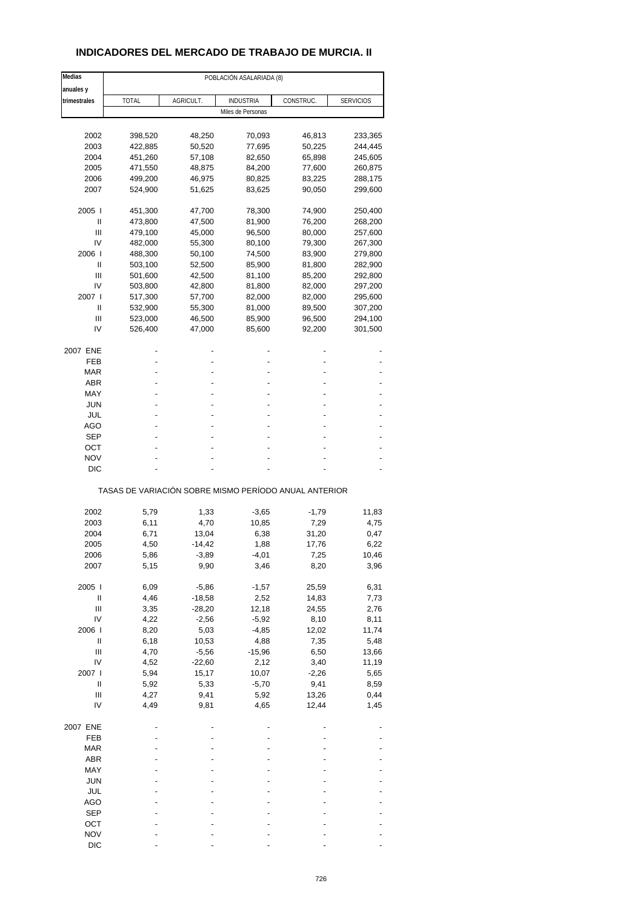# INDICADORES DEL MERCADO DE TRABAJO DE MURCIA. II

| Medias anuales y trimestrales | POBLACIÓN ASALARIADA (8) | | | | |
|---|---|---|---|---|---|
| | TOTAL | AGRICULT. | INDUSTRIA | CONSTRUC. | SERVICIOS |
| | Miles de Personas | | | | |
| 2002 | 398,520 | 48,250 | 70,093 | 46,813 | 233,365 |
| 2003 | 422,885 | 50,520 | 77,695 | 50,225 | 244,445 |
| 2004 | 451,260 | 57,108 | 82,650 | 65,898 | 245,605 |
| 2005 | 471,550 | 48,875 | 84,200 | 77,600 | 260,875 |
| 2006 | 499,200 | 46,975 | 80,825 | 83,225 | 288,175 |
| 2007 | 524,900 | 51,625 | 83,625 | 90,050 | 299,600 |
| 2005 I | 451,300 | 47,700 | 78,300 | 74,900 | 250,400 |
| II | 473,800 | 47,500 | 81,900 | 76,200 | 268,200 |
| III | 479,100 | 45,000 | 96,500 | 80,000 | 257,600 |
| IV | 482,000 | 55,300 | 80,100 | 79,300 | 267,300 |
| 2006 I | 488,300 | 50,100 | 74,500 | 83,900 | 279,800 |
| II | 503,100 | 52,500 | 85,900 | 81,800 | 282,900 |
| III | 501,600 | 42,500 | 81,100 | 85,200 | 292,800 |
| IV | 503,800 | 42,800 | 81,800 | 82,000 | 297,200 |
| 2007 I | 517,300 | 57,700 | 82,000 | 82,000 | 295,600 |
| II | 532,900 | 55,300 | 81,000 | 89,500 | 307,200 |
| III | 523,000 | 46,500 | 85,900 | 96,500 | 294,100 |
| IV | 526,400 | 47,000 | 85,600 | 92,200 | 301,500 |
| 2007 ENE | - | - | - | - | - |
| FEB | - | - | - | - | - |
| MAR | - | - | - | - | - |
| ABR | - | - | - | - | - |
| MAY | - | - | - | - | - |
| JUN | - | - | - | - | - |
| JUL | - | - | - | - | - |
| AGO | - | - | - | - | - |
| SEP | - | - | - | - | - |
| OCT | - | - | - | - | - |
| NOV | - | - | - | - | - |
| DIC | - | - | - | - | - |
| | TASAS DE VARIACIÓN SOBRE MISMO PERÍODO ANUAL ANTERIOR | | | | |
| 2002 | 5,79 | 1,33 | -3,65 | -1,79 | 11,83 |
| 2003 | 6,11 | 4,70 | 10,85 | 7,29 | 4,75 |
| 2004 | 6,71 | 13,04 | 6,38 | 31,20 | 0,47 |
| 2005 | 4,50 | -14,42 | 1,88 | 17,76 | 6,22 |
| 2006 | 5,86 | -3,89 | -4,01 | 7,25 | 10,46 |
| 2007 | 5,15 | 9,90 | 3,46 | 8,20 | 3,96 |
| 2005 I | 6,09 | -5,86 | -1,57 | 25,59 | 6,31 |
| II | 4,46 | -18,58 | 2,52 | 14,83 | 7,73 |
| III | 3,35 | -28,20 | 12,18 | 24,55 | 2,76 |
| IV | 4,22 | -2,56 | -5,92 | 8,10 | 8,11 |
| 2006 I | 8,20 | 5,03 | -4,85 | 12,02 | 11,74 |
| II | 6,18 | 10,53 | 4,88 | 7,35 | 5,48 |
| III | 4,70 | -5,56 | -15,96 | 6,50 | 13,66 |
| IV | 4,52 | -22,60 | 2,12 | 3,40 | 11,19 |
| 2007 I | 5,94 | 15,17 | 10,07 | -2,26 | 5,65 |
| II | 5,92 | 5,33 | -5,70 | 9,41 | 8,59 |
| III | 4,27 | 9,41 | 5,92 | 13,26 | 0,44 |
| IV | 4,49 | 9,81 | 4,65 | 12,44 | 1,45 |
| 2007 ENE | - | - | - | - | - |
| FEB | - | - | - | - | - |
| MAR | - | - | - | - | - |
| ABR | - | - | - | - | - |
| MAY | - | - | - | - | - |
| JUN | - | - | - | - | - |
| JUL | - | - | - | - | - |
| AGO | - | - | - | - | - |
| SEP | - | - | - | - | - |
| OCT | - | - | - | - | - |
| NOV | - | - | - | - | - |
| DIC | - | - | - | - | - |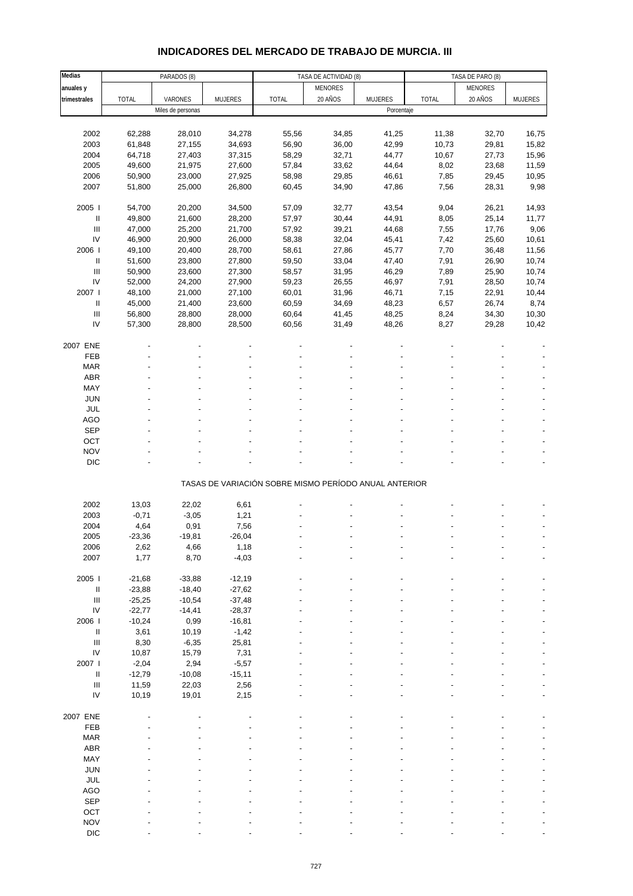# INDICADORES DEL MERCADO DE TRABAJO DE MURCIA. III

| Medias anuales y trimestrales | PARADOS (8) | | | TASA DE ACTIVIDAD (8) | | | TASA DE PARO (8) | | |
|---|---|---|---|---|---|---|---|---|---|
| | TOTAL | VARONES | MUJERES | TOTAL | MENORES 20 AÑOS | MUJERES | TOTAL | MENORES 20 AÑOS | MUJERES |
| | Miles de personas | | | Porcentaje | | | | | |
| 2002 | 62,288 | 28,010 | 34,278 | 55,56 | 34,85 | 41,25 | 11,38 | 32,70 | 16,75 |
| 2003 | 61,848 | 27,155 | 34,693 | 56,90 | 36,00 | 42,99 | 10,73 | 29,81 | 15,82 |
| 2004 | 64,718 | 27,403 | 37,315 | 58,29 | 32,71 | 44,77 | 10,67 | 27,73 | 15,96 |
| 2005 | 49,600 | 21,975 | 27,600 | 57,84 | 33,62 | 44,64 | 8,02 | 23,68 | 11,59 |
| 2006 | 50,900 | 23,000 | 27,925 | 58,98 | 29,85 | 46,61 | 7,85 | 29,45 | 10,95 |
| 2007 | 51,800 | 25,000 | 26,800 | 60,45 | 34,90 | 47,86 | 7,56 | 28,31 | 9,98 |
| 2005 I | 54,700 | 20,200 | 34,500 | 57,09 | 32,77 | 43,54 | 9,04 | 26,21 | 14,93 |
| II | 49,800 | 21,600 | 28,200 | 57,97 | 30,44 | 44,91 | 8,05 | 25,14 | 11,77 |
| III | 47,000 | 25,200 | 21,700 | 57,92 | 39,21 | 44,68 | 7,55 | 17,76 | 9,06 |
| IV | 46,900 | 20,900 | 26,000 | 58,38 | 32,04 | 45,41 | 7,42 | 25,60 | 10,61 |
| 2006 I | 49,100 | 20,400 | 28,700 | 58,61 | 27,86 | 45,77 | 7,70 | 36,48 | 11,56 |
| II | 51,600 | 23,800 | 27,800 | 59,50 | 33,04 | 47,40 | 7,91 | 26,90 | 10,74 |
| III | 50,900 | 23,600 | 27,300 | 58,57 | 31,95 | 46,29 | 7,89 | 25,90 | 10,74 |
| IV | 52,000 | 24,200 | 27,900 | 59,23 | 26,55 | 46,97 | 7,91 | 28,50 | 10,74 |
| 2007 I | 48,100 | 21,000 | 27,100 | 60,01 | 31,96 | 46,71 | 7,15 | 22,91 | 10,44 |
| II | 45,000 | 21,400 | 23,600 | 60,59 | 34,69 | 48,23 | 6,57 | 26,74 | 8,74 |
| III | 56,800 | 28,800 | 28,000 | 60,64 | 41,45 | 48,25 | 8,24 | 34,30 | 10,30 |
| IV | 57,300 | 28,800 | 28,500 | 60,56 | 31,49 | 48,26 | 8,27 | 29,28 | 10,42 |
| 2007 ENE | - | - | - | - | - | - | - | - | - |
| FEB | - | - | - | - | - | - | - | - | - |
| MAR | - | - | - | - | - | - | - | - | - |
| ABR | - | - | - | - | - | - | - | - | - |
| MAY | - | - | - | - | - | - | - | - | - |
| JUN | - | - | - | - | - | - | - | - | - |
| JUL | - | - | - | - | - | - | - | - | - |
| AGO | - | - | - | - | - | - | - | - | - |
| SEP | - | - | - | - | - | - | - | - | - |
| OCT | - | - | - | - | - | - | - | - | - |
| NOV | - | - | - | - | - | - | - | - | - |
| DIC | - | - | - | - | - | - | - | - | - |
| | TASAS DE VARIACIÓN SOBRE MISMO PERÍODO ANUAL ANTERIOR | | | | | | | | |
| 2002 | 13,03 | 22,02 | 6,61 | - | - | - | - | - | - |
| 2003 | -0,71 | -3,05 | 1,21 | - | - | - | - | - | - |
| 2004 | 4,64 | 0,91 | 7,56 | - | - | - | - | - | - |
| 2005 | -23,36 | -19,81 | -26,04 | - | - | - | - | - | - |
| 2006 | 2,62 | 4,66 | 1,18 | - | - | - | - | - | - |
| 2007 | 1,77 | 8,70 | -4,03 | - | - | - | - | - | - |
| 2005 I | -21,68 | -33,88 | -12,19 | - | - | - | - | - | - |
| II | -23,88 | -18,40 | -27,62 | - | - | - | - | - | - |
| III | -25,25 | -10,54 | -37,48 | - | - | - | - | - | - |
| IV | -22,77 | -14,41 | -28,37 | - | - | - | - | - | - |
| 2006 I | -10,24 | 0,99 | -16,81 | - | - | - | - | - | - |
| II | 3,61 | 10,19 | -1,42 | - | - | - | - | - | - |
| III | 8,30 | -6,35 | 25,81 | - | - | - | - | - | - |
| IV | 10,87 | 15,79 | 7,31 | - | - | - | - | - | - |
| 2007 I | -2,04 | 2,94 | -5,57 | - | - | - | - | - | - |
| II | -12,79 | -10,08 | -15,11 | - | - | - | - | - | - |
| III | 11,59 | 22,03 | 2,56 | - | - | - | - | - | - |
| IV | 10,19 | 19,01 | 2,15 | - | - | - | - | - | - |
| 2007 ENE | - | - | - | - | - | - | - | - | - |
| FEB | - | - | - | - | - | - | - | - | - |
| MAR | - | - | - | - | - | - | - | - | - |
| ABR | - | - | - | - | - | - | - | - | - |
| MAY | - | - | - | - | - | - | - | - | - |
| JUN | - | - | - | - | - | - | - | - | - |
| JUL | - | - | - | - | - | - | - | - | - |
| AGO | - | - | - | - | - | - | - | - | - |
| SEP | - | - | - | - | - | - | - | - | - |
| OCT | - | - | - | - | - | - | - | - | - |
| NOV | - | - | - | - | - | - | - | - | - |
| DIC | - | - | - | - | - | - | - | - | - |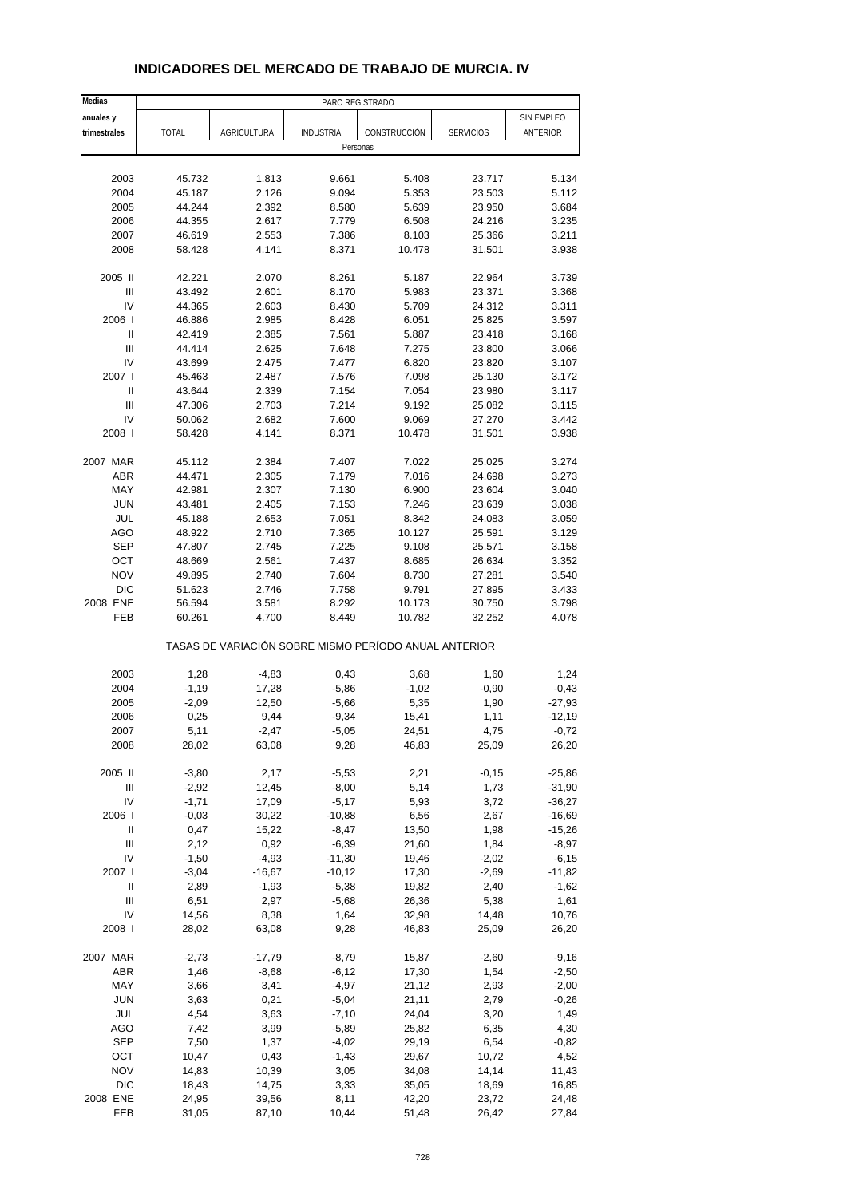# INDICADORES DEL MERCADO DE TRABAJO DE MURCIA. IV

| Medias anuales y trimestrales | PARO REGISTRADO | | | | | |
|---|---|---|---|---|---|---|
| | TOTAL | AGRICULTURA | INDUSTRIA | CONSTRUCCIÓN | SERVICIOS | SIN EMPLEO ANTERIOR |
| | Personas | | | | | |
| 2003 | 45.732 | 1.813 | 9.661 | 5.408 | 23.717 | 5.134 |
| 2004 | 45.187 | 2.126 | 9.094 | 5.353 | 23.503 | 5.112 |
| 2005 | 44.244 | 2.392 | 8.580 | 5.639 | 23.950 | 3.684 |
| 2006 | 44.355 | 2.617 | 7.779 | 6.508 | 24.216 | 3.235 |
| 2007 | 46.619 | 2.553 | 7.386 | 8.103 | 25.366 | 3.211 |
| 2008 | 58.428 | 4.141 | 8.371 | 10.478 | 31.501 | 3.938 |
| 2005 II | 42.221 | 2.070 | 8.261 | 5.187 | 22.964 | 3.739 |
| III | 43.492 | 2.601 | 8.170 | 5.983 | 23.371 | 3.368 |
| IV | 44.365 | 2.603 | 8.430 | 5.709 | 24.312 | 3.311 |
| 2006 I | 46.886 | 2.985 | 8.428 | 6.051 | 25.825 | 3.597 |
| II | 42.419 | 2.385 | 7.561 | 5.887 | 23.418 | 3.168 |
| III | 44.414 | 2.625 | 7.648 | 7.275 | 23.800 | 3.066 |
| IV | 43.699 | 2.475 | 7.477 | 6.820 | 23.820 | 3.107 |
| 2007 I | 45.463 | 2.487 | 7.576 | 7.098 | 25.130 | 3.172 |
| II | 43.644 | 2.339 | 7.154 | 7.054 | 23.980 | 3.117 |
| III | 47.306 | 2.703 | 7.214 | 9.192 | 25.082 | 3.115 |
| IV | 50.062 | 2.682 | 7.600 | 9.069 | 27.270 | 3.442 |
| 2008 I | 58.428 | 4.141 | 8.371 | 10.478 | 31.501 | 3.938 |
| 2007 MAR | 45.112 | 2.384 | 7.407 | 7.022 | 25.025 | 3.274 |
| ABR | 44.471 | 2.305 | 7.179 | 7.016 | 24.698 | 3.273 |
| MAY | 42.981 | 2.307 | 7.130 | 6.900 | 23.604 | 3.040 |
| JUN | 43.481 | 2.405 | 7.153 | 7.246 | 23.639 | 3.038 |
| JUL | 45.188 | 2.653 | 7.051 | 8.342 | 24.083 | 3.059 |
| AGO | 48.922 | 2.710 | 7.365 | 10.127 | 25.591 | 3.129 |
| SEP | 47.807 | 2.745 | 7.225 | 9.108 | 25.571 | 3.158 |
| OCT | 48.669 | 2.561 | 7.437 | 8.685 | 26.634 | 3.352 |
| NOV | 49.895 | 2.740 | 7.604 | 8.730 | 27.281 | 3.540 |
| DIC | 51.623 | 2.746 | 7.758 | 9.791 | 27.895 | 3.433 |
| 2008 ENE | 56.594 | 3.581 | 8.292 | 10.173 | 30.750 | 3.798 |
| FEB | 60.261 | 4.700 | 8.449 | 10.782 | 32.252 | 4.078 |
| | TASAS DE VARIACIÓN SOBRE MISMO PERÍODO ANUAL ANTERIOR | | | | | |
| 2003 | 1,28 | -4,83 | 0,43 | 3,68 | 1,60 | 1,24 |
| 2004 | -1,19 | 17,28 | -5,86 | -1,02 | -0,90 | -0,43 |
| 2005 | -2,09 | 12,50 | -5,66 | 5,35 | 1,90 | -27,93 |
| 2006 | 0,25 | 9,44 | -9,34 | 15,41 | 1,11 | -12,19 |
| 2007 | 5,11 | -2,47 | -5,05 | 24,51 | 4,75 | -0,72 |
| 2008 | 28,02 | 63,08 | 9,28 | 46,83 | 25,09 | 26,20 |
| 2005 II | -3,80 | 2,17 | -5,53 | 2,21 | -0,15 | -25,86 |
| III | -2,92 | 12,45 | -8,00 | 5,14 | 1,73 | -31,90 |
| IV | -1,71 | 17,09 | -5,17 | 5,93 | 3,72 | -36,27 |
| 2006 I | -0,03 | 30,22 | -10,88 | 6,56 | 2,67 | -16,69 |
| II | 0,47 | 15,22 | -8,47 | 13,50 | 1,98 | -15,26 |
| III | 2,12 | 0,92 | -6,39 | 21,60 | 1,84 | -8,97 |
| IV | -1,50 | -4,93 | -11,30 | 19,46 | -2,02 | -6,15 |
| 2007 I | -3,04 | -16,67 | -10,12 | 17,30 | -2,69 | -11,82 |
| II | 2,89 | -1,93 | -5,38 | 19,82 | 2,40 | -1,62 |
| III | 6,51 | 2,97 | -5,68 | 26,36 | 5,38 | 1,61 |
| IV | 14,56 | 8,38 | 1,64 | 32,98 | 14,48 | 10,76 |
| 2008 I | 28,02 | 63,08 | 9,28 | 46,83 | 25,09 | 26,20 |
| 2007 MAR | -2,73 | -17,79 | -8,79 | 15,87 | -2,60 | -9,16 |
| ABR | 1,46 | -8,68 | -6,12 | 17,30 | 1,54 | -2,50 |
| MAY | 3,66 | 3,41 | -4,97 | 21,12 | 2,93 | -2,00 |
| JUN | 3,63 | 0,21 | -5,04 | 21,11 | 2,79 | -0,26 |
| JUL | 4,54 | 3,63 | -7,10 | 24,04 | 3,20 | 1,49 |
| AGO | 7,42 | 3,99 | -5,89 | 25,82 | 6,35 | 4,30 |
| SEP | 7,50 | 1,37 | -4,02 | 29,19 | 6,54 | -0,82 |
| OCT | 10,47 | 0,43 | -1,43 | 29,67 | 10,72 | 4,52 |
| NOV | 14,83 | 10,39 | 3,05 | 34,08 | 14,14 | 11,43 |
| DIC | 18,43 | 14,75 | 3,33 | 35,05 | 18,69 | 16,85 |
| 2008 ENE | 24,95 | 39,56 | 8,11 | 42,20 | 23,72 | 24,48 |
| FEB | 31,05 | 87,10 | 10,44 | 51,48 | 26,42 | 27,84 |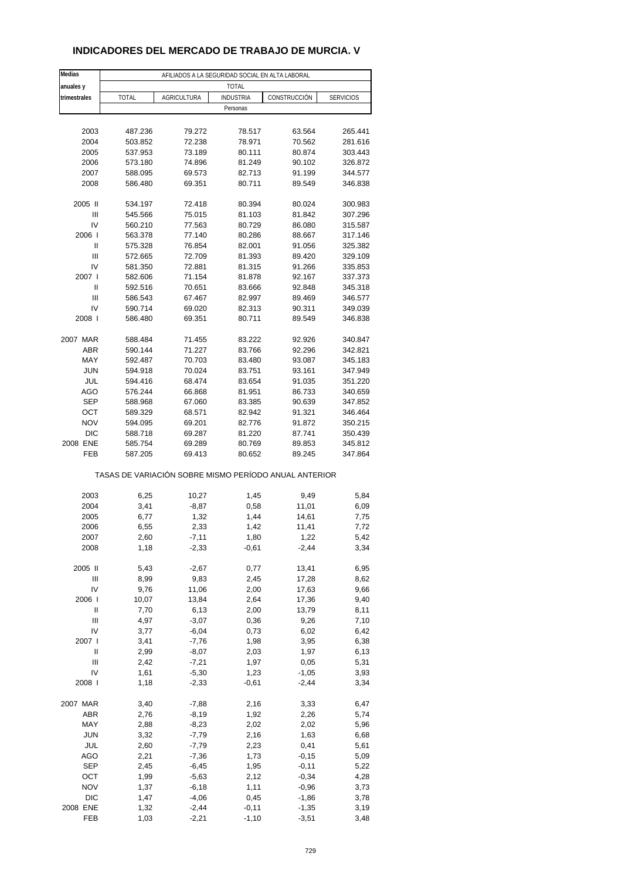# INDICADORES DEL MERCADO DE TRABAJO DE MURCIA. V

| Medias anuales y trimestrales | AFILIADOS A LA SEGURIDAD SOCIAL EN ALTA LABORAL | | | | |
|---|---|---|---|---|---|
| | TOTAL | | | | |
| | TOTAL | AGRICULTURA | INDUSTRIA | CONSTRUCCIÓN | SERVICIOS |
| | Personas | | | | |
| 2003 | 487.236 | 79.272 | 78.517 | 63.564 | 265.441 |
| 2004 | 503.852 | 72.238 | 78.971 | 70.562 | 281.616 |
| 2005 | 537.953 | 73.189 | 80.111 | 80.874 | 303.443 |
| 2006 | 573.180 | 74.896 | 81.249 | 90.102 | 326.872 |
| 2007 | 588.095 | 69.573 | 82.713 | 91.199 | 344.577 |
| 2008 | 586.480 | 69.351 | 80.711 | 89.549 | 346.838 |
| 2005 II | 534.197 | 72.418 | 80.394 | 80.024 | 300.983 |
| III | 545.566 | 75.015 | 81.103 | 81.842 | 307.296 |
| IV | 560.210 | 77.563 | 80.729 | 86.080 | 315.587 |
| 2006 I | 563.378 | 77.140 | 80.286 | 88.667 | 317.146 |
| II | 575.328 | 76.854 | 82.001 | 91.056 | 325.382 |
| III | 572.665 | 72.709 | 81.393 | 89.420 | 329.109 |
| IV | 581.350 | 72.881 | 81.315 | 91.266 | 335.853 |
| 2007 I | 582.606 | 71.154 | 81.878 | 92.167 | 337.373 |
| II | 592.516 | 70.651 | 83.666 | 92.848 | 345.318 |
| III | 586.543 | 67.467 | 82.997 | 89.469 | 346.577 |
| IV | 590.714 | 69.020 | 82.313 | 90.311 | 349.039 |
| 2008 I | 586.480 | 69.351 | 80.711 | 89.549 | 346.838 |
| 2007 MAR | 588.484 | 71.455 | 83.222 | 92.926 | 340.847 |
| ABR | 590.144 | 71.227 | 83.766 | 92.296 | 342.821 |
| MAY | 592.487 | 70.703 | 83.480 | 93.087 | 345.183 |
| JUN | 594.918 | 70.024 | 83.751 | 93.161 | 347.949 |
| JUL | 594.416 | 68.474 | 83.654 | 91.035 | 351.220 |
| AGO | 576.244 | 66.868 | 81.951 | 86.733 | 340.659 |
| SEP | 588.968 | 67.060 | 83.385 | 90.639 | 347.852 |
| OCT | 589.329 | 68.571 | 82.942 | 91.321 | 346.464 |
| NOV | 594.095 | 69.201 | 82.776 | 91.872 | 350.215 |
| DIC | 588.718 | 69.287 | 81.220 | 87.741 | 350.439 |
| 2008 ENE | 585.754 | 69.289 | 80.769 | 89.853 | 345.812 |
| FEB | 587.205 | 69.413 | 80.652 | 89.245 | 347.864 |
| | TASAS DE VARIACIÓN SOBRE MISMO PERÍODO ANUAL ANTERIOR | | | | |
| 2003 | 6,25 | 10,27 | 1,45 | 9,49 | 5,84 |
| 2004 | 3,41 | -8,87 | 0,58 | 11,01 | 6,09 |
| 2005 | 6,77 | 1,32 | 1,44 | 14,61 | 7,75 |
| 2006 | 6,55 | 2,33 | 1,42 | 11,41 | 7,72 |
| 2007 | 2,60 | -7,11 | 1,80 | 1,22 | 5,42 |
| 2008 | 1,18 | -2,33 | -0,61 | -2,44 | 3,34 |
| 2005 II | 5,43 | -2,67 | 0,77 | 13,41 | 6,95 |
| III | 8,99 | 9,83 | 2,45 | 17,28 | 8,62 |
| IV | 9,76 | 11,06 | 2,00 | 17,63 | 9,66 |
| 2006 I | 10,07 | 13,84 | 2,64 | 17,36 | 9,40 |
| II | 7,70 | 6,13 | 2,00 | 13,79 | 8,11 |
| III | 4,97 | -3,07 | 0,36 | 9,26 | 7,10 |
| IV | 3,77 | -6,04 | 0,73 | 6,02 | 6,42 |
| 2007 I | 3,41 | -7,76 | 1,98 | 3,95 | 6,38 |
| II | 2,99 | -8,07 | 2,03 | 1,97 | 6,13 |
| III | 2,42 | -7,21 | 1,97 | 0,05 | 5,31 |
| IV | 1,61 | -5,30 | 1,23 | -1,05 | 3,93 |
| 2008 I | 1,18 | -2,33 | -0,61 | -2,44 | 3,34 |
| 2007 MAR | 3,40 | -7,88 | 2,16 | 3,33 | 6,47 |
| ABR | 2,76 | -8,19 | 1,92 | 2,26 | 5,74 |
| MAY | 2,88 | -8,23 | 2,02 | 2,02 | 5,96 |
| JUN | 3,32 | -7,79 | 2,16 | 1,63 | 6,68 |
| JUL | 2,60 | -7,79 | 2,23 | 0,41 | 5,61 |
| AGO | 2,21 | -7,36 | 1,73 | -0,15 | 5,09 |
| SEP | 2,45 | -6,45 | 1,95 | -0,11 | 5,22 |
| OCT | 1,99 | -5,63 | 2,12 | -0,34 | 4,28 |
| NOV | 1,37 | -6,18 | 1,11 | -0,96 | 3,73 |
| DIC | 1,47 | -4,06 | 0,45 | -1,86 | 3,78 |
| 2008 ENE | 1,32 | -2,44 | -0,11 | -1,35 | 3,19 |
| FEB | 1,03 | -2,21 | -1,10 | -3,51 | 3,48 |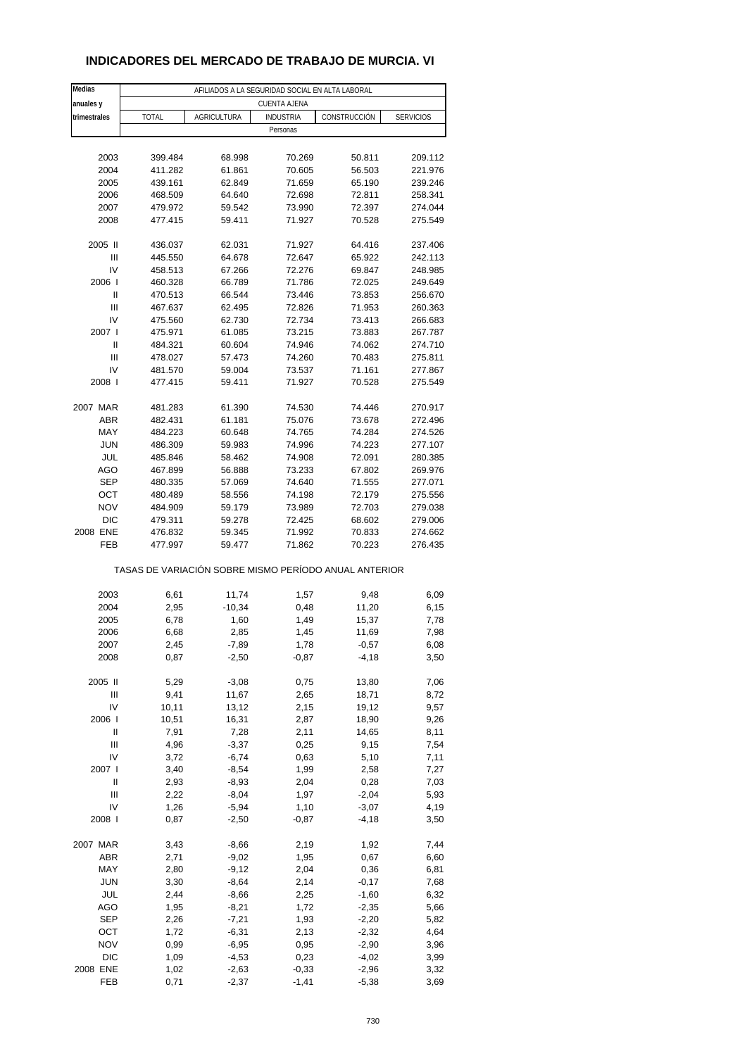# INDICADORES DEL MERCADO DE TRABAJO DE MURCIA. VI

| Medias anuales y trimestrales | AFILIADOS A LA SEGURIDAD SOCIAL EN ALTA LABORAL | | | | |
|---|---|---|---|---|---|
| | CUENTA AJENA | | | | |
| | TOTAL | AGRICULTURA | INDUSTRIA | CONSTRUCCIÓN | SERVICIOS |
| | Personas | | | | |
| 2003 | 399.484 | 68.998 | 70.269 | 50.811 | 209.112 |
| 2004 | 411.282 | 61.861 | 70.605 | 56.503 | 221.976 |
| 2005 | 439.161 | 62.849 | 71.659 | 65.190 | 239.246 |
| 2006 | 468.509 | 64.640 | 72.698 | 72.811 | 258.341 |
| 2007 | 479.972 | 59.542 | 73.990 | 72.397 | 274.044 |
| 2008 | 477.415 | 59.411 | 71.927 | 70.528 | 275.549 |
| 2005 II | 436.037 | 62.031 | 71.927 | 64.416 | 237.406 |
| III | 445.550 | 64.678 | 72.647 | 65.922 | 242.113 |
| IV | 458.513 | 67.266 | 72.276 | 69.847 | 248.985 |
| 2006 I | 460.328 | 66.789 | 71.786 | 72.025 | 249.649 |
| II | 470.513 | 66.544 | 73.446 | 73.853 | 256.670 |
| III | 467.637 | 62.495 | 72.826 | 71.953 | 260.363 |
| IV | 475.560 | 62.730 | 72.734 | 73.413 | 266.683 |
| 2007 I | 475.971 | 61.085 | 73.215 | 73.883 | 267.787 |
| II | 484.321 | 60.604 | 74.946 | 74.062 | 274.710 |
| III | 478.027 | 57.473 | 74.260 | 70.483 | 275.811 |
| IV | 481.570 | 59.004 | 73.537 | 71.161 | 277.867 |
| 2008 I | 477.415 | 59.411 | 71.927 | 70.528 | 275.549 |
| 2007 MAR | 481.283 | 61.390 | 74.530 | 74.446 | 270.917 |
| ABR | 482.431 | 61.181 | 75.076 | 73.678 | 272.496 |
| MAY | 484.223 | 60.648 | 74.765 | 74.284 | 274.526 |
| JUN | 486.309 | 59.983 | 74.996 | 74.223 | 277.107 |
| JUL | 485.846 | 58.462 | 74.908 | 72.091 | 280.385 |
| AGO | 467.899 | 56.888 | 73.233 | 67.802 | 269.976 |
| SEP | 480.335 | 57.069 | 74.640 | 71.555 | 277.071 |
| OCT | 480.489 | 58.556 | 74.198 | 72.179 | 275.556 |
| NOV | 484.909 | 59.179 | 73.989 | 72.703 | 279.038 |
| DIC | 479.311 | 59.278 | 72.425 | 68.602 | 279.006 |
| 2008 ENE | 476.832 | 59.345 | 71.992 | 70.833 | 274.662 |
| FEB | 477.997 | 59.477 | 71.862 | 70.223 | 276.435 |
| | TASAS DE VARIACIÓN SOBRE MISMO PERÍODO ANUAL ANTERIOR | | | | |
| 2003 | 6,61 | 11,74 | 1,57 | 9,48 | 6,09 |
| 2004 | 2,95 | -10,34 | 0,48 | 11,20 | 6,15 |
| 2005 | 6,78 | 1,60 | 1,49 | 15,37 | 7,78 |
| 2006 | 6,68 | 2,85 | 1,45 | 11,69 | 7,98 |
| 2007 | 2,45 | -7,89 | 1,78 | -0,57 | 6,08 |
| 2008 | 0,87 | -2,50 | -0,87 | -4,18 | 3,50 |
| 2005 II | 5,29 | -3,08 | 0,75 | 13,80 | 7,06 |
| III | 9,41 | 11,67 | 2,65 | 18,71 | 8,72 |
| IV | 10,11 | 13,12 | 2,15 | 19,12 | 9,57 |
| 2006 I | 10,51 | 16,31 | 2,87 | 18,90 | 9,26 |
| II | 7,91 | 7,28 | 2,11 | 14,65 | 8,11 |
| III | 4,96 | -3,37 | 0,25 | 9,15 | 7,54 |
| IV | 3,72 | -6,74 | 0,63 | 5,10 | 7,11 |
| 2007 I | 3,40 | -8,54 | 1,99 | 2,58 | 7,27 |
| II | 2,93 | -8,93 | 2,04 | 0,28 | 7,03 |
| III | 2,22 | -8,04 | 1,97 | -2,04 | 5,93 |
| IV | 1,26 | -5,94 | 1,10 | -3,07 | 4,19 |
| 2008 I | 0,87 | -2,50 | -0,87 | -4,18 | 3,50 |
| 2007 MAR | 3,43 | -8,66 | 2,19 | 1,92 | 7,44 |
| ABR | 2,71 | -9,02 | 1,95 | 0,67 | 6,60 |
| MAY | 2,80 | -9,12 | 2,04 | 0,36 | 6,81 |
| JUN | 3,30 | -8,64 | 2,14 | -0,17 | 7,68 |
| JUL | 2,44 | -8,66 | 2,25 | -1,60 | 6,32 |
| AGO | 1,95 | -8,21 | 1,72 | -2,35 | 5,66 |
| SEP | 2,26 | -7,21 | 1,93 | -2,20 | 5,82 |
| OCT | 1,72 | -6,31 | 2,13 | -2,32 | 4,64 |
| NOV | 0,99 | -6,95 | 0,95 | -2,90 | 3,96 |
| DIC | 1,09 | -4,53 | 0,23 | -4,02 | 3,99 |
| 2008 ENE | 1,02 | -2,63 | -0,33 | -2,96 | 3,32 |
| FEB | 0,71 | -2,37 | -1,41 | -5,38 | 3,69 |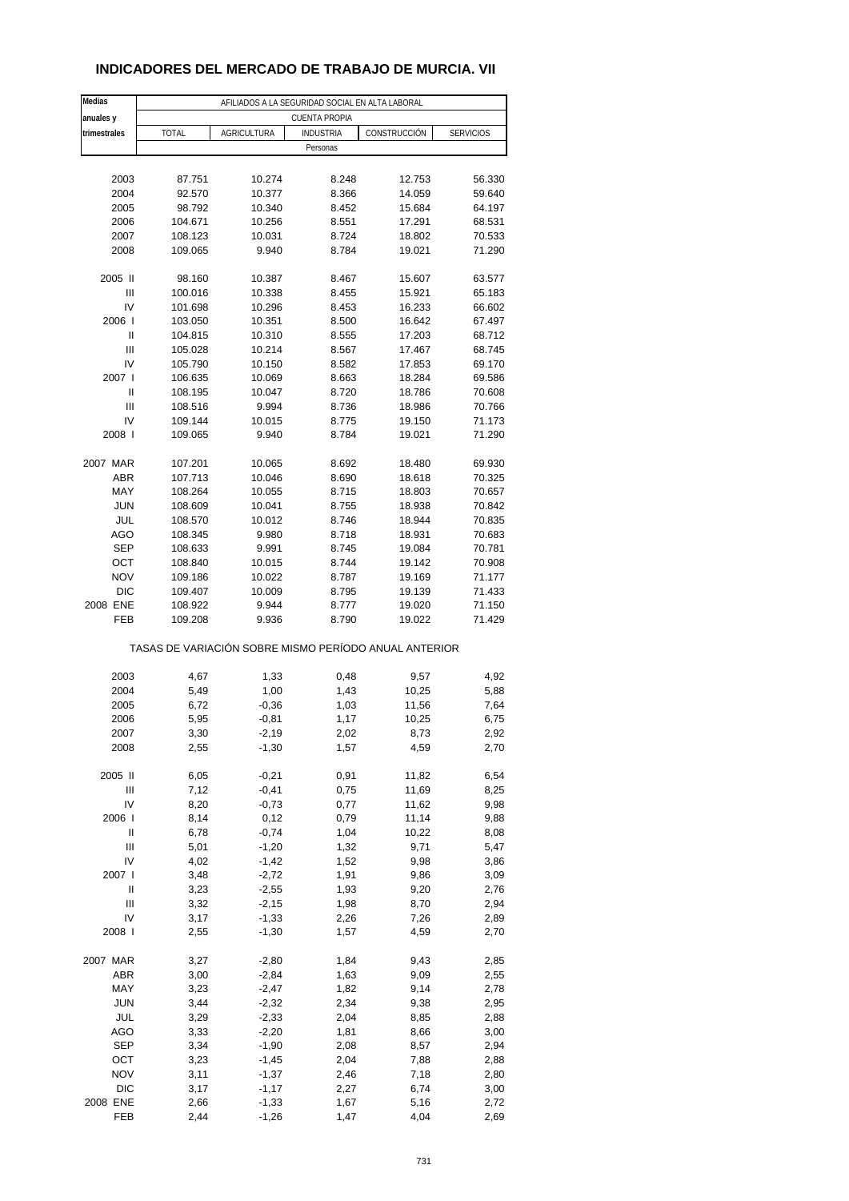# INDICADORES DEL MERCADO DE TRABAJO DE MURCIA. VII

| Medias anuales y trimestrales | AFILIADOS A LA SEGURIDAD SOCIAL EN ALTA LABORAL | | | | |
|---|---|---|---|---|---|
| | CUENTA PROPIA | | | | |
| | TOTAL | AGRICULTURA | INDUSTRIA | CONSTRUCCIÓN | SERVICIOS |
| | Personas | | | | |
| 2003 | 87.751 | 10.274 | 8.248 | 12.753 | 56.330 |
| 2004 | 92.570 | 10.377 | 8.366 | 14.059 | 59.640 |
| 2005 | 98.792 | 10.340 | 8.452 | 15.684 | 64.197 |
| 2006 | 104.671 | 10.256 | 8.551 | 17.291 | 68.531 |
| 2007 | 108.123 | 10.031 | 8.724 | 18.802 | 70.533 |
| 2008 | 109.065 | 9.940 | 8.784 | 19.021 | 71.290 |
| 2005 II | 98.160 | 10.387 | 8.467 | 15.607 | 63.577 |
| III | 100.016 | 10.338 | 8.455 | 15.921 | 65.183 |
| IV | 101.698 | 10.296 | 8.453 | 16.233 | 66.602 |
| 2006 I | 103.050 | 10.351 | 8.500 | 16.642 | 67.497 |
| II | 104.815 | 10.310 | 8.555 | 17.203 | 68.712 |
| III | 105.028 | 10.214 | 8.567 | 17.467 | 68.745 |
| IV | 105.790 | 10.150 | 8.582 | 17.853 | 69.170 |
| 2007 I | 106.635 | 10.069 | 8.663 | 18.284 | 69.586 |
| II | 108.195 | 10.047 | 8.720 | 18.786 | 70.608 |
| III | 108.516 | 9.994 | 8.736 | 18.986 | 70.766 |
| IV | 109.144 | 10.015 | 8.775 | 19.150 | 71.173 |
| 2008 I | 109.065 | 9.940 | 8.784 | 19.021 | 71.290 |
| 2007 MAR | 107.201 | 10.065 | 8.692 | 18.480 | 69.930 |
| ABR | 107.713 | 10.046 | 8.690 | 18.618 | 70.325 |
| MAY | 108.264 | 10.055 | 8.715 | 18.803 | 70.657 |
| JUN | 108.609 | 10.041 | 8.755 | 18.938 | 70.842 |
| JUL | 108.570 | 10.012 | 8.746 | 18.944 | 70.835 |
| AGO | 108.345 | 9.980 | 8.718 | 18.931 | 70.683 |
| SEP | 108.633 | 9.991 | 8.745 | 19.084 | 70.781 |
| OCT | 108.840 | 10.015 | 8.744 | 19.142 | 70.908 |
| NOV | 109.186 | 10.022 | 8.787 | 19.169 | 71.177 |
| DIC | 109.407 | 10.009 | 8.795 | 19.139 | 71.433 |
| 2008 ENE | 108.922 | 9.944 | 8.777 | 19.020 | 71.150 |
| FEB | 109.208 | 9.936 | 8.790 | 19.022 | 71.429 |
| | TASAS DE VARIACIÓN SOBRE MISMO PERÍODO ANUAL ANTERIOR | | | | |
| 2003 | 4,67 | 1,33 | 0,48 | 9,57 | 4,92 |
| 2004 | 5,49 | 1,00 | 1,43 | 10,25 | 5,88 |
| 2005 | 6,72 | -0,36 | 1,03 | 11,56 | 7,64 |
| 2006 | 5,95 | -0,81 | 1,17 | 10,25 | 6,75 |
| 2007 | 3,30 | -2,19 | 2,02 | 8,73 | 2,92 |
| 2008 | 2,55 | -1,30 | 1,57 | 4,59 | 2,70 |
| 2005 II | 6,05 | -0,21 | 0,91 | 11,82 | 6,54 |
| III | 7,12 | -0,41 | 0,75 | 11,69 | 8,25 |
| IV | 8,20 | -0,73 | 0,77 | 11,62 | 9,98 |
| 2006 I | 8,14 | 0,12 | 0,79 | 11,14 | 9,88 |
| II | 6,78 | -0,74 | 1,04 | 10,22 | 8,08 |
| III | 5,01 | -1,20 | 1,32 | 9,71 | 5,47 |
| IV | 4,02 | -1,42 | 1,52 | 9,98 | 3,86 |
| 2007 I | 3,48 | -2,72 | 1,91 | 9,86 | 3,09 |
| II | 3,23 | -2,55 | 1,93 | 9,20 | 2,76 |
| III | 3,32 | -2,15 | 1,98 | 8,70 | 2,94 |
| IV | 3,17 | -1,33 | 2,26 | 7,26 | 2,89 |
| 2008 I | 2,55 | -1,30 | 1,57 | 4,59 | 2,70 |
| 2007 MAR | 3,27 | -2,80 | 1,84 | 9,43 | 2,85 |
| ABR | 3,00 | -2,84 | 1,63 | 9,09 | 2,55 |
| MAY | 3,23 | -2,47 | 1,82 | 9,14 | 2,78 |
| JUN | 3,44 | -2,32 | 2,34 | 9,38 | 2,95 |
| JUL | 3,29 | -2,33 | 2,04 | 8,85 | 2,88 |
| AGO | 3,33 | -2,20 | 1,81 | 8,66 | 3,00 |
| SEP | 3,34 | -1,90 | 2,08 | 8,57 | 2,94 |
| OCT | 3,23 | -1,45 | 2,04 | 7,88 | 2,88 |
| NOV | 3,11 | -1,37 | 2,46 | 7,18 | 2,80 |
| DIC | 3,17 | -1,17 | 2,27 | 6,74 | 3,00 |
| 2008 ENE | 2,66 | -1,33 | 1,67 | 5,16 | 2,72 |
| FEB | 2,44 | -1,26 | 1,47 | 4,04 | 2,69 |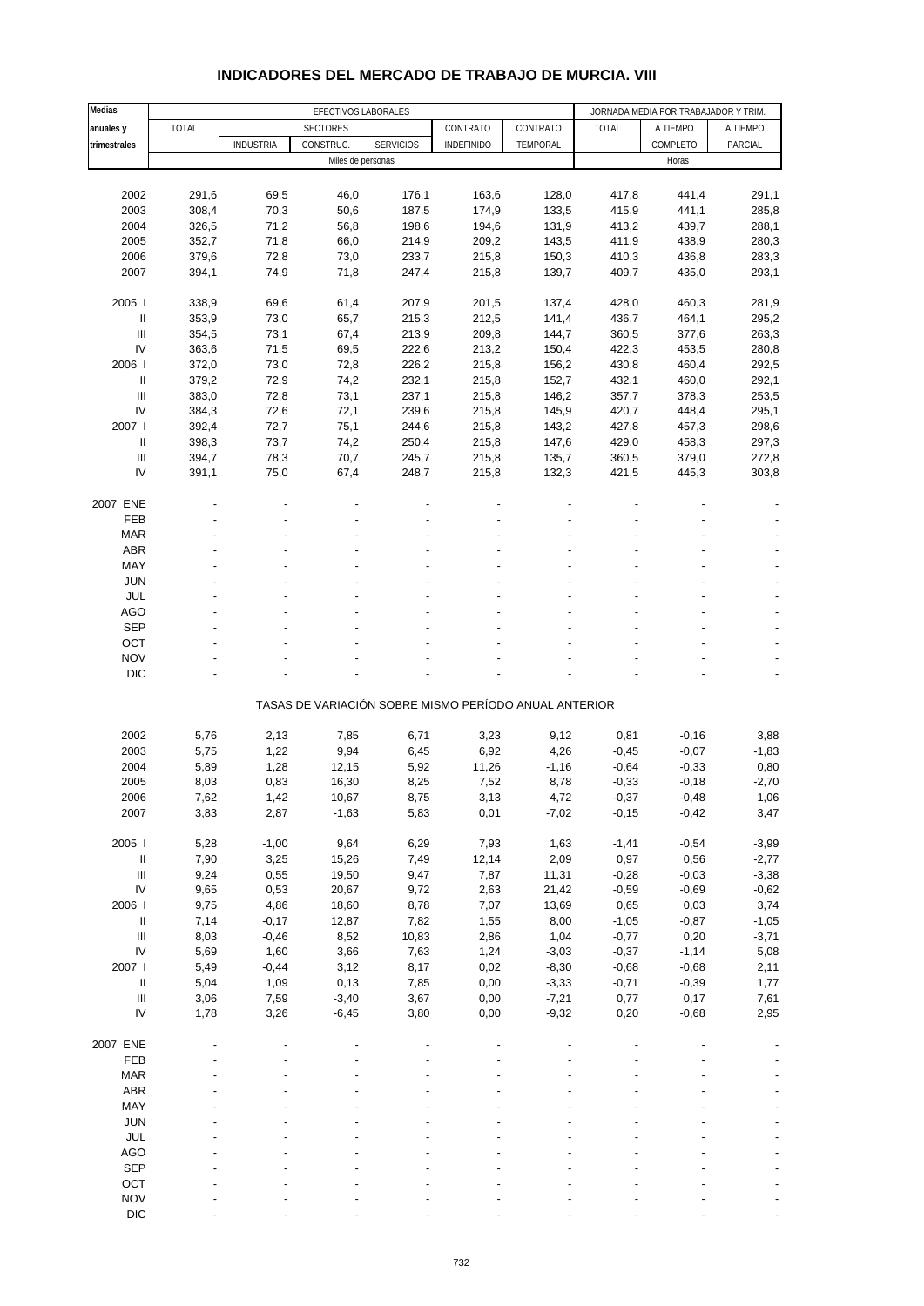# INDICADORES DEL MERCADO DE TRABAJO DE MURCIA. VIII

| Medias anuales y trimestrales | EFECTIVOS LABORALES | | | | | | JORNADA MEDIA POR TRABAJADOR Y TRIM. | | |
|---|---|---|---|---|---|---|---|---|---|
| | TOTAL | SECTORES | | | CONTRATO | CONTRATO | TOTAL | A TIEMPO | A TIEMPO |
| | | INDUSTRIA | CONSTRUC. | SERVICIOS | INDEFINIDO | TEMPORAL | | COMPLETO | PARCIAL |
| | Miles de personas | | | | | | Horas | | |
| 2002 | 291,6 | 69,5 | 46,0 | 176,1 | 163,6 | 128,0 | 417,8 | 441,4 | 291,1 |
| 2003 | 308,4 | 70,3 | 50,6 | 187,5 | 174,9 | 133,5 | 415,9 | 441,1 | 285,8 |
| 2004 | 326,5 | 71,2 | 56,8 | 198,6 | 194,6 | 131,9 | 413,2 | 439,7 | 288,1 |
| 2005 | 352,7 | 71,8 | 66,0 | 214,9 | 209,2 | 143,5 | 411,9 | 438,9 | 280,3 |
| 2006 | 379,6 | 72,8 | 73,0 | 233,7 | 215,8 | 150,3 | 410,3 | 436,8 | 283,3 |
| 2007 | 394,1 | 74,9 | 71,8 | 247,4 | 215,8 | 139,7 | 409,7 | 435,0 | 293,1 |
| 2005 I | 338,9 | 69,6 | 61,4 | 207,9 | 201,5 | 137,4 | 428,0 | 460,3 | 281,9 |
| II | 353,9 | 73,0 | 65,7 | 215,3 | 212,5 | 141,4 | 436,7 | 464,1 | 295,2 |
| III | 354,5 | 73,1 | 67,4 | 213,9 | 209,8 | 144,7 | 360,5 | 377,6 | 263,3 |
| IV | 363,6 | 71,5 | 69,5 | 222,6 | 213,2 | 150,4 | 422,3 | 453,5 | 280,8 |
| 2006 I | 372,0 | 73,0 | 72,8 | 226,2 | 215,8 | 156,2 | 430,8 | 460,4 | 292,5 |
| II | 379,2 | 72,9 | 74,2 | 232,1 | 215,8 | 152,7 | 432,1 | 460,0 | 292,1 |
| III | 383,0 | 72,8 | 73,1 | 237,1 | 215,8 | 146,2 | 357,7 | 378,3 | 253,5 |
| IV | 384,3 | 72,6 | 72,1 | 239,6 | 215,8 | 145,9 | 420,7 | 448,4 | 295,1 |
| 2007 I | 392,4 | 72,7 | 75,1 | 244,6 | 215,8 | 143,2 | 427,8 | 457,3 | 298,6 |
| II | 398,3 | 73,7 | 74,2 | 250,4 | 215,8 | 147,6 | 429,0 | 458,3 | 297,3 |
| III | 394,7 | 78,3 | 70,7 | 245,7 | 215,8 | 135,7 | 360,5 | 379,0 | 272,8 |
| IV | 391,1 | 75,0 | 67,4 | 248,7 | 215,8 | 132,3 | 421,5 | 445,3 | 303,8 |
| 2007 ENE | - | - | - | - | - | - | - | - | - |
| FEB | - | - | - | - | - | - | - | - | - |
| MAR | - | - | - | - | - | - | - | - | - |
| ABR | - | - | - | - | - | - | - | - | - |
| MAY | - | - | - | - | - | - | - | - | - |
| JUN | - | - | - | - | - | - | - | - | - |
| JUL | - | - | - | - | - | - | - | - | - |
| AGO | - | - | - | - | - | - | - | - | - |
| SEP | - | - | - | - | - | - | - | - | - |
| OCT | - | - | - | - | - | - | - | - | - |
| NOV | - | - | - | - | - | - | - | - | - |
| DIC | - | - | - | - | - | - | - | - | - |
| | TASAS DE VARIACIÓN SOBRE MISMO PERÍODO ANUAL ANTERIOR | | | | | | | | |
| 2002 | 5,76 | 2,13 | 7,85 | 6,71 | 3,23 | 9,12 | 0,81 | -0,16 | 3,88 |
| 2003 | 5,75 | 1,22 | 9,94 | 6,45 | 6,92 | 4,26 | -0,45 | -0,07 | -1,83 |
| 2004 | 5,89 | 1,28 | 12,15 | 5,92 | 11,26 | -1,16 | -0,64 | -0,33 | 0,80 |
| 2005 | 8,03 | 0,83 | 16,30 | 8,25 | 7,52 | 8,78 | -0,33 | -0,18 | -2,70 |
| 2006 | 7,62 | 1,42 | 10,67 | 8,75 | 3,13 | 4,72 | -0,37 | -0,48 | 1,06 |
| 2007 | 3,83 | 2,87 | -1,63 | 5,83 | 0,01 | -7,02 | -0,15 | -0,42 | 3,47 |
| 2005 I | 5,28 | -1,00 | 9,64 | 6,29 | 7,93 | 1,63 | -1,41 | -0,54 | -3,99 |
| II | 7,90 | 3,25 | 15,26 | 7,49 | 12,14 | 2,09 | 0,97 | 0,56 | -2,77 |
| III | 9,24 | 0,55 | 19,50 | 9,47 | 7,87 | 11,31 | -0,28 | -0,03 | -3,38 |
| IV | 9,65 | 0,53 | 20,67 | 9,72 | 2,63 | 21,42 | -0,59 | -0,69 | -0,62 |
| 2006 I | 9,75 | 4,86 | 18,60 | 8,78 | 7,07 | 13,69 | 0,65 | 0,03 | 3,74 |
| II | 7,14 | -0,17 | 12,87 | 7,82 | 1,55 | 8,00 | -1,05 | -0,87 | -1,05 |
| III | 8,03 | -0,46 | 8,52 | 10,83 | 2,86 | 1,04 | -0,77 | 0,20 | -3,71 |
| IV | 5,69 | 1,60 | 3,66 | 7,63 | 1,24 | -3,03 | -0,37 | -1,14 | 5,08 |
| 2007 I | 5,49 | -0,44 | 3,12 | 8,17 | 0,02 | -8,30 | -0,68 | -0,68 | 2,11 |
| II | 5,04 | 1,09 | 0,13 | 7,85 | 0,00 | -3,33 | -0,71 | -0,39 | 1,77 |
| III | 3,06 | 7,59 | -3,40 | 3,67 | 0,00 | -7,21 | 0,77 | 0,17 | 7,61 |
| IV | 1,78 | 3,26 | -6,45 | 3,80 | 0,00 | -9,32 | 0,20 | -0,68 | 2,95 |
| 2007 ENE | - | - | - | - | - | - | - | - | - |
| FEB | - | - | - | - | - | - | - | - | - |
| MAR | - | - | - | - | - | - | - | - | - |
| ABR | - | - | - | - | - | - | - | - | - |
| MAY | - | - | - | - | - | - | - | - | - |
| JUN | - | - | - | - | - | - | - | - | - |
| JUL | - | - | - | - | - | - | - | - | - |
| AGO | - | - | - | - | - | - | - | - | - |
| SEP | - | - | - | - | - | - | - | - | - |
| OCT | - | - | - | - | - | - | - | - | - |
| NOV | - | - | - | - | - | - | - | - | - |
| DIC | - | - | - | - | - | - | - | - | - |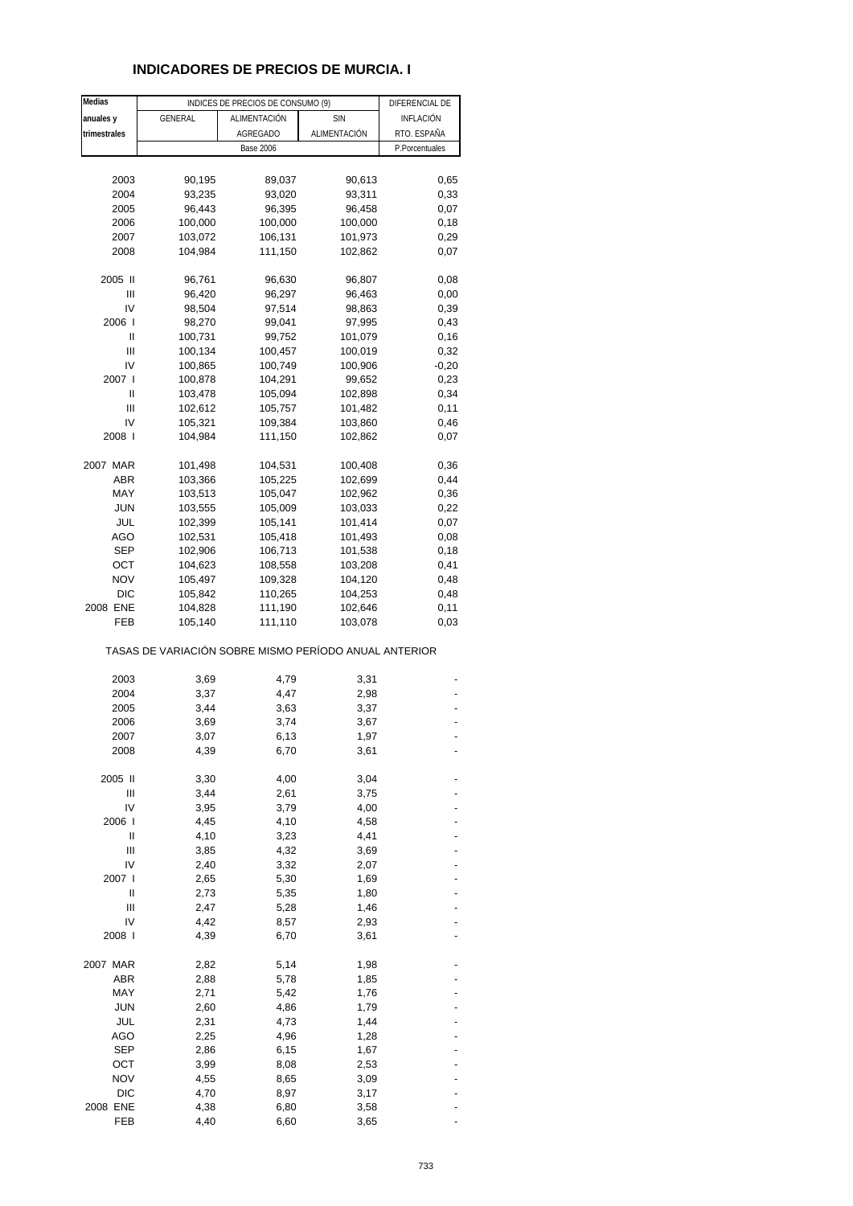# INDICADORES DE PRECIOS DE MURCIA. I

| Medias anuales y trimestrales | INDICES DE PRECIOS DE CONSUMO (9) | | | DIFERENCIAL DE INFLACIÓN RTO. ESPAÑA |
|---|---|---|---|---|
| | GENERAL | ALIMENTACIÓN AGREGADO | SIN ALIMENTACIÓN | |
| | Base 2006 | | | P.Porcentuales |
| 2003 | 90,195 | 89,037 | 90,613 | 0,65 |
| 2004 | 93,235 | 93,020 | 93,311 | 0,33 |
| 2005 | 96,443 | 96,395 | 96,458 | 0,07 |
| 2006 | 100,000 | 100,000 | 100,000 | 0,18 |
| 2007 | 103,072 | 106,131 | 101,973 | 0,29 |
| 2008 | 104,984 | 111,150 | 102,862 | 0,07 |
| 2005 II | 96,761 | 96,630 | 96,807 | 0,08 |
| III | 96,420 | 96,297 | 96,463 | 0,00 |
| IV | 98,504 | 97,514 | 98,863 | 0,39 |
| 2006 I | 98,270 | 99,041 | 97,995 | 0,43 |
| II | 100,731 | 99,752 | 101,079 | 0,16 |
| III | 100,134 | 100,457 | 100,019 | 0,32 |
| IV | 100,865 | 100,749 | 100,906 | -0,20 |
| 2007 I | 100,878 | 104,291 | 99,652 | 0,23 |
| II | 103,478 | 105,094 | 102,898 | 0,34 |
| III | 102,612 | 105,757 | 101,482 | 0,11 |
| IV | 105,321 | 109,384 | 103,860 | 0,46 |
| 2008 I | 104,984 | 111,150 | 102,862 | 0,07 |
| 2007 MAR | 101,498 | 104,531 | 100,408 | 0,36 |
| ABR | 103,366 | 105,225 | 102,699 | 0,44 |
| MAY | 103,513 | 105,047 | 102,962 | 0,36 |
| JUN | 103,555 | 105,009 | 103,033 | 0,22 |
| JUL | 102,399 | 105,141 | 101,414 | 0,07 |
| AGO | 102,531 | 105,418 | 101,493 | 0,08 |
| SEP | 102,906 | 106,713 | 101,538 | 0,18 |
| OCT | 104,623 | 108,558 | 103,208 | 0,41 |
| NOV | 105,497 | 109,328 | 104,120 | 0,48 |
| DIC | 105,842 | 110,265 | 104,253 | 0,48 |
| 2008 ENE | 104,828 | 111,190 | 102,646 | 0,11 |
| FEB | 105,140 | 111,110 | 103,078 | 0,03 |
| | TASAS DE VARIACIÓN SOBRE MISMO PERÍODO ANUAL ANTERIOR | | | |
| 2003 | 3,69 | 4,79 | 3,31 | - |
| 2004 | 3,37 | 4,47 | 2,98 | - |
| 2005 | 3,44 | 3,63 | 3,37 | - |
| 2006 | 3,69 | 3,74 | 3,67 | - |
| 2007 | 3,07 | 6,13 | 1,97 | - |
| 2008 | 4,39 | 6,70 | 3,61 | - |
| 2005 II | 3,30 | 4,00 | 3,04 | - |
| III | 3,44 | 2,61 | 3,75 | - |
| IV | 3,95 | 3,79 | 4,00 | - |
| 2006 I | 4,45 | 4,10 | 4,58 | - |
| II | 4,10 | 3,23 | 4,41 | - |
| III | 3,85 | 4,32 | 3,69 | - |
| IV | 2,40 | 3,32 | 2,07 | - |
| 2007 I | 2,65 | 5,30 | 1,69 | - |
| II | 2,73 | 5,35 | 1,80 | - |
| III | 2,47 | 5,28 | 1,46 | - |
| IV | 4,42 | 8,57 | 2,93 | - |
| 2008 I | 4,39 | 6,70 | 3,61 | - |
| 2007 MAR | 2,82 | 5,14 | 1,98 | - |
| ABR | 2,88 | 5,78 | 1,85 | - |
| MAY | 2,71 | 5,42 | 1,76 | - |
| JUN | 2,60 | 4,86 | 1,79 | - |
| JUL | 2,31 | 4,73 | 1,44 | - |
| AGO | 2,25 | 4,96 | 1,28 | - |
| SEP | 2,86 | 6,15 | 1,67 | - |
| OCT | 3,99 | 8,08 | 2,53 | - |
| NOV | 4,55 | 8,65 | 3,09 | - |
| DIC | 4,70 | 8,97 | 3,17 | - |
| 2008 ENE | 4,38 | 6,80 | 3,58 | - |
| FEB | 4,40 | 6,60 | 3,65 | - |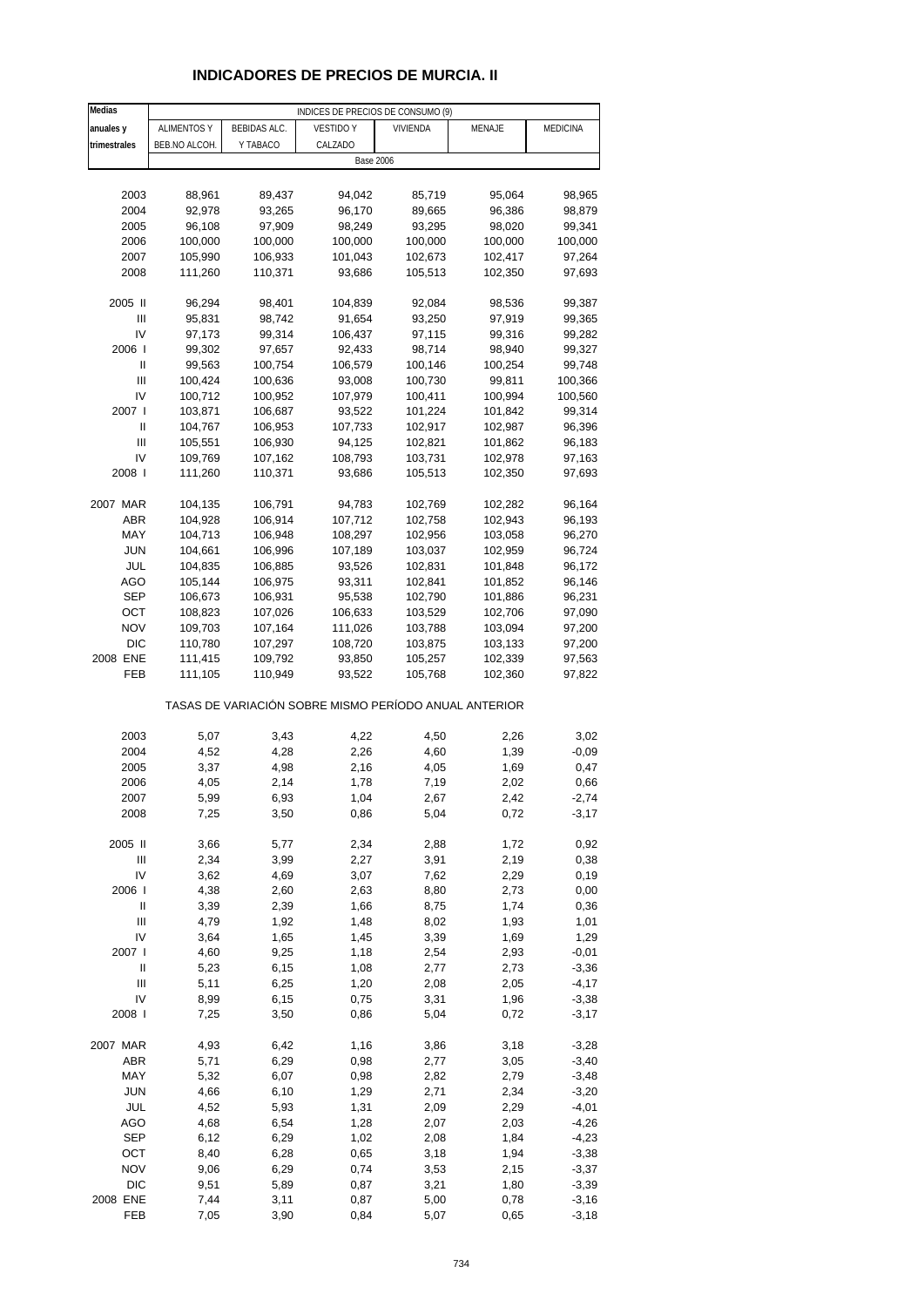# INDICADORES DE PRECIOS DE MURCIA. II

| Medias anuales y trimestrales | INDICES DE PRECIOS DE CONSUMO (9) | | | | | |
|---|---|---|---|---|---|---|
| | ALIMENTOS Y BEB.NO ALCOH. | BEBIDAS ALC. Y TABACO | VESTIDO Y CALZADO | VIVIENDA | MENAJE | MEDICINA |
| | Base 2006 | | | | | |
| 2003 | 88,961 | 89,437 | 94,042 | 85,719 | 95,064 | 98,965 |
| 2004 | 92,978 | 93,265 | 96,170 | 89,665 | 96,386 | 98,879 |
| 2005 | 96,108 | 97,909 | 98,249 | 93,295 | 98,020 | 99,341 |
| 2006 | 100,000 | 100,000 | 100,000 | 100,000 | 100,000 | 100,000 |
| 2007 | 105,990 | 106,933 | 101,043 | 102,673 | 102,417 | 97,264 |
| 2008 | 111,260 | 110,371 | 93,686 | 105,513 | 102,350 | 97,693 |
| 2005 II | 96,294 | 98,401 | 104,839 | 92,084 | 98,536 | 99,387 |
| III | 95,831 | 98,742 | 91,654 | 93,250 | 97,919 | 99,365 |
| IV | 97,173 | 99,314 | 106,437 | 97,115 | 99,316 | 99,282 |
| 2006 I | 99,302 | 97,657 | 92,433 | 98,714 | 98,940 | 99,327 |
| II | 99,563 | 100,754 | 106,579 | 100,146 | 100,254 | 99,748 |
| III | 100,424 | 100,636 | 93,008 | 100,730 | 99,811 | 100,366 |
| IV | 100,712 | 100,952 | 107,979 | 100,411 | 100,994 | 100,560 |
| 2007 I | 103,871 | 106,687 | 93,522 | 101,224 | 101,842 | 99,314 |
| II | 104,767 | 106,953 | 107,733 | 102,917 | 102,987 | 96,396 |
| III | 105,551 | 106,930 | 94,125 | 102,821 | 101,862 | 96,183 |
| IV | 109,769 | 107,162 | 108,793 | 103,731 | 102,978 | 97,163 |
| 2008 I | 111,260 | 110,371 | 93,686 | 105,513 | 102,350 | 97,693 |
| 2007 MAR | 104,135 | 106,791 | 94,783 | 102,769 | 102,282 | 96,164 |
| ABR | 104,928 | 106,914 | 107,712 | 102,758 | 102,943 | 96,193 |
| MAY | 104,713 | 106,948 | 108,297 | 102,956 | 103,058 | 96,270 |
| JUN | 104,661 | 106,996 | 107,189 | 103,037 | 102,959 | 96,724 |
| JUL | 104,835 | 106,885 | 93,526 | 102,831 | 101,848 | 96,172 |
| AGO | 105,144 | 106,975 | 93,311 | 102,841 | 101,852 | 96,146 |
| SEP | 106,673 | 106,931 | 95,538 | 102,790 | 101,886 | 96,231 |
| OCT | 108,823 | 107,026 | 106,633 | 103,529 | 102,706 | 97,090 |
| NOV | 109,703 | 107,164 | 111,026 | 103,788 | 103,094 | 97,200 |
| DIC | 110,780 | 107,297 | 108,720 | 103,875 | 103,133 | 97,200 |
| 2008 ENE | 111,415 | 109,792 | 93,850 | 105,257 | 102,339 | 97,563 |
| FEB | 111,105 | 110,949 | 93,522 | 105,768 | 102,360 | 97,822 |
| | TASAS DE VARIACIÓN SOBRE MISMO PERÍODO ANUAL ANTERIOR | | | | | |
| 2003 | 5,07 | 3,43 | 4,22 | 4,50 | 2,26 | 3,02 |
| 2004 | 4,52 | 4,28 | 2,26 | 4,60 | 1,39 | -0,09 |
| 2005 | 3,37 | 4,98 | 2,16 | 4,05 | 1,69 | 0,47 |
| 2006 | 4,05 | 2,14 | 1,78 | 7,19 | 2,02 | 0,66 |
| 2007 | 5,99 | 6,93 | 1,04 | 2,67 | 2,42 | -2,74 |
| 2008 | 7,25 | 3,50 | 0,86 | 5,04 | 0,72 | -3,17 |
| 2005 II | 3,66 | 5,77 | 2,34 | 2,88 | 1,72 | 0,92 |
| III | 2,34 | 3,99 | 2,27 | 3,91 | 2,19 | 0,38 |
| IV | 3,62 | 4,69 | 3,07 | 7,62 | 2,29 | 0,19 |
| 2006 I | 4,38 | 2,60 | 2,63 | 8,80 | 2,73 | 0,00 |
| II | 3,39 | 2,39 | 1,66 | 8,75 | 1,74 | 0,36 |
| III | 4,79 | 1,92 | 1,48 | 8,02 | 1,93 | 1,01 |
| IV | 3,64 | 1,65 | 1,45 | 3,39 | 1,69 | 1,29 |
| 2007 I | 4,60 | 9,25 | 1,18 | 2,54 | 2,93 | -0,01 |
| II | 5,23 | 6,15 | 1,08 | 2,77 | 2,73 | -3,36 |
| III | 5,11 | 6,25 | 1,20 | 2,08 | 2,05 | -4,17 |
| IV | 8,99 | 6,15 | 0,75 | 3,31 | 1,96 | -3,38 |
| 2008 I | 7,25 | 3,50 | 0,86 | 5,04 | 0,72 | -3,17 |
| 2007 MAR | 4,93 | 6,42 | 1,16 | 3,86 | 3,18 | -3,28 |
| ABR | 5,71 | 6,29 | 0,98 | 2,77 | 3,05 | -3,40 |
| MAY | 5,32 | 6,07 | 0,98 | 2,82 | 2,79 | -3,48 |
| JUN | 4,66 | 6,10 | 1,29 | 2,71 | 2,34 | -3,20 |
| JUL | 4,52 | 5,93 | 1,31 | 2,09 | 2,29 | -4,01 |
| AGO | 4,68 | 6,54 | 1,28 | 2,07 | 2,03 | -4,26 |
| SEP | 6,12 | 6,29 | 1,02 | 2,08 | 1,84 | -4,23 |
| OCT | 8,40 | 6,28 | 0,65 | 3,18 | 1,94 | -3,38 |
| NOV | 9,06 | 6,29 | 0,74 | 3,53 | 2,15 | -3,37 |
| DIC | 9,51 | 5,89 | 0,87 | 3,21 | 1,80 | -3,39 |
| 2008 ENE | 7,44 | 3,11 | 0,87 | 5,00 | 0,78 | -3,16 |
| FEB | 7,05 | 3,90 | 0,84 | 5,07 | 0,65 | -3,18 |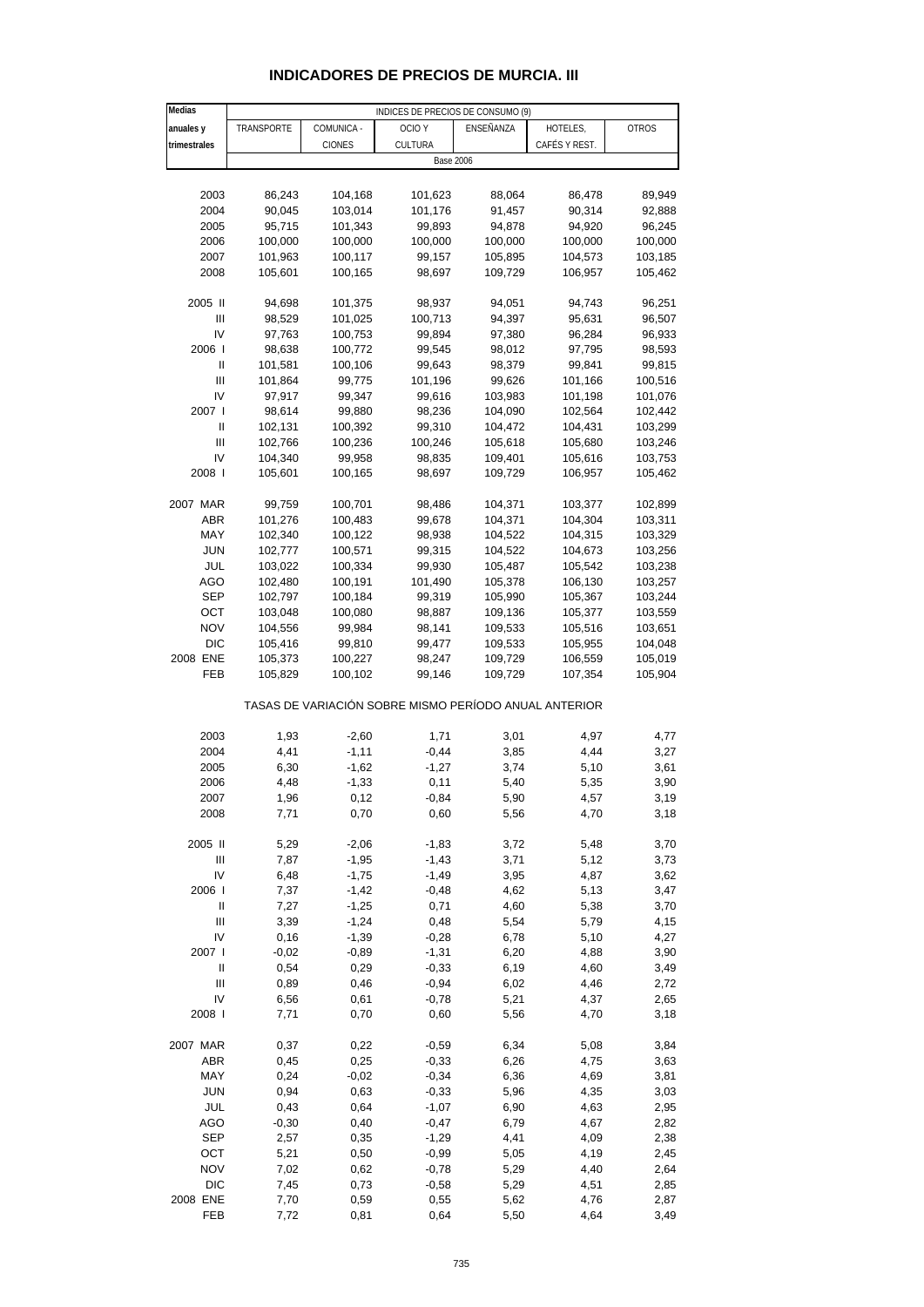# INDICADORES DE PRECIOS DE MURCIA. III

| Medias anuales y trimestrales | INDICES DE PRECIOS DE CONSUMO (9) | | | | | |
|---|---|---|---|---|---|---|
| | TRANSPORTE | COMUNICA - CIONES | OCIO Y CULTURA | ENSEÑANZA | HOTELES, CAFÉS Y REST. | OTROS |
| | Base 2006 | | | | | |
| 2003 | 86,243 | 104,168 | 101,623 | 88,064 | 86,478 | 89,949 |
| 2004 | 90,045 | 103,014 | 101,176 | 91,457 | 90,314 | 92,888 |
| 2005 | 95,715 | 101,343 | 99,893 | 94,878 | 94,920 | 96,245 |
| 2006 | 100,000 | 100,000 | 100,000 | 100,000 | 100,000 | 100,000 |
| 2007 | 101,963 | 100,117 | 99,157 | 105,895 | 104,573 | 103,185 |
| 2008 | 105,601 | 100,165 | 98,697 | 109,729 | 106,957 | 105,462 |
| 2005 II | 94,698 | 101,375 | 98,937 | 94,051 | 94,743 | 96,251 |
| III | 98,529 | 101,025 | 100,713 | 94,397 | 95,631 | 96,507 |
| IV | 97,763 | 100,753 | 99,894 | 97,380 | 96,284 | 96,933 |
| 2006 I | 98,638 | 100,772 | 99,545 | 98,012 | 97,795 | 98,593 |
| II | 101,581 | 100,106 | 99,643 | 98,379 | 99,841 | 99,815 |
| III | 101,864 | 99,775 | 101,196 | 99,626 | 101,166 | 100,516 |
| IV | 97,917 | 99,347 | 99,616 | 103,983 | 101,198 | 101,076 |
| 2007 I | 98,614 | 99,880 | 98,236 | 104,090 | 102,564 | 102,442 |
| II | 102,131 | 100,392 | 99,310 | 104,472 | 104,431 | 103,299 |
| III | 102,766 | 100,236 | 100,246 | 105,618 | 105,680 | 103,246 |
| IV | 104,340 | 99,958 | 98,835 | 109,401 | 105,616 | 103,753 |
| 2008 I | 105,601 | 100,165 | 98,697 | 109,729 | 106,957 | 105,462 |
| 2007 MAR | 99,759 | 100,701 | 98,486 | 104,371 | 103,377 | 102,899 |
| ABR | 101,276 | 100,483 | 99,678 | 104,371 | 104,304 | 103,311 |
| MAY | 102,340 | 100,122 | 98,938 | 104,522 | 104,315 | 103,329 |
| JUN | 102,777 | 100,571 | 99,315 | 104,522 | 104,673 | 103,256 |
| JUL | 103,022 | 100,334 | 99,930 | 105,487 | 105,542 | 103,238 |
| AGO | 102,480 | 100,191 | 101,490 | 105,378 | 106,130 | 103,257 |
| SEP | 102,797 | 100,184 | 99,319 | 105,990 | 105,367 | 103,244 |
| OCT | 103,048 | 100,080 | 98,887 | 109,136 | 105,377 | 103,559 |
| NOV | 104,556 | 99,984 | 98,141 | 109,533 | 105,516 | 103,651 |
| DIC | 105,416 | 99,810 | 99,477 | 109,533 | 105,955 | 104,048 |
| 2008 ENE | 105,373 | 100,227 | 98,247 | 109,729 | 106,559 | 105,019 |
| FEB | 105,829 | 100,102 | 99,146 | 109,729 | 107,354 | 105,904 |
| | TASAS DE VARIACIÓN SOBRE MISMO PERÍODO ANUAL ANTERIOR | | | | | |
| 2003 | 1,93 | -2,60 | 1,71 | 3,01 | 4,97 | 4,77 |
| 2004 | 4,41 | -1,11 | -0,44 | 3,85 | 4,44 | 3,27 |
| 2005 | 6,30 | -1,62 | -1,27 | 3,74 | 5,10 | 3,61 |
| 2006 | 4,48 | -1,33 | 0,11 | 5,40 | 5,35 | 3,90 |
| 2007 | 1,96 | 0,12 | -0,84 | 5,90 | 4,57 | 3,19 |
| 2008 | 7,71 | 0,70 | 0,60 | 5,56 | 4,70 | 3,18 |
| 2005 II | 5,29 | -2,06 | -1,83 | 3,72 | 5,48 | 3,70 |
| III | 7,87 | -1,95 | -1,43 | 3,71 | 5,12 | 3,73 |
| IV | 6,48 | -1,75 | -1,49 | 3,95 | 4,87 | 3,62 |
| 2006 I | 7,37 | -1,42 | -0,48 | 4,62 | 5,13 | 3,47 |
| II | 7,27 | -1,25 | 0,71 | 4,60 | 5,38 | 3,70 |
| III | 3,39 | -1,24 | 0,48 | 5,54 | 5,79 | 4,15 |
| IV | 0,16 | -1,39 | -0,28 | 6,78 | 5,10 | 4,27 |
| 2007 I | -0,02 | -0,89 | -1,31 | 6,20 | 4,88 | 3,90 |
| II | 0,54 | 0,29 | -0,33 | 6,19 | 4,60 | 3,49 |
| III | 0,89 | 0,46 | -0,94 | 6,02 | 4,46 | 2,72 |
| IV | 6,56 | 0,61 | -0,78 | 5,21 | 4,37 | 2,65 |
| 2008 I | 7,71 | 0,70 | 0,60 | 5,56 | 4,70 | 3,18 |
| 2007 MAR | 0,37 | 0,22 | -0,59 | 6,34 | 5,08 | 3,84 |
| ABR | 0,45 | 0,25 | -0,33 | 6,26 | 4,75 | 3,63 |
| MAY | 0,24 | -0,02 | -0,34 | 6,36 | 4,69 | 3,81 |
| JUN | 0,94 | 0,63 | -0,33 | 5,96 | 4,35 | 3,03 |
| JUL | 0,43 | 0,64 | -1,07 | 6,90 | 4,63 | 2,95 |
| AGO | -0,30 | 0,40 | -0,47 | 6,79 | 4,67 | 2,82 |
| SEP | 2,57 | 0,35 | -1,29 | 4,41 | 4,09 | 2,38 |
| OCT | 5,21 | 0,50 | -0,99 | 5,05 | 4,19 | 2,45 |
| NOV | 7,02 | 0,62 | -0,78 | 5,29 | 4,40 | 2,64 |
| DIC | 7,45 | 0,73 | -0,58 | 5,29 | 4,51 | 2,85 |
| 2008 ENE | 7,70 | 0,59 | 0,55 | 5,62 | 4,76 | 2,87 |
| FEB | 7,72 | 0,81 | 0,64 | 5,50 | 4,64 | 3,49 |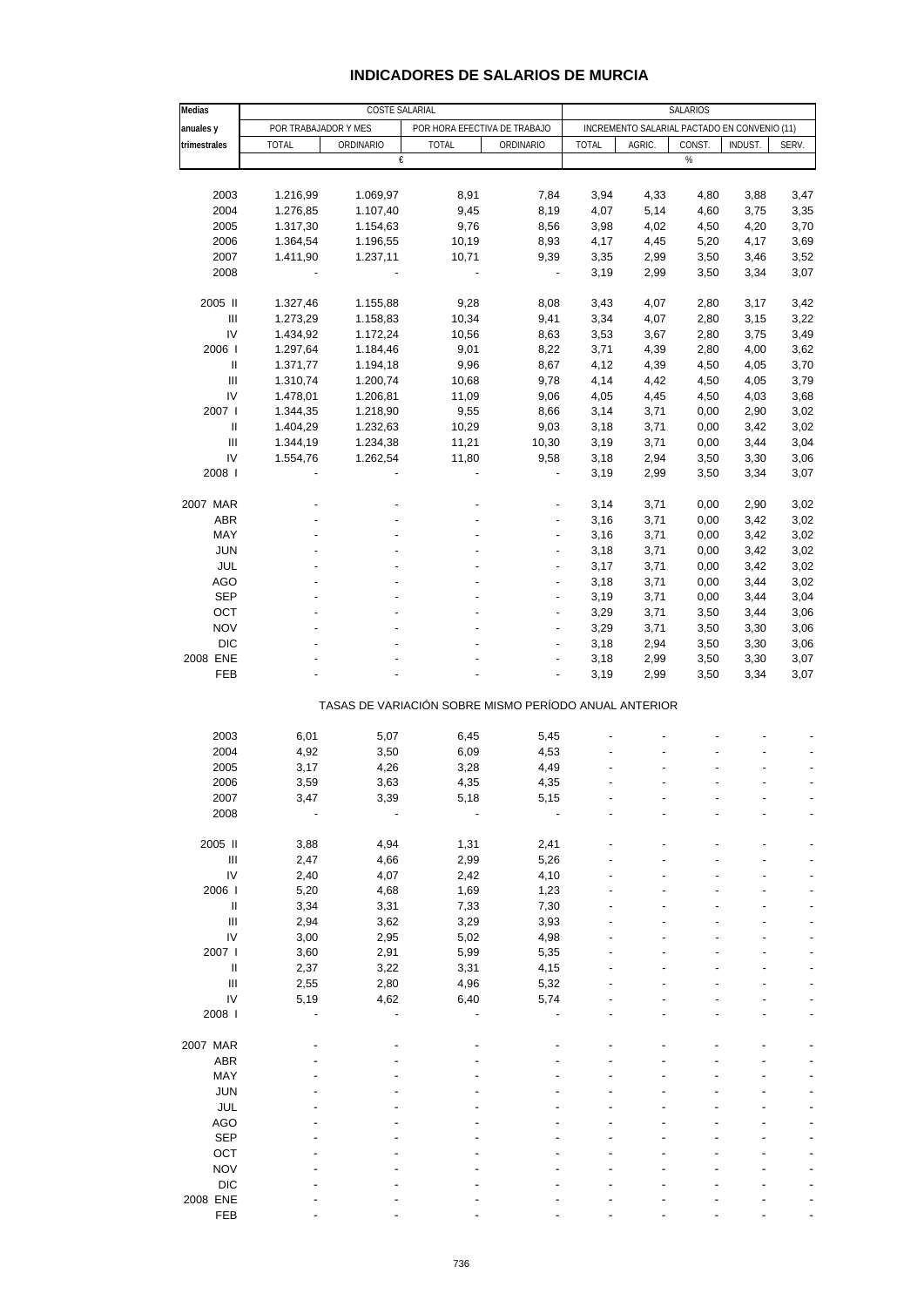# INDICADORES DE SALARIOS DE MURCIA

| Medias anuales y trimestrales | COSTE SALARIAL | | | | SALARIOS | | | | |
|---|---|---|---|---|---|---|---|---|---|
| | POR TRABAJADOR Y MES | | POR HORA EFECTIVA DE TRABAJO | | INCREMENTO SALARIAL PACTADO EN CONVENIO (11) | | | | |
| | TOTAL | ORDINARIO | TOTAL | ORDINARIO | TOTAL | AGRIC. | CONST. | INDUST. | SERV. |
| | € | | | | % | | | | |
| 2003 | 1.216,99 | 1.069,97 | 8,91 | 7,84 | 3,94 | 4,33 | 4,80 | 3,88 | 3,47 |
| 2004 | 1.276,85 | 1.107,40 | 9,45 | 8,19 | 4,07 | 5,14 | 4,60 | 3,75 | 3,35 |
| 2005 | 1.317,30 | 1.154,63 | 9,76 | 8,56 | 3,98 | 4,02 | 4,50 | 4,20 | 3,70 |
| 2006 | 1.364,54 | 1.196,55 | 10,19 | 8,93 | 4,17 | 4,45 | 5,20 | 4,17 | 3,69 |
| 2007 | 1.411,90 | 1.237,11 | 10,71 | 9,39 | 3,35 | 2,99 | 3,50 | 3,46 | 3,52 |
| 2008 | - | - | - | - | 3,19 | 2,99 | 3,50 | 3,34 | 3,07 |
| 2005 II | 1.327,46 | 1.155,88 | 9,28 | 8,08 | 3,43 | 4,07 | 2,80 | 3,17 | 3,42 |
| III | 1.273,29 | 1.158,83 | 10,34 | 9,41 | 3,34 | 4,07 | 2,80 | 3,15 | 3,22 |
| IV | 1.434,92 | 1.172,24 | 10,56 | 8,63 | 3,53 | 3,67 | 2,80 | 3,75 | 3,49 |
| 2006 I | 1.297,64 | 1.184,46 | 9,01 | 8,22 | 3,71 | 4,39 | 2,80 | 4,00 | 3,62 |
| II | 1.371,77 | 1.194,18 | 9,96 | 8,67 | 4,12 | 4,39 | 4,50 | 4,05 | 3,70 |
| III | 1.310,74 | 1.200,74 | 10,68 | 9,78 | 4,14 | 4,42 | 4,50 | 4,05 | 3,79 |
| IV | 1.478,01 | 1.206,81 | 11,09 | 9,06 | 4,05 | 4,45 | 4,50 | 4,03 | 3,68 |
| 2007 I | 1.344,35 | 1.218,90 | 9,55 | 8,66 | 3,14 | 3,71 | 0,00 | 2,90 | 3,02 |
| II | 1.404,29 | 1.232,63 | 10,29 | 9,03 | 3,18 | 3,71 | 0,00 | 3,42 | 3,02 |
| III | 1.344,19 | 1.234,38 | 11,21 | 10,30 | 3,19 | 3,71 | 0,00 | 3,44 | 3,04 |
| IV | 1.554,76 | 1.262,54 | 11,80 | 9,58 | 3,18 | 2,94 | 3,50 | 3,30 | 3,06 |
| 2008 I | - | - | - | - | 3,19 | 2,99 | 3,50 | 3,34 | 3,07 |
| 2007 MAR | - | - | - | - | 3,14 | 3,71 | 0,00 | 2,90 | 3,02 |
| ABR | - | - | - | - | 3,16 | 3,71 | 0,00 | 3,42 | 3,02 |
| MAY | - | - | - | - | 3,16 | 3,71 | 0,00 | 3,42 | 3,02 |
| JUN | - | - | - | - | 3,18 | 3,71 | 0,00 | 3,42 | 3,02 |
| JUL | - | - | - | - | 3,17 | 3,71 | 0,00 | 3,42 | 3,02 |
| AGO | - | - | - | - | 3,18 | 3,71 | 0,00 | 3,44 | 3,02 |
| SEP | - | - | - | - | 3,19 | 3,71 | 0,00 | 3,44 | 3,04 |
| OCT | - | - | - | - | 3,29 | 3,71 | 3,50 | 3,44 | 3,06 |
| NOV | - | - | - | - | 3,29 | 3,71 | 3,50 | 3,30 | 3,06 |
| DIC | - | - | - | - | 3,18 | 2,94 | 3,50 | 3,30 | 3,06 |
| 2008 ENE | - | - | - | - | 3,18 | 2,99 | 3,50 | 3,30 | 3,07 |
| FEB | - | - | - | - | 3,19 | 2,99 | 3,50 | 3,34 | 3,07 |
| **TASAS DE VARIACIÓN SOBRE MISMO PERÍODO ANUAL ANTERIOR** | | | | | | | | | |
| 2003 | 6,01 | 5,07 | 6,45 | 5,45 | - | - | - | - | - |
| 2004 | 4,92 | 3,50 | 6,09 | 4,53 | - | - | - | - | - |
| 2005 | 3,17 | 4,26 | 3,28 | 4,49 | - | - | - | - | - |
| 2006 | 3,59 | 3,63 | 4,35 | 4,35 | - | - | - | - | - |
| 2007 | 3,47 | 3,39 | 5,18 | 5,15 | - | - | - | - | - |
| 2008 | - | - | - | - | - | - | - | - | - |
| 2005 II | 3,88 | 4,94 | 1,31 | 2,41 | - | - | - | - | - |
| III | 2,47 | 4,66 | 2,99 | 5,26 | - | - | - | - | - |
| IV | 2,40 | 4,07 | 2,42 | 4,10 | - | - | - | - | - |
| 2006 I | 5,20 | 4,68 | 1,69 | 1,23 | - | - | - | - | - |
| II | 3,34 | 3,31 | 7,33 | 7,30 | - | - | - | - | - |
| III | 2,94 | 3,62 | 3,29 | 3,93 | - | - | - | - | - |
| IV | 3,00 | 2,95 | 5,02 | 4,98 | - | - | - | - | - |
| 2007 I | 3,60 | 2,91 | 5,99 | 5,35 | - | - | - | - | - |
| II | 2,37 | 3,22 | 3,31 | 4,15 | - | - | - | - | - |
| III | 2,55 | 2,80 | 4,96 | 5,32 | - | - | - | - | - |
| IV | 5,19 | 4,62 | 6,40 | 5,74 | - | - | - | - | - |
| 2008 I | - | - | - | - | - | - | - | - | - |
| 2007 MAR | - | - | - | - | - | - | - | - | - |
| ABR | - | - | - | - | - | - | - | - | - |
| MAY | - | - | - | - | - | - | - | - | - |
| JUN | - | - | - | - | - | - | - | - | - |
| JUL | - | - | - | - | - | - | - | - | - |
| AGO | - | - | - | - | - | - | - | - | - |
| SEP | - | - | - | - | - | - | - | - | - |
| OCT | - | - | - | - | - | - | - | - | - |
| NOV | - | - | - | - | - | - | - | - | - |
| DIC | - | - | - | - | - | - | - | - | - |
| 2008 ENE | - | - | - | - | - | - | - | - | - |
| FEB | - | - | - | - | - | - | - | - | - |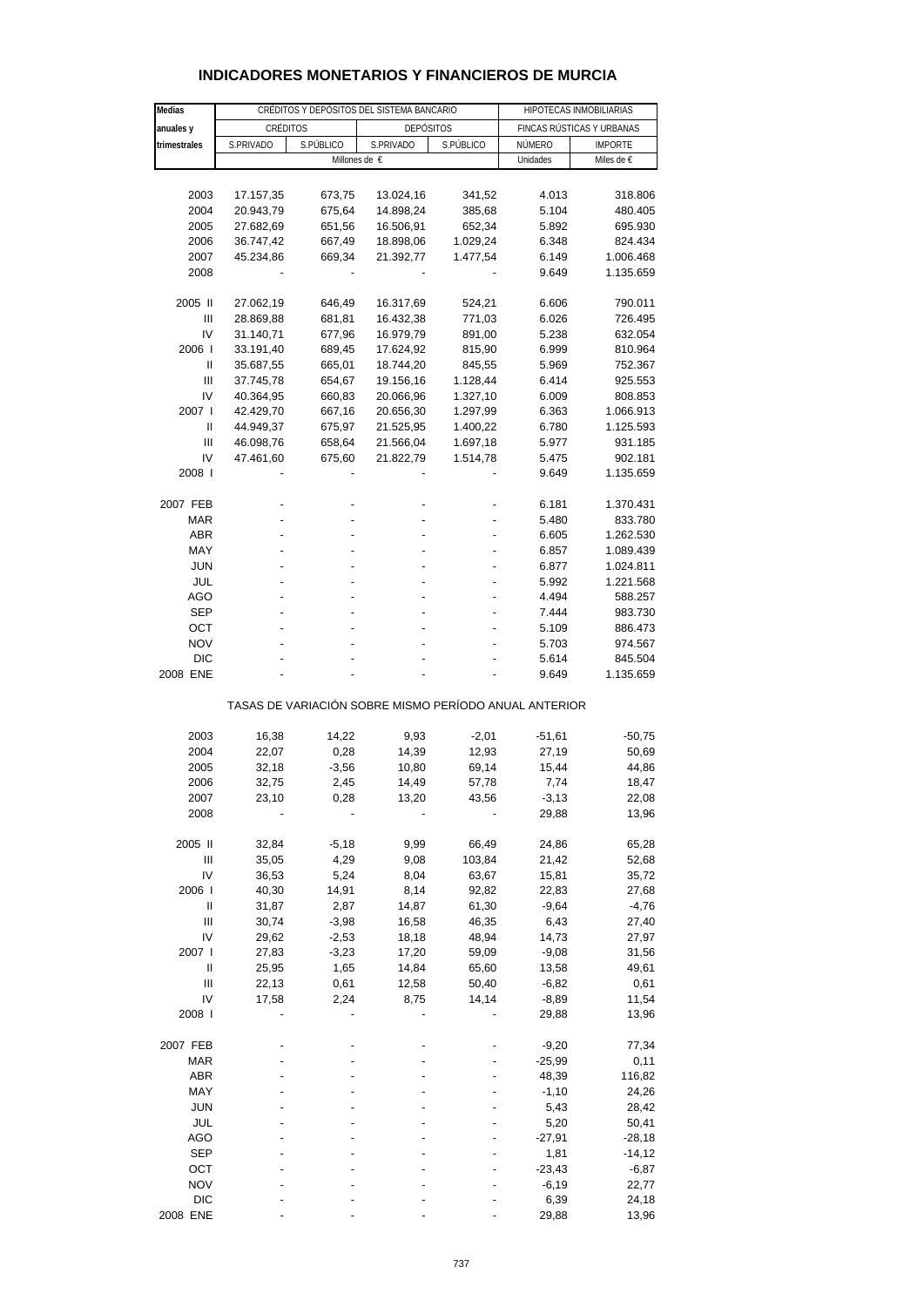# INDICADORES MONETARIOS Y FINANCIEROS DE MURCIA

| Medias anuales y trimestrales | CRÉDITOS Y DEPÓSITOS DEL SISTEMA BANCARIO | | | | HIPOTECAS INMOBILIARIAS | |
|---|---|---|---|---|---|---|
| | CRÉDITOS | | DEPÓSITOS | | FINCAS RÚSTICAS Y URBANAS | |
| | S.PRIVADO | S.PÚBLICO | S.PRIVADO | S.PÚBLICO | NÚMERO | IMPORTE |
| | Millones de € | | | | Unidades | Miles de € |
| 2003 | 17.157,35 | 673,75 | 13.024,16 | 341,52 | 4.013 | 318.806 |
| 2004 | 20.943,79 | 675,64 | 14.898,24 | 385,68 | 5.104 | 480.405 |
| 2005 | 27.682,69 | 651,56 | 16.506,91 | 652,34 | 5.892 | 695.930 |
| 2006 | 36.747,42 | 667,49 | 18.898,06 | 1.029,24 | 6.348 | 824.434 |
| 2007 | 45.234,86 | 669,34 | 21.392,77 | 1.477,54 | 6.149 | 1.006.468 |
| 2008 | - | - | - | - | 9.649 | 1.135.659 |
| 2005 II | 27.062,19 | 646,49 | 16.317,69 | 524,21 | 6.606 | 790.011 |
| III | 28.869,88 | 681,81 | 16.432,38 | 771,03 | 6.026 | 726.495 |
| IV | 31.140,71 | 677,96 | 16.979,79 | 891,00 | 5.238 | 632.054 |
| 2006 I | 33.191,40 | 689,45 | 17.624,92 | 815,90 | 6.999 | 810.964 |
| II | 35.687,55 | 665,01 | 18.744,20 | 845,55 | 5.969 | 752.367 |
| III | 37.745,78 | 654,67 | 19.156,16 | 1.128,44 | 6.414 | 925.553 |
| IV | 40.364,95 | 660,83 | 20.066,96 | 1.327,10 | 6.009 | 808.853 |
| 2007 I | 42.429,70 | 667,16 | 20.656,30 | 1.297,99 | 6.363 | 1.066.913 |
| II | 44.949,37 | 675,97 | 21.525,95 | 1.400,22 | 6.780 | 1.125.593 |
| III | 46.098,76 | 658,64 | 21.566,04 | 1.697,18 | 5.977 | 931.185 |
| IV | 47.461,60 | 675,60 | 21.822,79 | 1.514,78 | 5.475 | 902.181 |
| 2008 I | - | - | - | - | 9.649 | 1.135.659 |
| 2007 FEB | - | - | - | - | 6.181 | 1.370.431 |
| MAR | - | - | - | - | 5.480 | 833.780 |
| ABR | - | - | - | - | 6.605 | 1.262.530 |
| MAY | - | - | - | - | 6.857 | 1.089.439 |
| JUN | - | - | - | - | 6.877 | 1.024.811 |
| JUL | - | - | - | - | 5.992 | 1.221.568 |
| AGO | - | - | - | - | 4.494 | 588.257 |
| SEP | - | - | - | - | 7.444 | 983.730 |
| OCT | - | - | - | - | 5.109 | 886.473 |
| NOV | - | - | - | - | 5.703 | 974.567 |
| DIC | - | - | - | - | 5.614 | 845.504 |
| 2008 ENE | - | - | - | - | 9.649 | 1.135.659 |
| | TASAS DE VARIACIÓN SOBRE MISMO PERÍODO ANUAL ANTERIOR | | | | | |
| 2003 | 16,38 | 14,22 | 9,93 | -2,01 | -51,61 | -50,75 |
| 2004 | 22,07 | 0,28 | 14,39 | 12,93 | 27,19 | 50,69 |
| 2005 | 32,18 | -3,56 | 10,80 | 69,14 | 15,44 | 44,86 |
| 2006 | 32,75 | 2,45 | 14,49 | 57,78 | 7,74 | 18,47 |
| 2007 | 23,10 | 0,28 | 13,20 | 43,56 | -3,13 | 22,08 |
| 2008 | - | - | - | - | 29,88 | 13,96 |
| 2005 II | 32,84 | -5,18 | 9,99 | 66,49 | 24,86 | 65,28 |
| III | 35,05 | 4,29 | 9,08 | 103,84 | 21,42 | 52,68 |
| IV | 36,53 | 5,24 | 8,04 | 63,67 | 15,81 | 35,72 |
| 2006 I | 40,30 | 14,91 | 8,14 | 92,82 | 22,83 | 27,68 |
| II | 31,87 | 2,87 | 14,87 | 61,30 | -9,64 | -4,76 |
| III | 30,74 | -3,98 | 16,58 | 46,35 | 6,43 | 27,40 |
| IV | 29,62 | -2,53 | 18,18 | 48,94 | 14,73 | 27,97 |
| 2007 I | 27,83 | -3,23 | 17,20 | 59,09 | -9,08 | 31,56 |
| II | 25,95 | 1,65 | 14,84 | 65,60 | 13,58 | 49,61 |
| III | 22,13 | 0,61 | 12,58 | 50,40 | -6,82 | 0,61 |
| IV | 17,58 | 2,24 | 8,75 | 14,14 | -8,89 | 11,54 |
| 2008 I | - | - | - | - | 29,88 | 13,96 |
| 2007 FEB | - | - | - | - | -9,20 | 77,34 |
| MAR | - | - | - | - | -25,99 | 0,11 |
| ABR | - | - | - | - | 48,39 | 116,82 |
| MAY | - | - | - | - | -1,10 | 24,26 |
| JUN | - | - | - | - | 5,43 | 28,42 |
| JUL | - | - | - | - | 5,20 | 50,41 |
| AGO | - | - | - | - | -27,91 | -28,18 |
| SEP | - | - | - | - | 1,81 | -14,12 |
| OCT | - | - | - | - | -23,43 | -6,87 |
| NOV | - | - | - | - | -6,19 | 22,77 |
| DIC | - | - | - | - | 6,39 | 24,18 |
| 2008 ENE | - | - | - | - | 29,88 | 13,96 |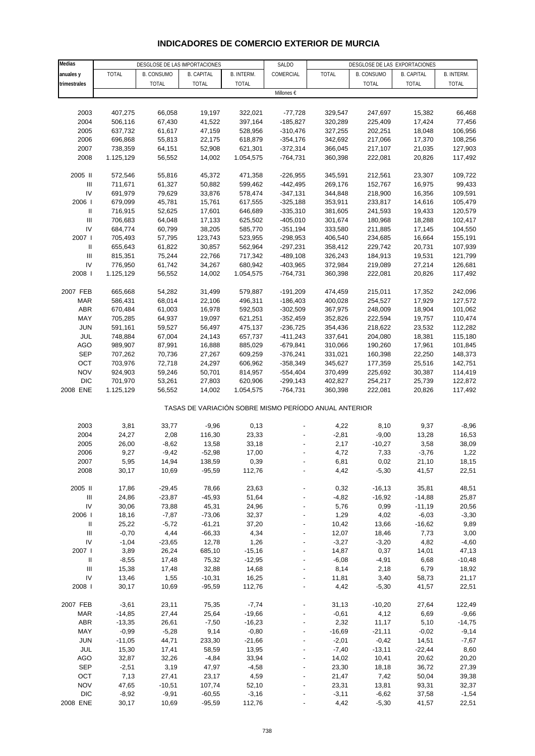# INDICADORES DE COMERCIO EXTERIOR DE MURCIA

| Medias anuales y trimestrales | DESGLOSE DE LAS IMPORTACIONES | | | | SALDO | DESGLOSE DE LAS EXPORTACIONES | | | |
|---|---|---|---|---|---|---|---|---|---|
| | TOTAL | B. CONSUMO TOTAL | B. CAPITAL TOTAL | B. INTERM. TOTAL | COMERCIAL | TOTAL | B. CONSUMO TOTAL | B. CAPITAL TOTAL | B. INTERM. TOTAL |
| | | | | | Millones € | | | | |
| 2003 | 407,275 | 66,058 | 19,197 | 322,021 | -77,728 | 329,547 | 247,697 | 15,382 | 66,468 |
| 2004 | 506,116 | 67,430 | 41,522 | 397,164 | -185,827 | 320,289 | 225,409 | 17,424 | 77,456 |
| 2005 | 637,732 | 61,617 | 47,159 | 528,956 | -310,476 | 327,255 | 202,251 | 18,048 | 106,956 |
| 2006 | 696,868 | 55,813 | 22,175 | 618,879 | -354,176 | 342,692 | 217,066 | 17,370 | 108,256 |
| 2007 | 738,359 | 64,151 | 52,908 | 621,301 | -372,314 | 366,045 | 217,107 | 21,035 | 127,903 |
| 2008 | 1.125,129 | 56,552 | 14,002 | 1.054,575 | -764,731 | 360,398 | 222,081 | 20,826 | 117,492 |
| 2005 II | 572,546 | 55,816 | 45,372 | 471,358 | -226,955 | 345,591 | 212,561 | 23,307 | 109,722 |
| III | 711,671 | 61,327 | 50,882 | 599,462 | -442,495 | 269,176 | 152,767 | 16,975 | 99,433 |
| IV | 691,979 | 79,629 | 33,876 | 578,474 | -347,131 | 344,848 | 218,900 | 16,356 | 109,591 |
| 2006 I | 679,099 | 45,781 | 15,761 | 617,555 | -325,188 | 353,911 | 233,817 | 14,616 | 105,479 |
| II | 716,915 | 52,625 | 17,601 | 646,689 | -335,310 | 381,605 | 241,593 | 19,433 | 120,579 |
| III | 706,683 | 64,048 | 17,133 | 625,502 | -405,010 | 301,674 | 180,968 | 18,288 | 102,417 |
| IV | 684,774 | 60,799 | 38,205 | 585,770 | -351,194 | 333,580 | 211,885 | 17,145 | 104,550 |
| 2007 I | 705,493 | 57,795 | 123,743 | 523,955 | -298,953 | 406,540 | 234,685 | 16,664 | 155,191 |
| II | 655,643 | 61,822 | 30,857 | 562,964 | -297,231 | 358,412 | 229,742 | 20,731 | 107,939 |
| III | 815,351 | 75,244 | 22,766 | 717,342 | -489,108 | 326,243 | 184,913 | 19,531 | 121,799 |
| IV | 776,950 | 61,742 | 34,267 | 680,942 | -403,965 | 372,984 | 219,089 | 27,214 | 126,681 |
| 2008 I | 1.125,129 | 56,552 | 14,002 | 1.054,575 | -764,731 | 360,398 | 222,081 | 20,826 | 117,492 |
| 2007 FEB | 665,668 | 54,282 | 31,499 | 579,887 | -191,209 | 474,459 | 215,011 | 17,352 | 242,096 |
| MAR | 586,431 | 68,014 | 22,106 | 496,311 | -186,403 | 400,028 | 254,527 | 17,929 | 127,572 |
| ABR | 670,484 | 61,003 | 16,978 | 592,503 | -302,509 | 367,975 | 248,009 | 18,904 | 101,062 |
| MAY | 705,285 | 64,937 | 19,097 | 621,251 | -352,459 | 352,826 | 222,594 | 19,757 | 110,474 |
| JUN | 591,161 | 59,527 | 56,497 | 475,137 | -236,725 | 354,436 | 218,622 | 23,532 | 112,282 |
| JUL | 748,884 | 67,004 | 24,143 | 657,737 | -411,243 | 337,641 | 204,080 | 18,381 | 115,180 |
| AGO | 989,907 | 87,991 | 16,888 | 885,029 | -679,841 | 310,066 | 190,260 | 17,961 | 101,845 |
| SEP | 707,262 | 70,736 | 27,267 | 609,259 | -376,241 | 331,021 | 160,398 | 22,250 | 148,373 |
| OCT | 703,976 | 72,718 | 24,297 | 606,962 | -358,349 | 345,627 | 177,359 | 25,516 | 142,751 |
| NOV | 924,903 | 59,246 | 50,701 | 814,957 | -554,404 | 370,499 | 225,692 | 30,387 | 114,419 |
| DIC | 701,970 | 53,261 | 27,803 | 620,906 | -299,143 | 402,827 | 254,217 | 25,739 | 122,872 |
| 2008 ENE | 1.125,129 | 56,552 | 14,002 | 1.054,575 | -764,731 | 360,398 | 222,081 | 20,826 | 117,492 |
| | TASAS DE VARIACIÓN SOBRE MISMO PERÍODO ANUAL ANTERIOR | | | | | | | | |
| 2003 | 3,81 | 33,77 | -9,96 | 0,13 | - | 4,22 | 8,10 | 9,37 | -8,96 |
| 2004 | 24,27 | 2,08 | 116,30 | 23,33 | - | -2,81 | -9,00 | 13,28 | 16,53 |
| 2005 | 26,00 | -8,62 | 13,58 | 33,18 | - | 2,17 | -10,27 | 3,58 | 38,09 |
| 2006 | 9,27 | -9,42 | -52,98 | 17,00 | - | 4,72 | 7,33 | -3,76 | 1,22 |
| 2007 | 5,95 | 14,94 | 138,59 | 0,39 | - | 6,81 | 0,02 | 21,10 | 18,15 |
| 2008 | 30,17 | 10,69 | -95,59 | 112,76 | - | 4,42 | -5,30 | 41,57 | 22,51 |
| 2005 II | 17,86 | -29,45 | 78,66 | 23,63 | - | 0,32 | -16,13 | 35,81 | 48,51 |
| III | 24,86 | -23,87 | -45,93 | 51,64 | - | -4,82 | -16,92 | -14,88 | 25,87 |
| IV | 30,06 | 73,88 | 45,31 | 24,96 | - | 5,76 | 0,99 | -11,19 | 20,56 |
| 2006 I | 18,16 | -7,87 | -73,06 | 32,37 | - | 1,29 | 4,02 | -6,03 | -3,30 |
| II | 25,22 | -5,72 | -61,21 | 37,20 | - | 10,42 | 13,66 | -16,62 | 9,89 |
| III | -0,70 | 4,44 | -66,33 | 4,34 | - | 12,07 | 18,46 | 7,73 | 3,00 |
| IV | -1,04 | -23,65 | 12,78 | 1,26 | - | -3,27 | -3,20 | 4,82 | -4,60 |
| 2007 I | 3,89 | 26,24 | 685,10 | -15,16 | - | 14,87 | 0,37 | 14,01 | 47,13 |
| II | -8,55 | 17,48 | 75,32 | -12,95 | - | -6,08 | -4,91 | 6,68 | -10,48 |
| III | 15,38 | 17,48 | 32,88 | 14,68 | - | 8,14 | 2,18 | 6,79 | 18,92 |
| IV | 13,46 | 1,55 | -10,31 | 16,25 | - | 11,81 | 3,40 | 58,73 | 21,17 |
| 2008 I | 30,17 | 10,69 | -95,59 | 112,76 | - | 4,42 | -5,30 | 41,57 | 22,51 |
| 2007 FEB | -3,61 | 23,11 | 75,35 | -7,74 | - | 31,13 | -10,20 | 27,64 | 122,49 |
| MAR | -14,85 | 27,44 | 25,64 | -19,66 | - | -0,61 | 4,12 | 6,69 | -9,66 |
| ABR | -13,35 | 26,61 | -7,50 | -16,23 | - | 2,32 | 11,17 | 5,10 | -14,75 |
| MAY | -0,99 | -5,28 | 9,14 | -0,80 | - | -16,69 | -21,11 | -0,02 | -9,14 |
| JUN | -11,05 | 44,71 | 233,30 | -21,66 | - | -2,01 | -0,42 | 14,51 | -7,67 |
| JUL | 15,30 | 17,41 | 58,59 | 13,95 | - | -7,40 | -13,11 | -22,44 | 8,60 |
| AGO | 32,87 | 32,26 | -4,84 | 33,94 | - | 14,02 | 10,41 | 20,62 | 20,20 |
| SEP | -2,51 | 3,19 | 47,97 | -4,58 | - | 23,30 | 18,18 | 36,72 | 27,39 |
| OCT | 7,13 | 27,41 | 23,17 | 4,59 | - | 21,47 | 7,42 | 50,04 | 39,38 |
| NOV | 47,65 | -10,51 | 107,74 | 52,10 | - | 23,31 | 13,81 | 93,31 | 32,37 |
| DIC | -8,92 | -9,91 | -60,55 | -3,16 | - | -3,11 | -6,62 | 37,58 | -1,54 |
| 2008 ENE | 30,17 | 10,69 | -95,59 | 112,76 | - | 4,42 | -5,30 | 41,57 | 22,51 |